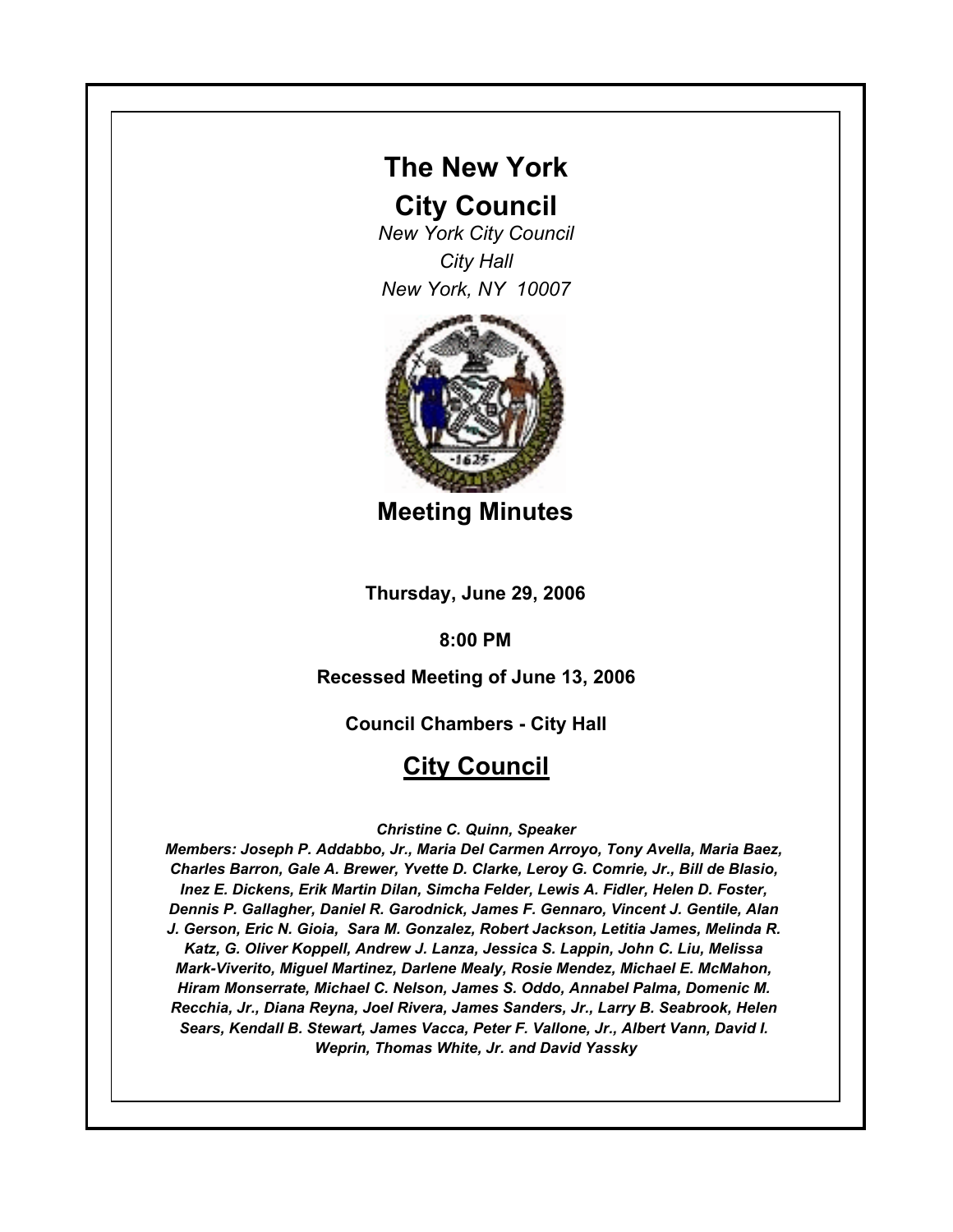# The New York City Council

*New York City Council*
*City Hall*
*New York, NY 10007*

## Meeting Minutes

**Thursday, June 29, 2006**

**8:00 PM**

**Recessed Meeting of June 13, 2006**

**Council Chambers - City Hall**

## City Council

*Christine C. Quinn, Speaker*

***Members: Joseph P. Addabbo, Jr., Maria Del Carmen Arroyo, Tony Avella, Maria Baez, Charles Barron, Gale A. Brewer, Yvette D. Clarke, Leroy G. Comrie, Jr., Bill de Blasio, Inez E. Dickens, Erik Martin Dilan, Simcha Felder, Lewis A. Fidler, Helen D. Foster, Dennis P. Gallagher, Daniel R. Garodnick, James F. Gennaro, Vincent J. Gentile, Alan J. Gerson, Eric N. Gioia, Sara M. Gonzalez, Robert Jackson, Letitia James, Melinda R. Katz, G. Oliver Koppell, Andrew J. Lanza, Jessica S. Lappin, John C. Liu, Melissa Mark-Viverito, Miguel Martinez, Darlene Mealy, Rosie Mendez, Michael E. McMahon, Hiram Monserrate, Michael C. Nelson, James S. Oddo, Annabel Palma, Domenic M. Recchia, Jr., Diana Reyna, Joel Rivera, James Sanders, Jr., Larry B. Seabrook, Helen Sears, Kendall B. Stewart, James Vacca, Peter F. Vallone, Jr., Albert Vann, David I. Weprin, Thomas White, Jr. and David Yassky***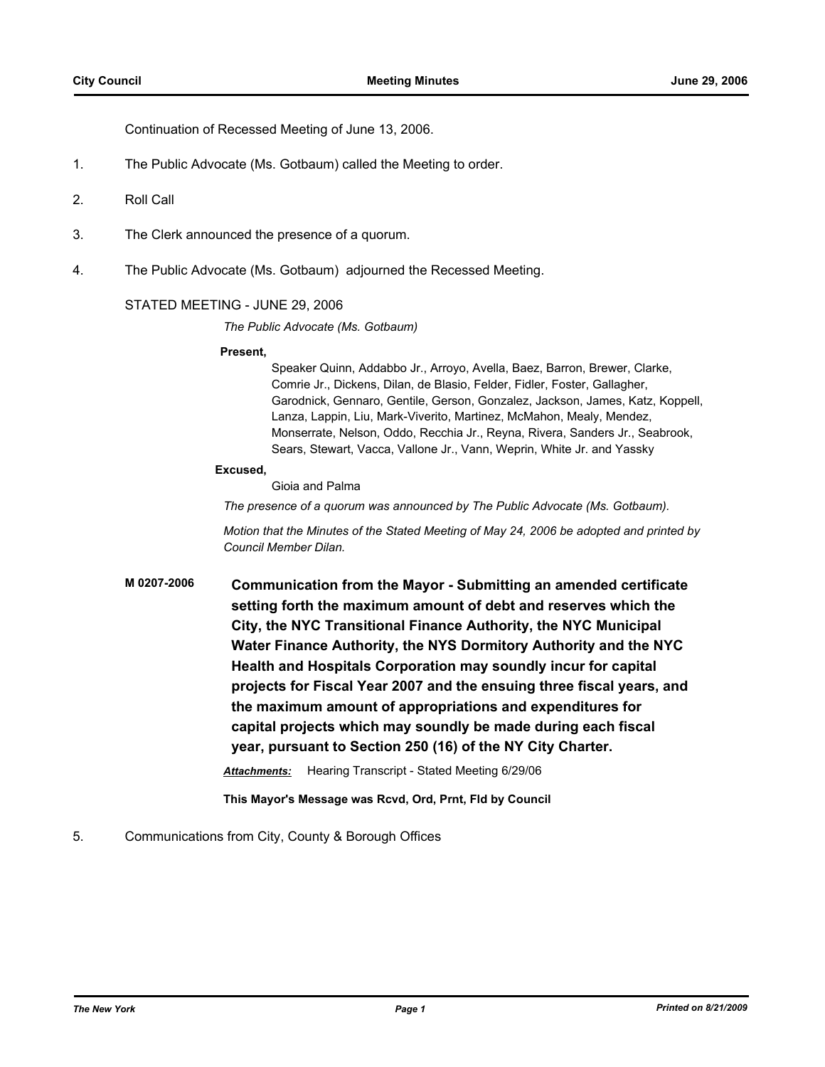Continuation of Recessed Meeting of June 13, 2006.

1. The Public Advocate (Ms. Gotbaum) called the Meeting to order.

2. Roll Call

3. The Clerk announced the presence of a quorum.

4. The Public Advocate (Ms. Gotbaum) adjourned the Recessed Meeting.

STATED MEETING - JUNE 29, 2006

*The Public Advocate (Ms. Gotbaum)*

**Present,**

Speaker Quinn, Addabbo Jr., Arroyo, Avella, Baez, Barron, Brewer, Clarke, Comrie Jr., Dickens, Dilan, de Blasio, Felder, Fidler, Foster, Gallagher, Garodnick, Gennaro, Gentile, Gerson, Gonzalez, Jackson, James, Katz, Koppell, Lanza, Lappin, Liu, Mark-Viverito, Martinez, McMahon, Mealy, Mendez, Monserrate, Nelson, Oddo, Recchia Jr., Reyna, Rivera, Sanders Jr., Seabrook, Sears, Stewart, Vacca, Vallone Jr., Vann, Weprin, White Jr. and Yassky

**Excused,**

Gioia and Palma

*The presence of a quorum was announced by The Public Advocate (Ms. Gotbaum).*

*Motion that the Minutes of the Stated Meeting of May 24, 2006 be adopted and printed by Council Member Dilan.*

**M 0207-2006** **Communication from the Mayor - Submitting an amended certificate setting forth the maximum amount of debt and reserves which the City, the NYC Transitional Finance Authority, the NYC Municipal Water Finance Authority, the NYS Dormitory Authority and the NYC Health and Hospitals Corporation may soundly incur for capital projects for Fiscal Year 2007 and the ensuing three fiscal years, and the maximum amount of appropriations and expenditures for capital projects which may soundly be made during each fiscal year, pursuant to Section 250 (16) of the NY City Charter.**

***Attachments:*** Hearing Transcript - Stated Meeting 6/29/06

**This Mayor's Message was Rcvd, Ord, Prnt, Fld by Council**

5. Communications from City, County & Borough Offices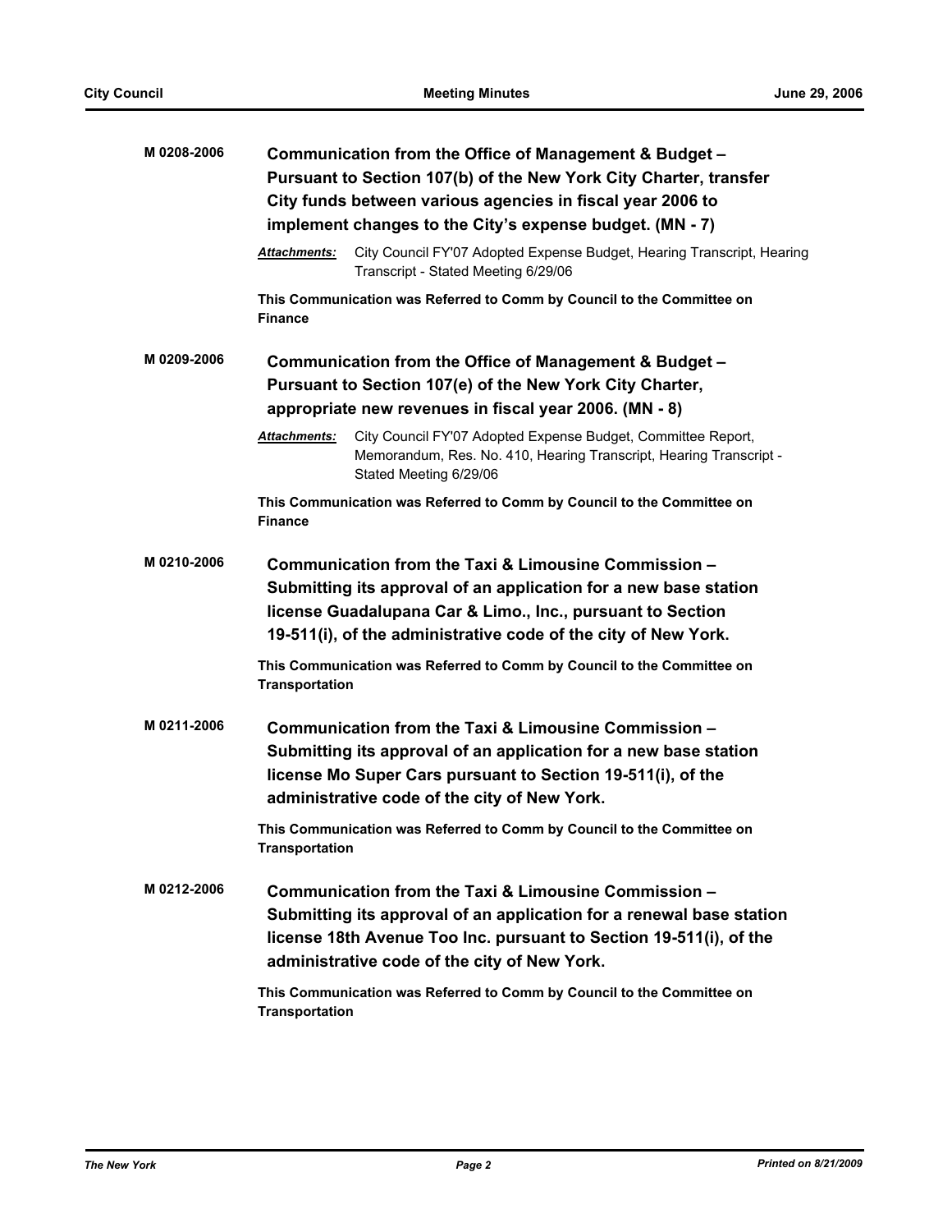**M 0208-2006** **Communication from the Office of Management & Budget – Pursuant to Section 107(b) of the New York City Charter, transfer City funds between various agencies in fiscal year 2006 to implement changes to the City's expense budget. (MN - 7)**

***Attachments:*** City Council FY'07 Adopted Expense Budget, Hearing Transcript, Hearing Transcript - Stated Meeting 6/29/06

**This Communication was Referred to Comm by Council to the Committee on Finance**

**M 0209-2006** **Communication from the Office of Management & Budget – Pursuant to Section 107(e) of the New York City Charter, appropriate new revenues in fiscal year 2006. (MN - 8)**

***Attachments:*** City Council FY'07 Adopted Expense Budget, Committee Report, Memorandum, Res. No. 410, Hearing Transcript, Hearing Transcript - Stated Meeting 6/29/06

**This Communication was Referred to Comm by Council to the Committee on Finance**

**M 0210-2006** **Communication from the Taxi & Limousine Commission – Submitting its approval of an application for a new base station license Guadalupana Car & Limo., Inc., pursuant to Section 19-511(i), of the administrative code of the city of New York.**

**This Communication was Referred to Comm by Council to the Committee on Transportation**

**M 0211-2006** **Communication from the Taxi & Limousine Commission – Submitting its approval of an application for a new base station license Mo Super Cars pursuant to Section 19-511(i), of the administrative code of the city of New York.**

**This Communication was Referred to Comm by Council to the Committee on Transportation**

**M 0212-2006** **Communication from the Taxi & Limousine Commission – Submitting its approval of an application for a renewal base station license 18th Avenue Too Inc. pursuant to Section 19-511(i), of the administrative code of the city of New York.**

**This Communication was Referred to Comm by Council to the Committee on Transportation**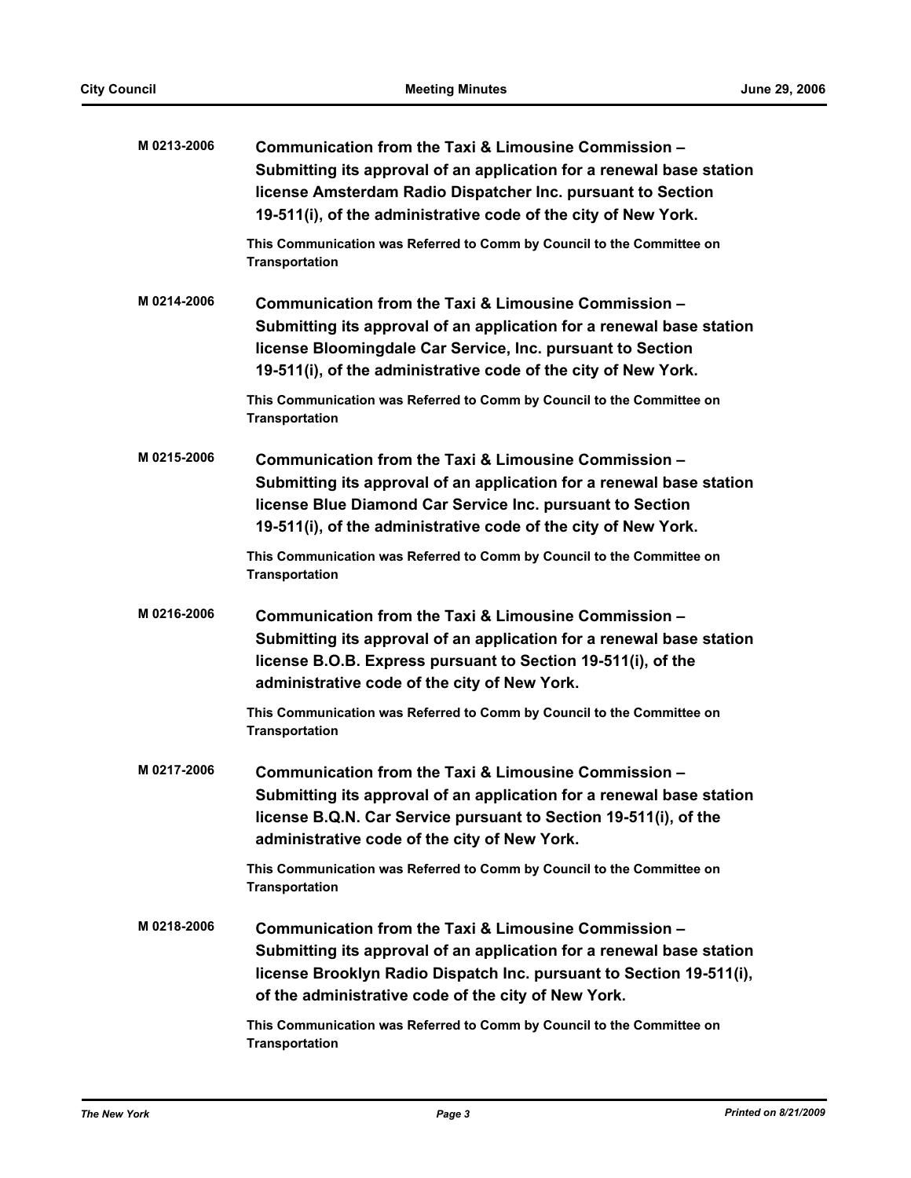**M 0213-2006** **Communication from the Taxi & Limousine Commission – Submitting its approval of an application for a renewal base station license Amsterdam Radio Dispatcher Inc. pursuant to Section 19-511(i), of the administrative code of the city of New York.**

**This Communication was Referred to Comm by Council to the Committee on Transportation**

**M 0214-2006** **Communication from the Taxi & Limousine Commission – Submitting its approval of an application for a renewal base station license Bloomingdale Car Service, Inc. pursuant to Section 19-511(i), of the administrative code of the city of New York.**

**This Communication was Referred to Comm by Council to the Committee on Transportation**

**M 0215-2006** **Communication from the Taxi & Limousine Commission – Submitting its approval of an application for a renewal base station license Blue Diamond Car Service Inc. pursuant to Section 19-511(i), of the administrative code of the city of New York.**

**This Communication was Referred to Comm by Council to the Committee on Transportation**

**M 0216-2006** **Communication from the Taxi & Limousine Commission – Submitting its approval of an application for a renewal base station license B.O.B. Express pursuant to Section 19-511(i), of the administrative code of the city of New York.**

**This Communication was Referred to Comm by Council to the Committee on Transportation**

**M 0217-2006** **Communication from the Taxi & Limousine Commission – Submitting its approval of an application for a renewal base station license B.Q.N. Car Service pursuant to Section 19-511(i), of the administrative code of the city of New York.**

**This Communication was Referred to Comm by Council to the Committee on Transportation**

**M 0218-2006** **Communication from the Taxi & Limousine Commission – Submitting its approval of an application for a renewal base station license Brooklyn Radio Dispatch Inc. pursuant to Section 19-511(i), of the administrative code of the city of New York.**

**This Communication was Referred to Comm by Council to the Committee on Transportation**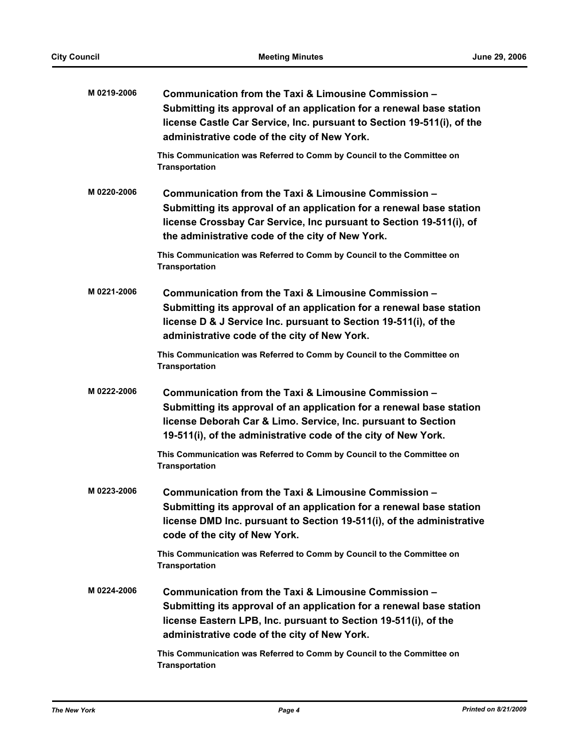**M 0219-2006** **Communication from the Taxi & Limousine Commission – Submitting its approval of an application for a renewal base station license Castle Car Service, Inc. pursuant to Section 19-511(i), of the administrative code of the city of New York.**

**This Communication was Referred to Comm by Council to the Committee on Transportation**

**M 0220-2006** **Communication from the Taxi & Limousine Commission – Submitting its approval of an application for a renewal base station license Crossbay Car Service, Inc pursuant to Section 19-511(i), of the administrative code of the city of New York.**

**This Communication was Referred to Comm by Council to the Committee on Transportation**

**M 0221-2006** **Communication from the Taxi & Limousine Commission – Submitting its approval of an application for a renewal base station license D & J Service Inc. pursuant to Section 19-511(i), of the administrative code of the city of New York.**

**This Communication was Referred to Comm by Council to the Committee on Transportation**

**M 0222-2006** **Communication from the Taxi & Limousine Commission – Submitting its approval of an application for a renewal base station license Deborah Car & Limo. Service, Inc. pursuant to Section 19-511(i), of the administrative code of the city of New York.**

**This Communication was Referred to Comm by Council to the Committee on Transportation**

**M 0223-2006** **Communication from the Taxi & Limousine Commission – Submitting its approval of an application for a renewal base station license DMD Inc. pursuant to Section 19-511(i), of the administrative code of the city of New York.**

**This Communication was Referred to Comm by Council to the Committee on Transportation**

**M 0224-2006** **Communication from the Taxi & Limousine Commission – Submitting its approval of an application for a renewal base station license Eastern LPB, Inc. pursuant to Section 19-511(i), of the administrative code of the city of New York.**

**This Communication was Referred to Comm by Council to the Committee on Transportation**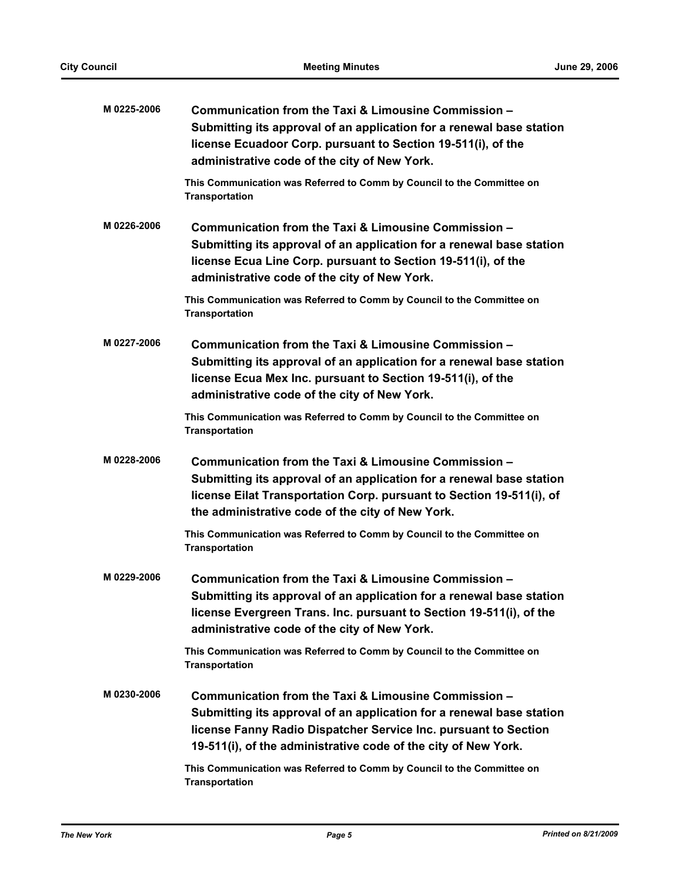**M 0225-2006** **Communication from the Taxi & Limousine Commission – Submitting its approval of an application for a renewal base station license Ecuadoor Corp. pursuant to Section 19-511(i), of the administrative code of the city of New York.**

**This Communication was Referred to Comm by Council to the Committee on Transportation**

**M 0226-2006** **Communication from the Taxi & Limousine Commission – Submitting its approval of an application for a renewal base station license Ecua Line Corp. pursuant to Section 19-511(i), of the administrative code of the city of New York.**

**This Communication was Referred to Comm by Council to the Committee on Transportation**

**M 0227-2006** **Communication from the Taxi & Limousine Commission – Submitting its approval of an application for a renewal base station license Ecua Mex Inc. pursuant to Section 19-511(i), of the administrative code of the city of New York.**

**This Communication was Referred to Comm by Council to the Committee on Transportation**

**M 0228-2006** **Communication from the Taxi & Limousine Commission – Submitting its approval of an application for a renewal base station license Eilat Transportation Corp. pursuant to Section 19-511(i), of the administrative code of the city of New York.**

**This Communication was Referred to Comm by Council to the Committee on Transportation**

**M 0229-2006** **Communication from the Taxi & Limousine Commission – Submitting its approval of an application for a renewal base station license Evergreen Trans. Inc. pursuant to Section 19-511(i), of the administrative code of the city of New York.**

**This Communication was Referred to Comm by Council to the Committee on Transportation**

**M 0230-2006** **Communication from the Taxi & Limousine Commission – Submitting its approval of an application for a renewal base station license Fanny Radio Dispatcher Service Inc. pursuant to Section 19-511(i), of the administrative code of the city of New York.**

**This Communication was Referred to Comm by Council to the Committee on Transportation**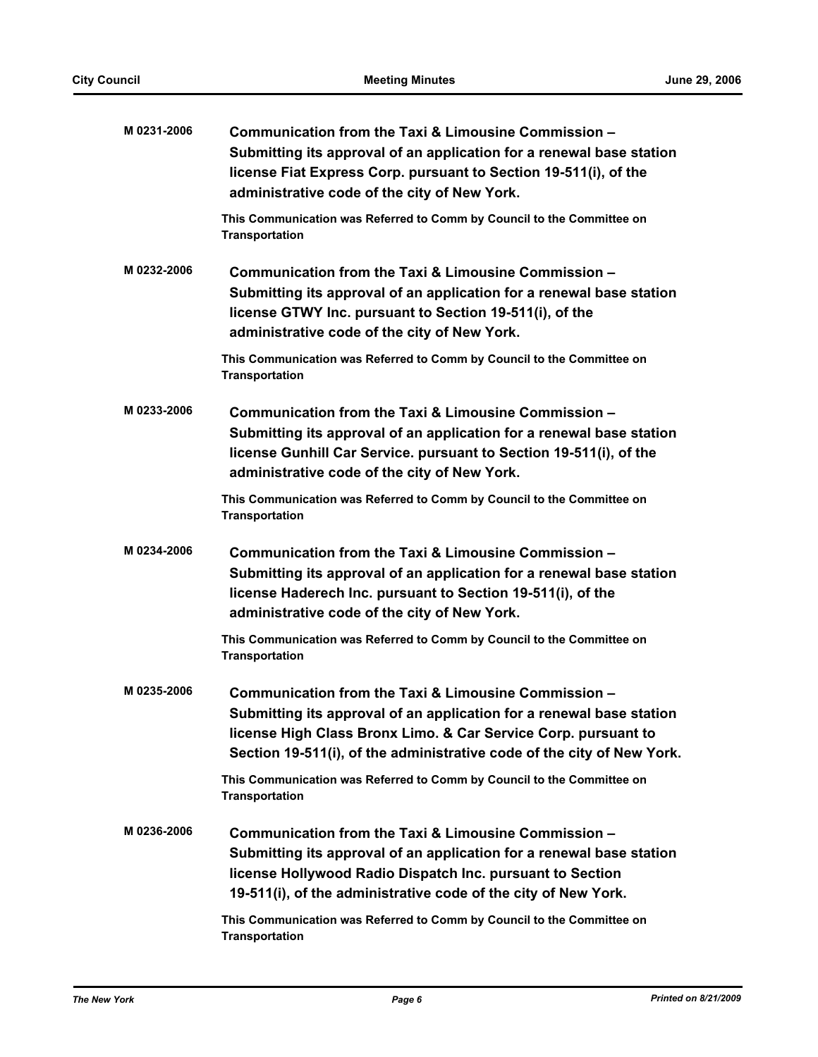**M 0231-2006** **Communication from the Taxi & Limousine Commission – Submitting its approval of an application for a renewal base station license Fiat Express Corp. pursuant to Section 19-511(i), of the administrative code of the city of New York.**

**This Communication was Referred to Comm by Council to the Committee on Transportation**

**M 0232-2006** **Communication from the Taxi & Limousine Commission – Submitting its approval of an application for a renewal base station license GTWY Inc. pursuant to Section 19-511(i), of the administrative code of the city of New York.**

**This Communication was Referred to Comm by Council to the Committee on Transportation**

**M 0233-2006** **Communication from the Taxi & Limousine Commission – Submitting its approval of an application for a renewal base station license Gunhill Car Service. pursuant to Section 19-511(i), of the administrative code of the city of New York.**

**This Communication was Referred to Comm by Council to the Committee on Transportation**

**M 0234-2006** **Communication from the Taxi & Limousine Commission – Submitting its approval of an application for a renewal base station license Haderech Inc. pursuant to Section 19-511(i), of the administrative code of the city of New York.**

**This Communication was Referred to Comm by Council to the Committee on Transportation**

**M 0235-2006** **Communication from the Taxi & Limousine Commission – Submitting its approval of an application for a renewal base station license High Class Bronx Limo. & Car Service Corp. pursuant to Section 19-511(i), of the administrative code of the city of New York.**

**This Communication was Referred to Comm by Council to the Committee on Transportation**

**M 0236-2006** **Communication from the Taxi & Limousine Commission – Submitting its approval of an application for a renewal base station license Hollywood Radio Dispatch Inc. pursuant to Section 19-511(i), of the administrative code of the city of New York.**

**This Communication was Referred to Comm by Council to the Committee on Transportation**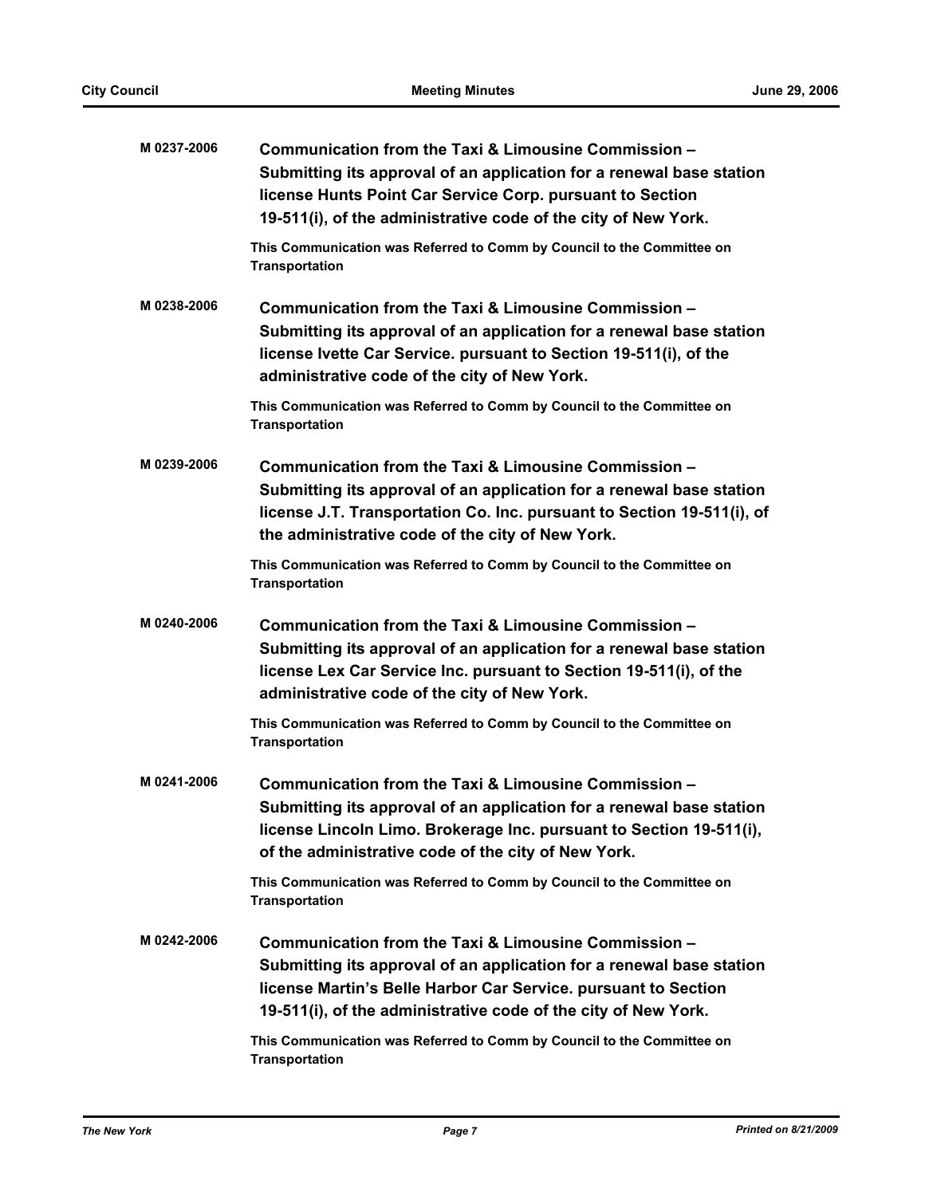**M 0237-2006** **Communication from the Taxi & Limousine Commission – Submitting its approval of an application for a renewal base station license Hunts Point Car Service Corp. pursuant to Section 19-511(i), of the administrative code of the city of New York.**

**This Communication was Referred to Comm by Council to the Committee on Transportation**

**M 0238-2006** **Communication from the Taxi & Limousine Commission – Submitting its approval of an application for a renewal base station license Ivette Car Service. pursuant to Section 19-511(i), of the administrative code of the city of New York.**

**This Communication was Referred to Comm by Council to the Committee on Transportation**

**M 0239-2006** **Communication from the Taxi & Limousine Commission – Submitting its approval of an application for a renewal base station license J.T. Transportation Co. Inc. pursuant to Section 19-511(i), of the administrative code of the city of New York.**

**This Communication was Referred to Comm by Council to the Committee on Transportation**

**M 0240-2006** **Communication from the Taxi & Limousine Commission – Submitting its approval of an application for a renewal base station license Lex Car Service Inc. pursuant to Section 19-511(i), of the administrative code of the city of New York.**

**This Communication was Referred to Comm by Council to the Committee on Transportation**

**M 0241-2006** **Communication from the Taxi & Limousine Commission – Submitting its approval of an application for a renewal base station license Lincoln Limo. Brokerage Inc. pursuant to Section 19-511(i), of the administrative code of the city of New York.**

**This Communication was Referred to Comm by Council to the Committee on Transportation**

**M 0242-2006** **Communication from the Taxi & Limousine Commission – Submitting its approval of an application for a renewal base station license Martin's Belle Harbor Car Service. pursuant to Section 19-511(i), of the administrative code of the city of New York.**

**This Communication was Referred to Comm by Council to the Committee on Transportation**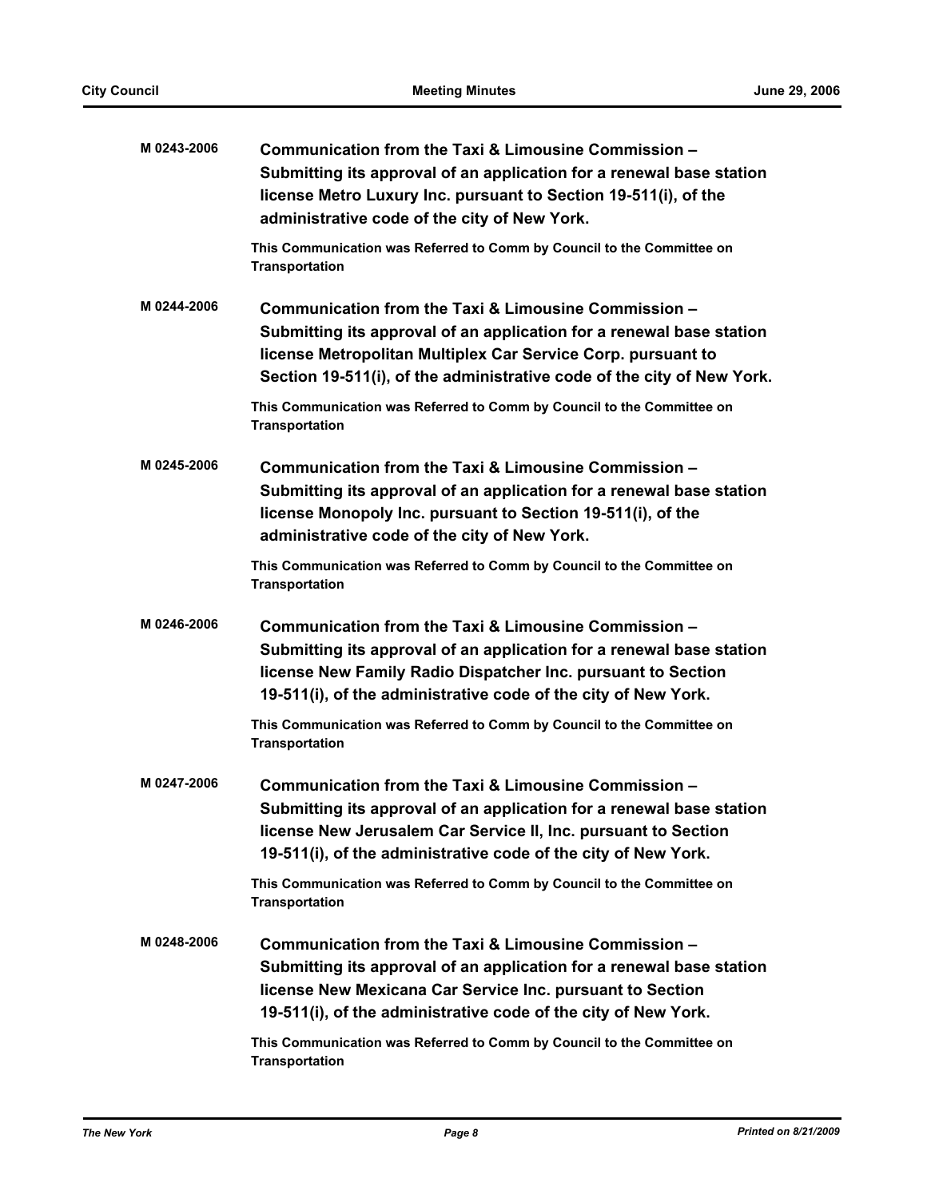**M 0243-2006** **Communication from the Taxi & Limousine Commission – Submitting its approval of an application for a renewal base station license Metro Luxury Inc. pursuant to Section 19-511(i), of the administrative code of the city of New York.**

This Communication was Referred to Comm by Council to the Committee on Transportation

**M 0244-2006** **Communication from the Taxi & Limousine Commission – Submitting its approval of an application for a renewal base station license Metropolitan Multiplex Car Service Corp. pursuant to Section 19-511(i), of the administrative code of the city of New York.**

This Communication was Referred to Comm by Council to the Committee on Transportation

**M 0245-2006** **Communication from the Taxi & Limousine Commission – Submitting its approval of an application for a renewal base station license Monopoly Inc. pursuant to Section 19-511(i), of the administrative code of the city of New York.**

This Communication was Referred to Comm by Council to the Committee on Transportation

**M 0246-2006** **Communication from the Taxi & Limousine Commission – Submitting its approval of an application for a renewal base station license New Family Radio Dispatcher Inc. pursuant to Section 19-511(i), of the administrative code of the city of New York.**

This Communication was Referred to Comm by Council to the Committee on Transportation

**M 0247-2006** **Communication from the Taxi & Limousine Commission – Submitting its approval of an application for a renewal base station license New Jerusalem Car Service II, Inc. pursuant to Section 19-511(i), of the administrative code of the city of New York.**

This Communication was Referred to Comm by Council to the Committee on Transportation

**M 0248-2006** **Communication from the Taxi & Limousine Commission – Submitting its approval of an application for a renewal base station license New Mexicana Car Service Inc. pursuant to Section 19-511(i), of the administrative code of the city of New York.**

This Communication was Referred to Comm by Council to the Committee on Transportation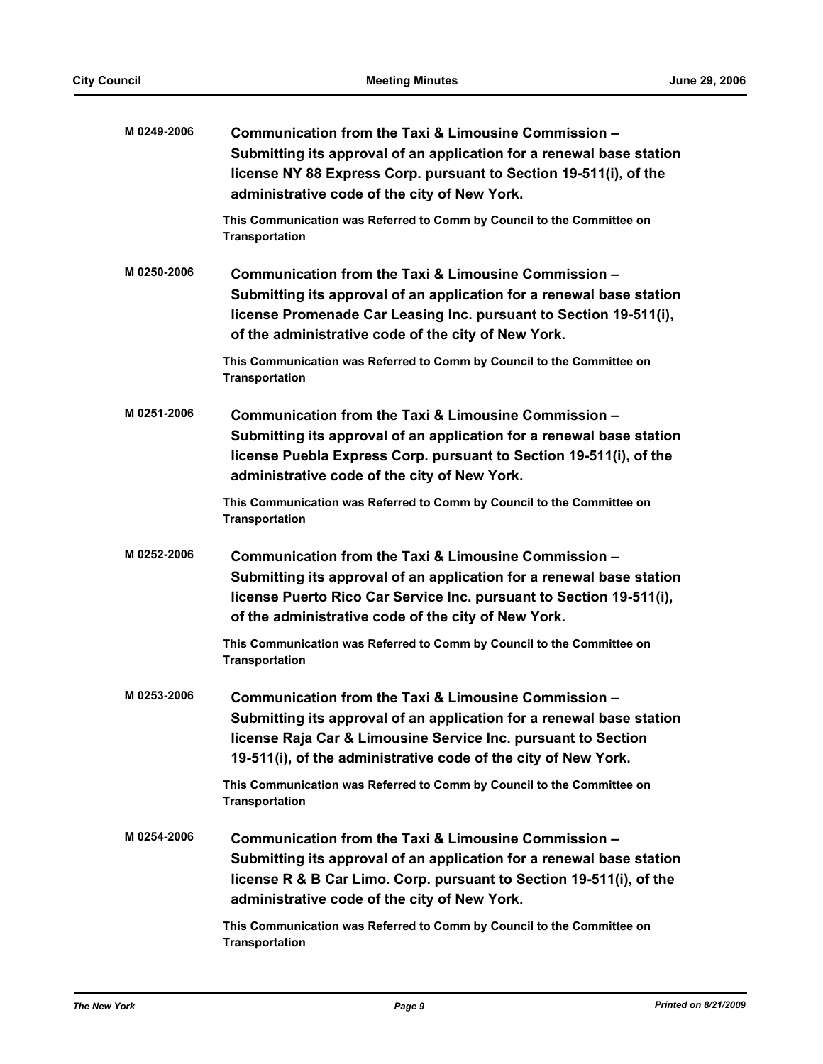**M 0249-2006** **Communication from the Taxi & Limousine Commission – Submitting its approval of an application for a renewal base station license NY 88 Express Corp. pursuant to Section 19-511(i), of the administrative code of the city of New York.**

This Communication was Referred to Comm by Council to the Committee on Transportation

**M 0250-2006** **Communication from the Taxi & Limousine Commission – Submitting its approval of an application for a renewal base station license Promenade Car Leasing Inc. pursuant to Section 19-511(i), of the administrative code of the city of New York.**

This Communication was Referred to Comm by Council to the Committee on Transportation

**M 0251-2006** **Communication from the Taxi & Limousine Commission – Submitting its approval of an application for a renewal base station license Puebla Express Corp. pursuant to Section 19-511(i), of the administrative code of the city of New York.**

This Communication was Referred to Comm by Council to the Committee on Transportation

**M 0252-2006** **Communication from the Taxi & Limousine Commission – Submitting its approval of an application for a renewal base station license Puerto Rico Car Service Inc. pursuant to Section 19-511(i), of the administrative code of the city of New York.**

This Communication was Referred to Comm by Council to the Committee on Transportation

**M 0253-2006** **Communication from the Taxi & Limousine Commission – Submitting its approval of an application for a renewal base station license Raja Car & Limousine Service Inc. pursuant to Section 19-511(i), of the administrative code of the city of New York.**

This Communication was Referred to Comm by Council to the Committee on Transportation

**M 0254-2006** **Communication from the Taxi & Limousine Commission – Submitting its approval of an application for a renewal base station license R & B Car Limo. Corp. pursuant to Section 19-511(i), of the administrative code of the city of New York.**

This Communication was Referred to Comm by Council to the Committee on Transportation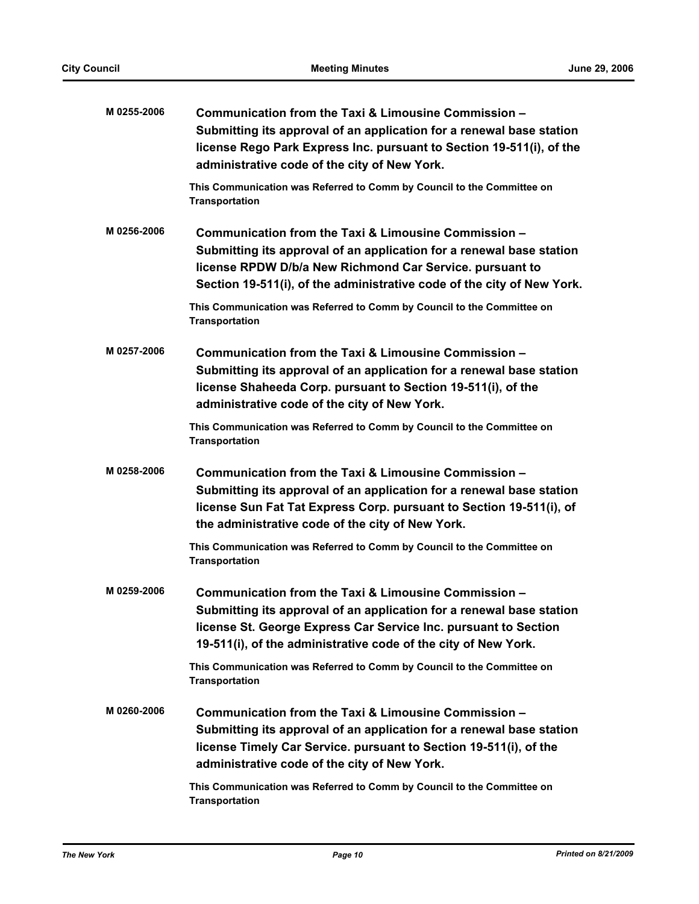**M 0255-2006** **Communication from the Taxi & Limousine Commission – Submitting its approval of an application for a renewal base station license Rego Park Express Inc. pursuant to Section 19-511(i), of the administrative code of the city of New York.**

**This Communication was Referred to Comm by Council to the Committee on Transportation**

**M 0256-2006** **Communication from the Taxi & Limousine Commission – Submitting its approval of an application for a renewal base station license RPDW D/b/a New Richmond Car Service. pursuant to Section 19-511(i), of the administrative code of the city of New York.**

**This Communication was Referred to Comm by Council to the Committee on Transportation**

**M 0257-2006** **Communication from the Taxi & Limousine Commission – Submitting its approval of an application for a renewal base station license Shaheeda Corp. pursuant to Section 19-511(i), of the administrative code of the city of New York.**

**This Communication was Referred to Comm by Council to the Committee on Transportation**

**M 0258-2006** **Communication from the Taxi & Limousine Commission – Submitting its approval of an application for a renewal base station license Sun Fat Tat Express Corp. pursuant to Section 19-511(i), of the administrative code of the city of New York.**

**This Communication was Referred to Comm by Council to the Committee on Transportation**

**M 0259-2006** **Communication from the Taxi & Limousine Commission – Submitting its approval of an application for a renewal base station license St. George Express Car Service Inc. pursuant to Section 19-511(i), of the administrative code of the city of New York.**

**This Communication was Referred to Comm by Council to the Committee on Transportation**

**M 0260-2006** **Communication from the Taxi & Limousine Commission – Submitting its approval of an application for a renewal base station license Timely Car Service. pursuant to Section 19-511(i), of the administrative code of the city of New York.**

**This Communication was Referred to Comm by Council to the Committee on Transportation**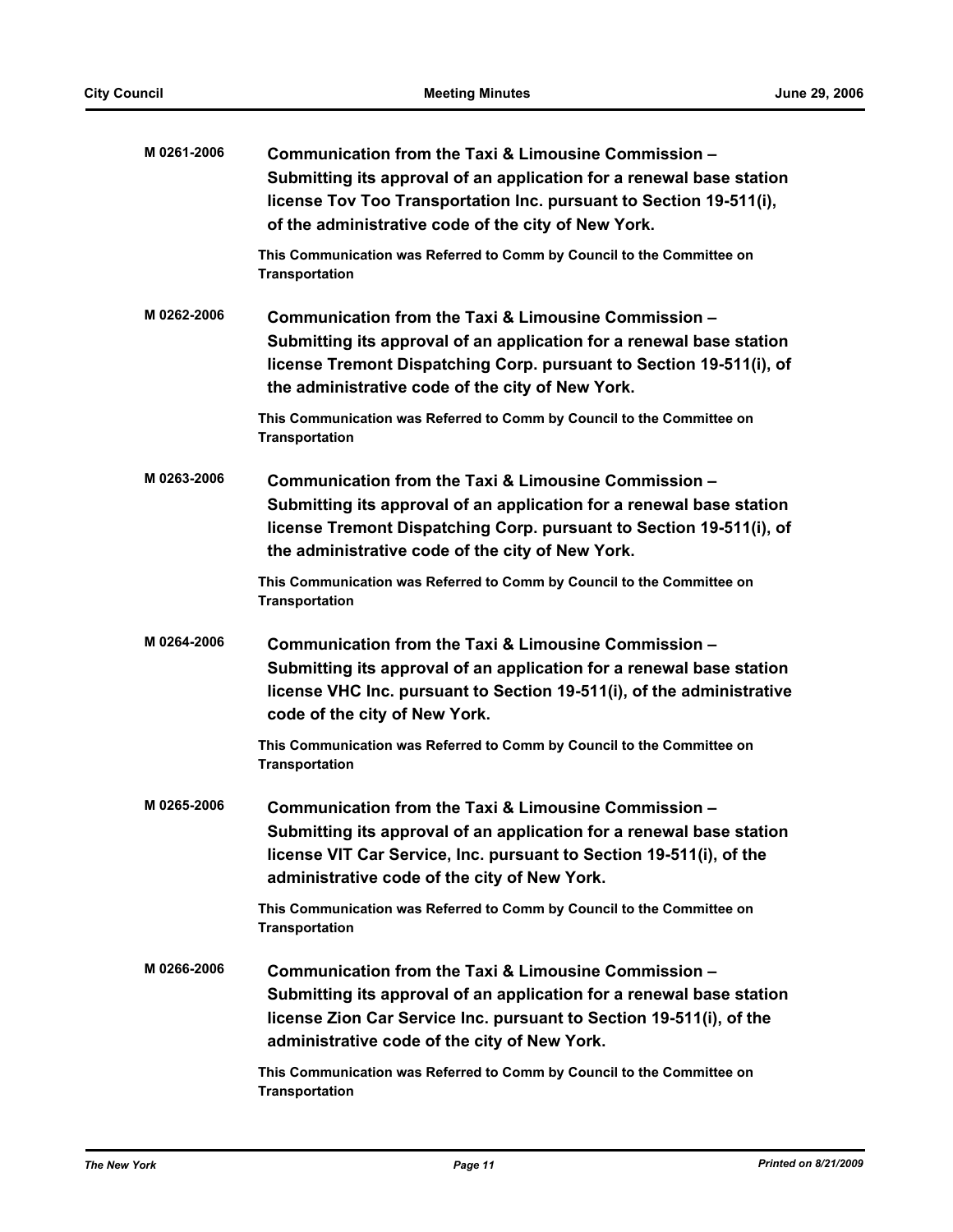**M 0261-2006** **Communication from the Taxi & Limousine Commission – Submitting its approval of an application for a renewal base station license Tov Too Transportation Inc. pursuant to Section 19-511(i), of the administrative code of the city of New York.**

**This Communication was Referred to Comm by Council to the Committee on Transportation**

**M 0262-2006** **Communication from the Taxi & Limousine Commission – Submitting its approval of an application for a renewal base station license Tremont Dispatching Corp. pursuant to Section 19-511(i), of the administrative code of the city of New York.**

**This Communication was Referred to Comm by Council to the Committee on Transportation**

**M 0263-2006** **Communication from the Taxi & Limousine Commission – Submitting its approval of an application for a renewal base station license Tremont Dispatching Corp. pursuant to Section 19-511(i), of the administrative code of the city of New York.**

**This Communication was Referred to Comm by Council to the Committee on Transportation**

**M 0264-2006** **Communication from the Taxi & Limousine Commission – Submitting its approval of an application for a renewal base station license VHC Inc. pursuant to Section 19-511(i), of the administrative code of the city of New York.**

**This Communication was Referred to Comm by Council to the Committee on Transportation**

**M 0265-2006** **Communication from the Taxi & Limousine Commission – Submitting its approval of an application for a renewal base station license VIT Car Service, Inc. pursuant to Section 19-511(i), of the administrative code of the city of New York.**

**This Communication was Referred to Comm by Council to the Committee on Transportation**

**M 0266-2006** **Communication from the Taxi & Limousine Commission – Submitting its approval of an application for a renewal base station license Zion Car Service Inc. pursuant to Section 19-511(i), of the administrative code of the city of New York.**

**This Communication was Referred to Comm by Council to the Committee on Transportation**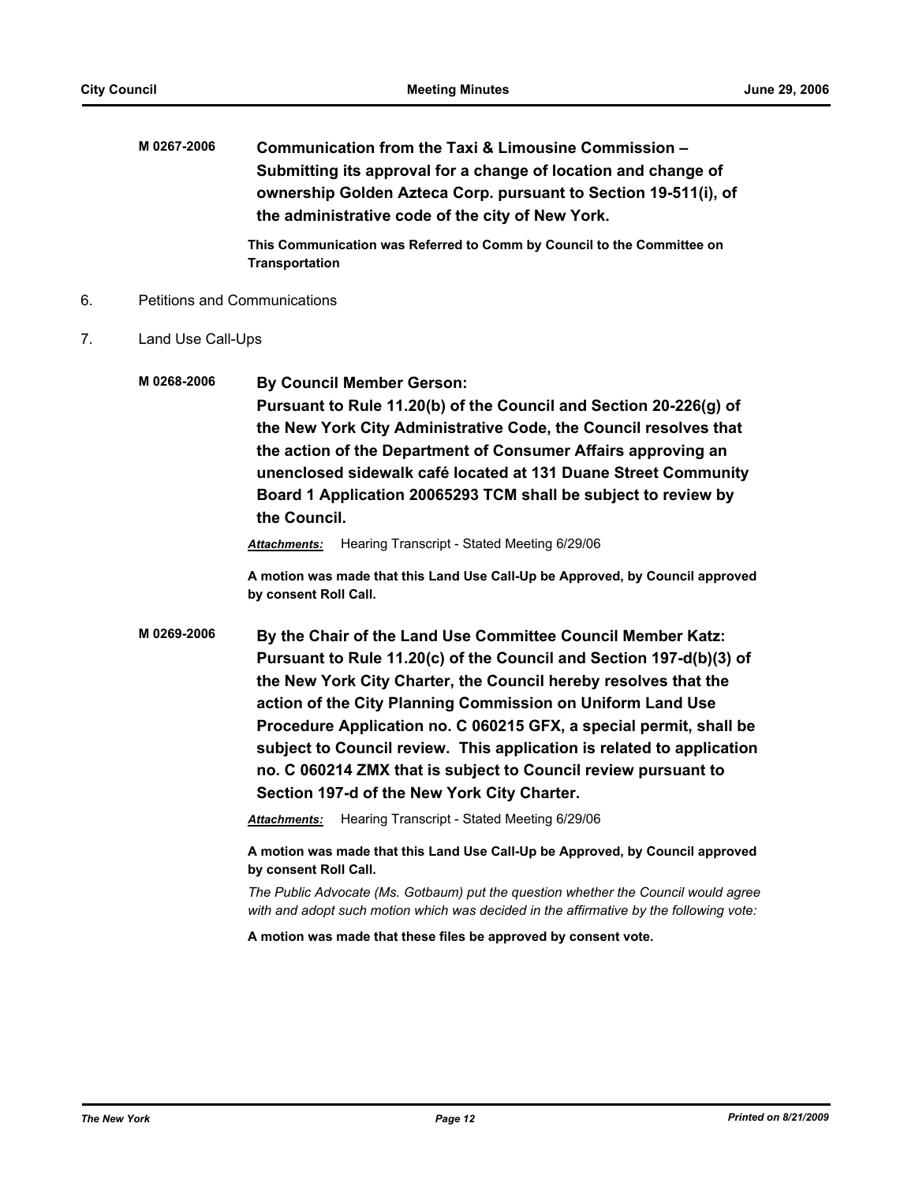**M 0267-2006** **Communication from the Taxi & Limousine Commission – Submitting its approval for a change of location and change of ownership Golden Azteca Corp. pursuant to Section 19-511(i), of the administrative code of the city of New York.**

**This Communication was Referred to Comm by Council to the Committee on Transportation**

6. Petitions and Communications

7. Land Use Call-Ups

**M 0268-2006** **By Council Member Gerson:**
**Pursuant to Rule 11.20(b) of the Council and Section 20-226(g) of the New York City Administrative Code, the Council resolves that the action of the Department of Consumer Affairs approving an unenclosed sidewalk café located at 131 Duane Street Community Board 1 Application 20065293 TCM shall be subject to review by the Council.**

***Attachments:*** Hearing Transcript - Stated Meeting 6/29/06

**A motion was made that this Land Use Call-Up be Approved, by Council approved by consent Roll Call.**

**M 0269-2006** **By the Chair of the Land Use Committee Council Member Katz:**
**Pursuant to Rule 11.20(c) of the Council and Section 197-d(b)(3) of the New York City Charter, the Council hereby resolves that the action of the City Planning Commission on Uniform Land Use Procedure Application no. C 060215 GFX, a special permit, shall be subject to Council review. This application is related to application no. C 060214 ZMX that is subject to Council review pursuant to Section 197-d of the New York City Charter.**

***Attachments:*** Hearing Transcript - Stated Meeting 6/29/06

**A motion was made that this Land Use Call-Up be Approved, by Council approved by consent Roll Call.**

*The Public Advocate (Ms. Gotbaum) put the question whether the Council would agree with and adopt such motion which was decided in the affirmative by the following vote:*

**A motion was made that these files be approved by consent vote.**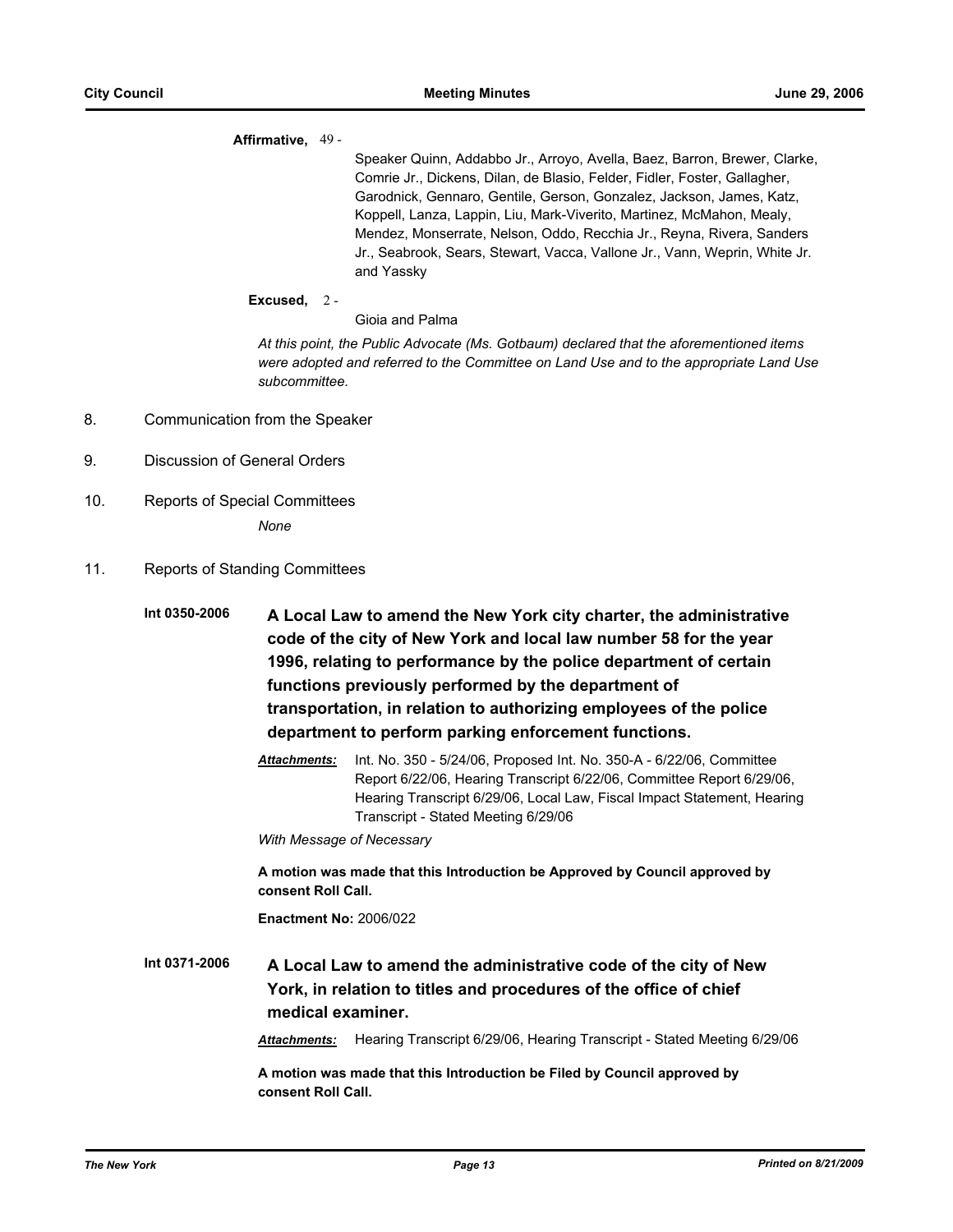**Affirmative,** 49 -

Speaker Quinn, Addabbo Jr., Arroyo, Avella, Baez, Barron, Brewer, Clarke, Comrie Jr., Dickens, Dilan, de Blasio, Felder, Fidler, Foster, Gallagher, Garodnick, Gennaro, Gentile, Gerson, Gonzalez, Jackson, James, Katz, Koppell, Lanza, Lappin, Liu, Mark-Viverito, Martinez, McMahon, Mealy, Mendez, Monserrate, Nelson, Oddo, Recchia Jr., Reyna, Rivera, Sanders Jr., Seabrook, Sears, Stewart, Vacca, Vallone Jr., Vann, Weprin, White Jr. and Yassky

**Excused,** 2 -

Gioia and Palma

*At this point, the Public Advocate (Ms. Gotbaum) declared that the aforementioned items were adopted and referred to the Committee on Land Use and to the appropriate Land Use subcommittee.*

8. Communication from the Speaker

9. Discussion of General Orders

10. Reports of Special Committees

*None*

11. Reports of Standing Committees

**Int 0350-2006** **A Local Law to amend the New York city charter, the administrative code of the city of New York and local law number 58 for the year 1996, relating to performance by the police department of certain functions previously performed by the department of transportation, in relation to authorizing employees of the police department to perform parking enforcement functions.**

***Attachments:*** Int. No. 350 - 5/24/06, Proposed Int. No. 350-A - 6/22/06, Committee Report 6/22/06, Hearing Transcript 6/22/06, Committee Report 6/29/06, Hearing Transcript 6/29/06, Local Law, Fiscal Impact Statement, Hearing Transcript - Stated Meeting 6/29/06

*With Message of Necessary*

**A motion was made that this Introduction be Approved by Council approved by consent Roll Call.**

**Enactment No:** 2006/022

**Int 0371-2006** **A Local Law to amend the administrative code of the city of New York, in relation to titles and procedures of the office of chief medical examiner.**

***Attachments:*** Hearing Transcript 6/29/06, Hearing Transcript - Stated Meeting 6/29/06

**A motion was made that this Introduction be Filed by Council approved by consent Roll Call.**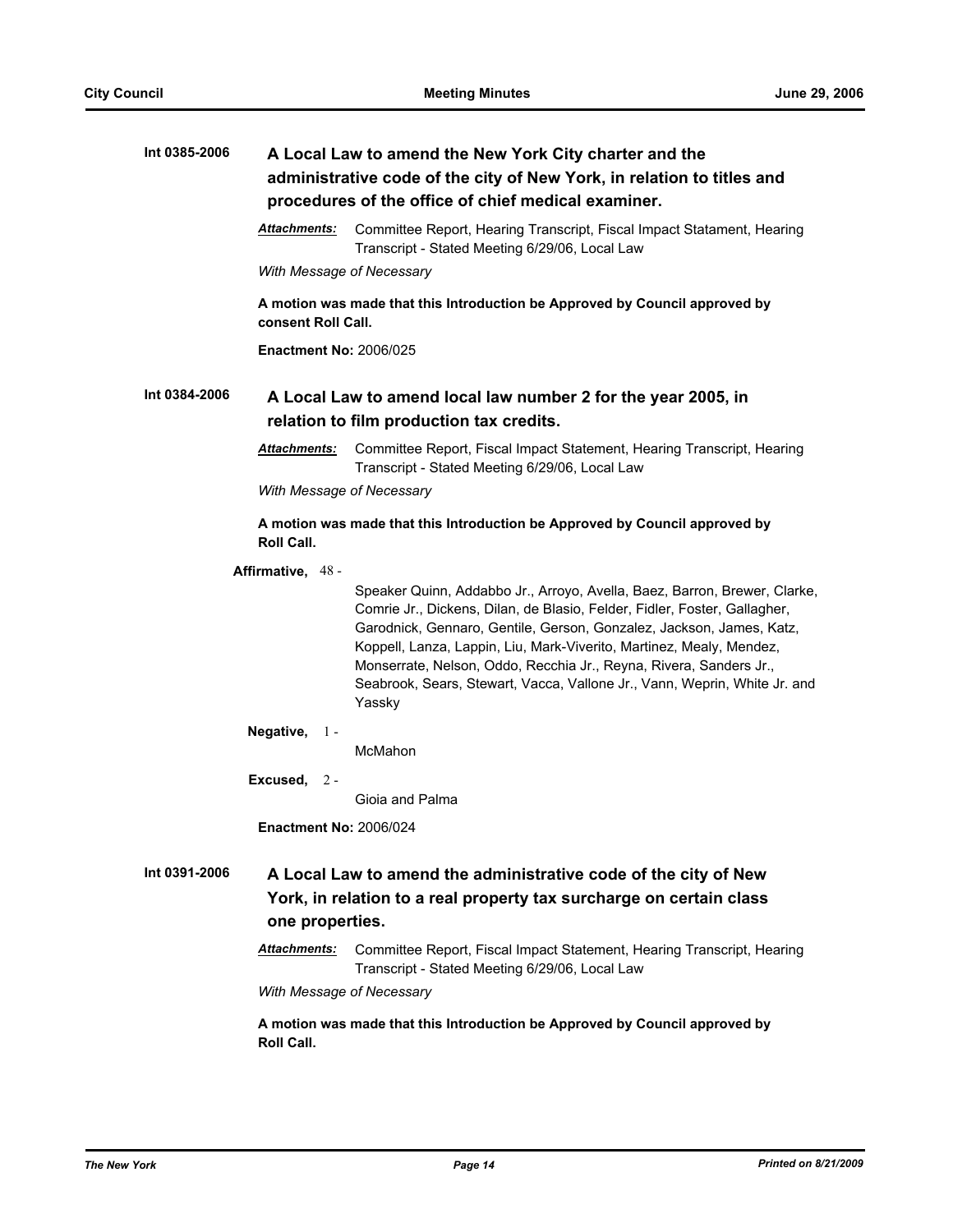**Int 0385-2006** **A Local Law to amend the New York City charter and the administrative code of the city of New York, in relation to titles and procedures of the office of chief medical examiner.**

***Attachments:*** Committee Report, Hearing Transcript, Fiscal Impact Statament, Hearing Transcript - Stated Meeting 6/29/06, Local Law

*With Message of Necessary*

**A motion was made that this Introduction be Approved by Council approved by consent Roll Call.**

**Enactment No:** 2006/025

**Int 0384-2006** **A Local Law to amend local law number 2 for the year 2005, in relation to film production tax credits.**

***Attachments:*** Committee Report, Fiscal Impact Statement, Hearing Transcript, Hearing Transcript - Stated Meeting 6/29/06, Local Law

*With Message of Necessary*

**A motion was made that this Introduction be Approved by Council approved by Roll Call.**

**Affirmative,** 48 -

Speaker Quinn, Addabbo Jr., Arroyo, Avella, Baez, Barron, Brewer, Clarke, Comrie Jr., Dickens, Dilan, de Blasio, Felder, Fidler, Foster, Gallagher, Garodnick, Gennaro, Gentile, Gerson, Gonzalez, Jackson, James, Katz, Koppell, Lanza, Lappin, Liu, Mark-Viverito, Martinez, Mealy, Mendez, Monserrate, Nelson, Oddo, Recchia Jr., Reyna, Rivera, Sanders Jr., Seabrook, Sears, Stewart, Vacca, Vallone Jr., Vann, Weprin, White Jr. and Yassky

**Negative,** 1 -

McMahon

**Excused,** 2 -

Gioia and Palma

**Enactment No:** 2006/024

**Int 0391-2006** **A Local Law to amend the administrative code of the city of New York, in relation to a real property tax surcharge on certain class one properties.**

***Attachments:*** Committee Report, Fiscal Impact Statement, Hearing Transcript, Hearing Transcript - Stated Meeting 6/29/06, Local Law

*With Message of Necessary*

**A motion was made that this Introduction be Approved by Council approved by Roll Call.**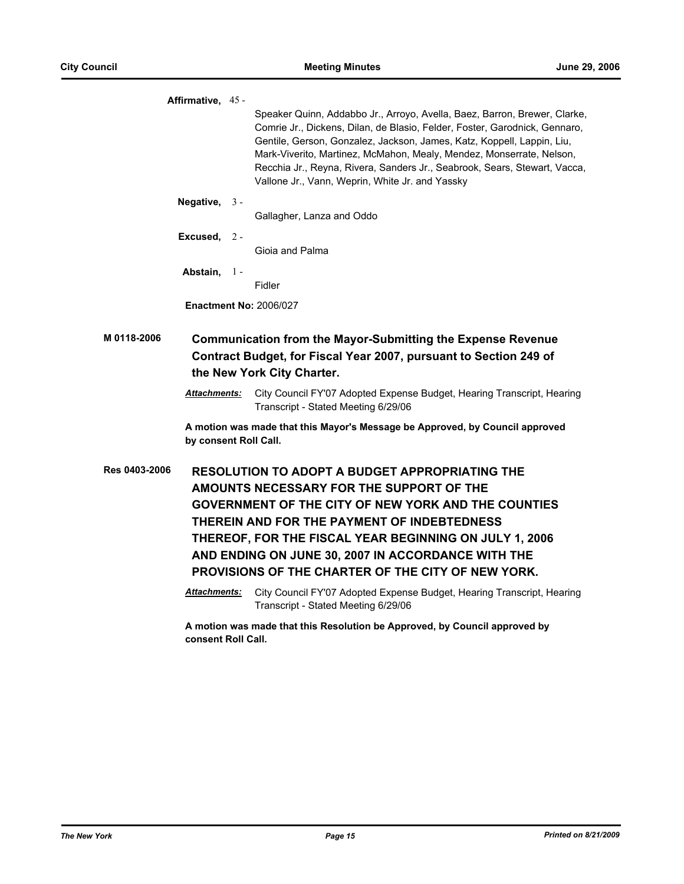**Affirmative,** 45 -

Speaker Quinn, Addabbo Jr., Arroyo, Avella, Baez, Barron, Brewer, Clarke, Comrie Jr., Dickens, Dilan, de Blasio, Felder, Foster, Garodnick, Gennaro, Gentile, Gerson, Gonzalez, Jackson, James, Katz, Koppell, Lappin, Liu, Mark-Viverito, Martinez, McMahon, Mealy, Mendez, Monserrate, Nelson, Recchia Jr., Reyna, Rivera, Sanders Jr., Seabrook, Sears, Stewart, Vacca, Vallone Jr., Vann, Weprin, White Jr. and Yassky

**Negative,** 3 -

Gallagher, Lanza and Oddo

**Excused,** 2 -

Gioia and Palma

**Abstain,** 1 -

Fidler

**Enactment No:** 2006/027

**M 0118-2006** **Communication from the Mayor-Submitting the Expense Revenue Contract Budget, for Fiscal Year 2007, pursuant to Section 249 of the New York City Charter.**

***Attachments:*** City Council FY'07 Adopted Expense Budget, Hearing Transcript, Hearing Transcript - Stated Meeting 6/29/06

**A motion was made that this Mayor's Message be Approved, by Council approved by consent Roll Call.**

**Res 0403-2006** **RESOLUTION TO ADOPT A BUDGET APPROPRIATING THE AMOUNTS NECESSARY FOR THE SUPPORT OF THE GOVERNMENT OF THE CITY OF NEW YORK AND THE COUNTIES THEREIN AND FOR THE PAYMENT OF INDEBTEDNESS THEREOF, FOR THE FISCAL YEAR BEGINNING ON JULY 1, 2006 AND ENDING ON JUNE 30, 2007 IN ACCORDANCE WITH THE PROVISIONS OF THE CHARTER OF THE CITY OF NEW YORK.**

***Attachments:*** City Council FY'07 Adopted Expense Budget, Hearing Transcript, Hearing Transcript - Stated Meeting 6/29/06

**A motion was made that this Resolution be Approved, by Council approved by consent Roll Call.**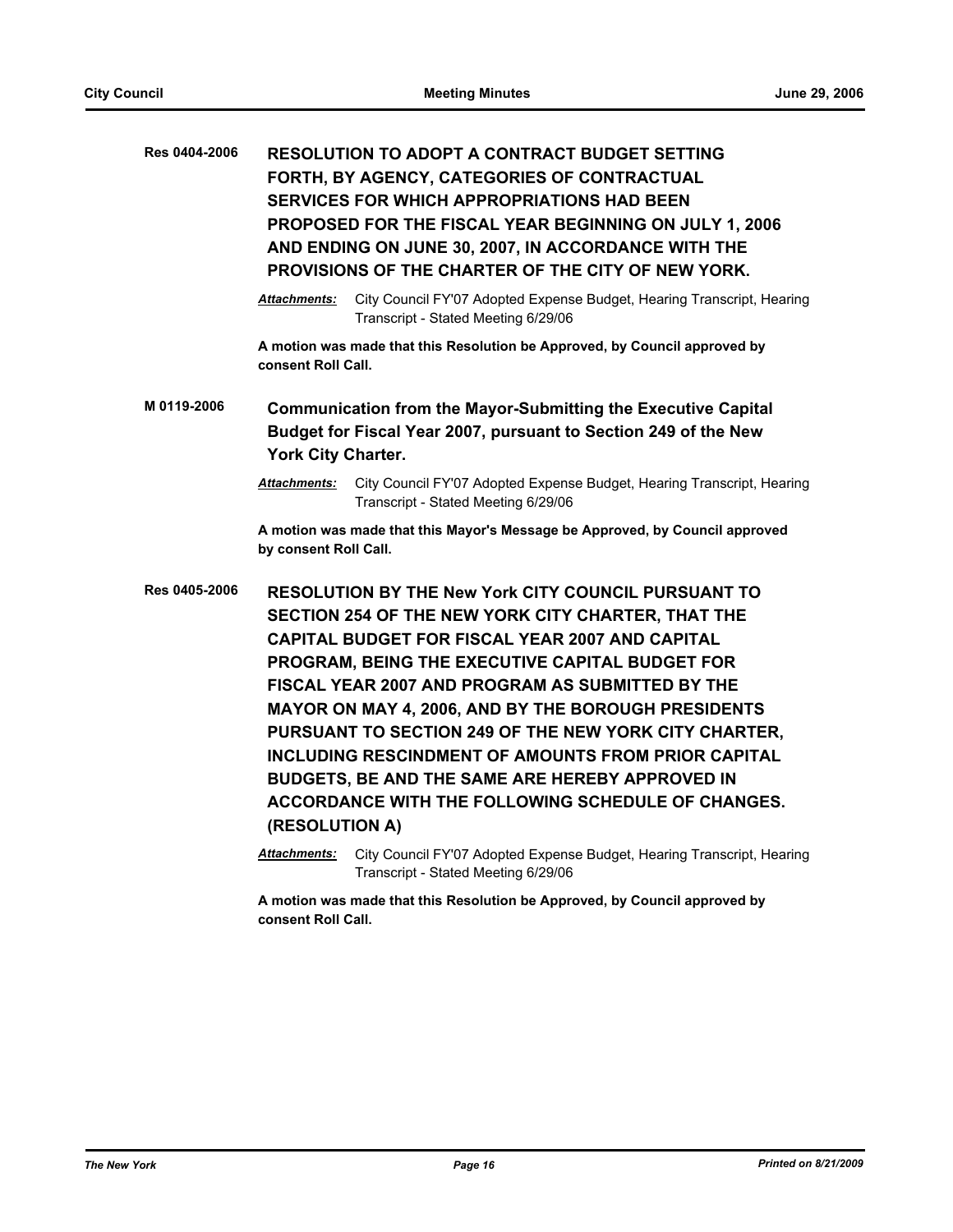**Res 0404-2006** **RESOLUTION TO ADOPT A CONTRACT BUDGET SETTING FORTH, BY AGENCY, CATEGORIES OF CONTRACTUAL SERVICES FOR WHICH APPROPRIATIONS HAD BEEN PROPOSED FOR THE FISCAL YEAR BEGINNING ON JULY 1, 2006 AND ENDING ON JUNE 30, 2007, IN ACCORDANCE WITH THE PROVISIONS OF THE CHARTER OF THE CITY OF NEW YORK.**

***Attachments:*** City Council FY'07 Adopted Expense Budget, Hearing Transcript, Hearing Transcript - Stated Meeting 6/29/06

**A motion was made that this Resolution be Approved, by Council approved by consent Roll Call.**

**M 0119-2006** **Communication from the Mayor-Submitting the Executive Capital Budget for Fiscal Year 2007, pursuant to Section 249 of the New York City Charter.**

***Attachments:*** City Council FY'07 Adopted Expense Budget, Hearing Transcript, Hearing Transcript - Stated Meeting 6/29/06

**A motion was made that this Mayor's Message be Approved, by Council approved by consent Roll Call.**

**Res 0405-2006** **RESOLUTION BY THE New York CITY COUNCIL PURSUANT TO SECTION 254 OF THE NEW YORK CITY CHARTER, THAT THE CAPITAL BUDGET FOR FISCAL YEAR 2007 AND CAPITAL PROGRAM, BEING THE EXECUTIVE CAPITAL BUDGET FOR FISCAL YEAR 2007 AND PROGRAM AS SUBMITTED BY THE MAYOR ON MAY 4, 2006, AND BY THE BOROUGH PRESIDENTS PURSUANT TO SECTION 249 OF THE NEW YORK CITY CHARTER, INCLUDING RESCINDMENT OF AMOUNTS FROM PRIOR CAPITAL BUDGETS, BE AND THE SAME ARE HEREBY APPROVED IN ACCORDANCE WITH THE FOLLOWING SCHEDULE OF CHANGES. (RESOLUTION A)**

***Attachments:*** City Council FY'07 Adopted Expense Budget, Hearing Transcript, Hearing Transcript - Stated Meeting 6/29/06

**A motion was made that this Resolution be Approved, by Council approved by consent Roll Call.**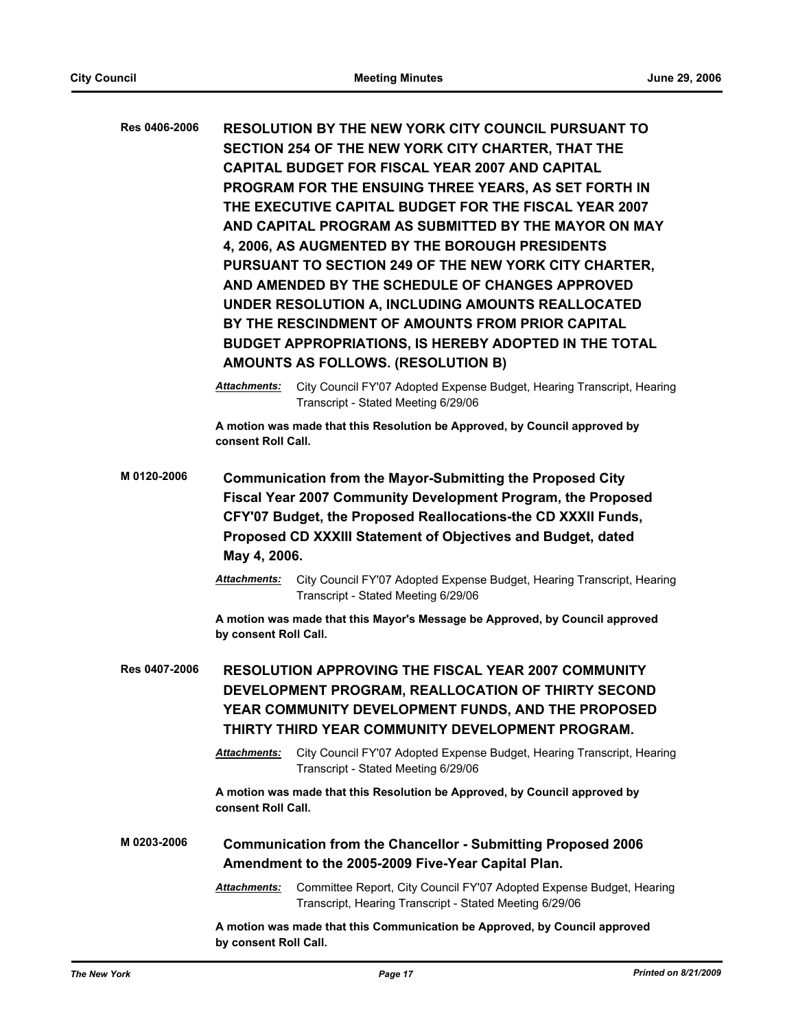**Res 0406-2006** **RESOLUTION BY THE NEW YORK CITY COUNCIL PURSUANT TO SECTION 254 OF THE NEW YORK CITY CHARTER, THAT THE CAPITAL BUDGET FOR FISCAL YEAR 2007 AND CAPITAL PROGRAM FOR THE ENSUING THREE YEARS, AS SET FORTH IN THE EXECUTIVE CAPITAL BUDGET FOR THE FISCAL YEAR 2007 AND CAPITAL PROGRAM AS SUBMITTED BY THE MAYOR ON MAY 4, 2006, AS AUGMENTED BY THE BOROUGH PRESIDENTS PURSUANT TO SECTION 249 OF THE NEW YORK CITY CHARTER, AND AMENDED BY THE SCHEDULE OF CHANGES APPROVED UNDER RESOLUTION A, INCLUDING AMOUNTS REALLOCATED BY THE RESCINDMENT OF AMOUNTS FROM PRIOR CAPITAL BUDGET APPROPRIATIONS, IS HEREBY ADOPTED IN THE TOTAL AMOUNTS AS FOLLOWS. (RESOLUTION B)**

***Attachments:*** City Council FY'07 Adopted Expense Budget, Hearing Transcript, Hearing Transcript - Stated Meeting 6/29/06

**A motion was made that this Resolution be Approved, by Council approved by consent Roll Call.**

**M 0120-2006** **Communication from the Mayor-Submitting the Proposed City Fiscal Year 2007 Community Development Program, the Proposed CFY'07 Budget, the Proposed Reallocations-the CD XXXII Funds, Proposed CD XXXIII Statement of Objectives and Budget, dated May 4, 2006.**

***Attachments:*** City Council FY'07 Adopted Expense Budget, Hearing Transcript, Hearing Transcript - Stated Meeting 6/29/06

**A motion was made that this Mayor's Message be Approved, by Council approved by consent Roll Call.**

**Res 0407-2006** **RESOLUTION APPROVING THE FISCAL YEAR 2007 COMMUNITY DEVELOPMENT PROGRAM, REALLOCATION OF THIRTY SECOND YEAR COMMUNITY DEVELOPMENT FUNDS, AND THE PROPOSED THIRTY THIRD YEAR COMMUNITY DEVELOPMENT PROGRAM.**

***Attachments:*** City Council FY'07 Adopted Expense Budget, Hearing Transcript, Hearing Transcript - Stated Meeting 6/29/06

**A motion was made that this Resolution be Approved, by Council approved by consent Roll Call.**

**M 0203-2006** **Communication from the Chancellor - Submitting Proposed 2006 Amendment to the 2005-2009 Five-Year Capital Plan.**

***Attachments:*** Committee Report, City Council FY'07 Adopted Expense Budget, Hearing Transcript, Hearing Transcript - Stated Meeting 6/29/06

**A motion was made that this Communication be Approved, by Council approved by consent Roll Call.**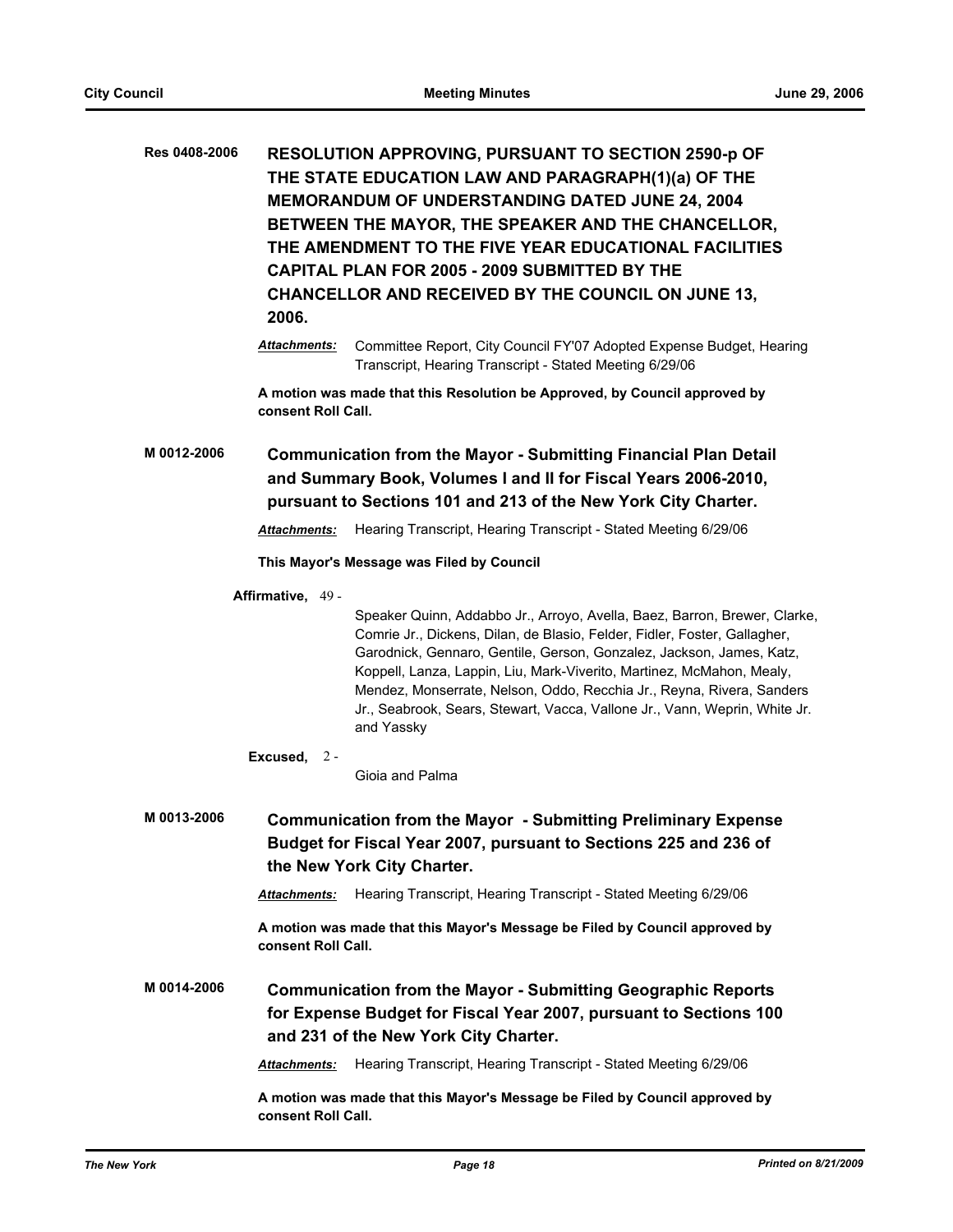**Res 0408-2006** **RESOLUTION APPROVING, PURSUANT TO SECTION 2590-p OF THE STATE EDUCATION LAW AND PARAGRAPH(1)(a) OF THE MEMORANDUM OF UNDERSTANDING DATED JUNE 24, 2004 BETWEEN THE MAYOR, THE SPEAKER AND THE CHANCELLOR, THE AMENDMENT TO THE FIVE YEAR EDUCATIONAL FACILITIES CAPITAL PLAN FOR 2005 - 2009 SUBMITTED BY THE CHANCELLOR AND RECEIVED BY THE COUNCIL ON JUNE 13, 2006.**

***Attachments:*** Committee Report, City Council FY'07 Adopted Expense Budget, Hearing Transcript, Hearing Transcript - Stated Meeting 6/29/06

**A motion was made that this Resolution be Approved, by Council approved by consent Roll Call.**

**M 0012-2006** **Communication from the Mayor - Submitting Financial Plan Detail and Summary Book, Volumes I and II for Fiscal Years 2006-2010, pursuant to Sections 101 and 213 of the New York City Charter.**

***Attachments:*** Hearing Transcript, Hearing Transcript - Stated Meeting 6/29/06

**This Mayor's Message was Filed by Council**

**Affirmative,** 49 - Speaker Quinn, Addabbo Jr., Arroyo, Avella, Baez, Barron, Brewer, Clarke, Comrie Jr., Dickens, Dilan, de Blasio, Felder, Fidler, Foster, Gallagher, Garodnick, Gennaro, Gentile, Gerson, Gonzalez, Jackson, James, Katz, Koppell, Lanza, Lappin, Liu, Mark-Viverito, Martinez, McMahon, Mealy, Mendez, Monserrate, Nelson, Oddo, Recchia Jr., Reyna, Rivera, Sanders Jr., Seabrook, Sears, Stewart, Vacca, Vallone Jr., Vann, Weprin, White Jr. and Yassky

**Excused,** 2 - Gioia and Palma

**M 0013-2006** **Communication from the Mayor - Submitting Preliminary Expense Budget for Fiscal Year 2007, pursuant to Sections 225 and 236 of the New York City Charter.**

***Attachments:*** Hearing Transcript, Hearing Transcript - Stated Meeting 6/29/06

**A motion was made that this Mayor's Message be Filed by Council approved by consent Roll Call.**

**M 0014-2006** **Communication from the Mayor - Submitting Geographic Reports for Expense Budget for Fiscal Year 2007, pursuant to Sections 100 and 231 of the New York City Charter.**

***Attachments:*** Hearing Transcript, Hearing Transcript - Stated Meeting 6/29/06

**A motion was made that this Mayor's Message be Filed by Council approved by consent Roll Call.**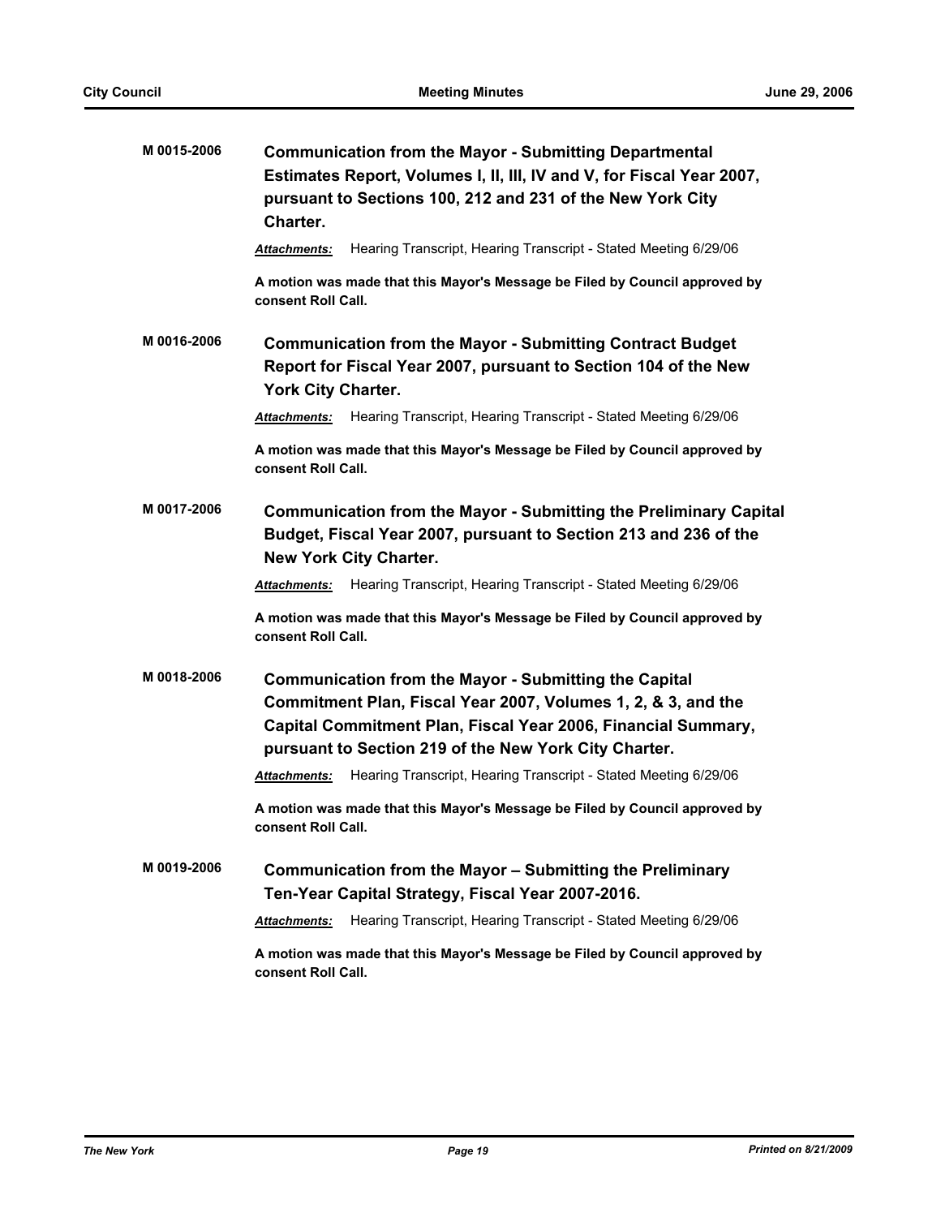**M 0015-2006** **Communication from the Mayor - Submitting Departmental Estimates Report, Volumes I, II, III, IV and V, for Fiscal Year 2007, pursuant to Sections 100, 212 and 231 of the New York City Charter.**

***Attachments:*** Hearing Transcript, Hearing Transcript - Stated Meeting 6/29/06

**A motion was made that this Mayor's Message be Filed by Council approved by consent Roll Call.**

**M 0016-2006** **Communication from the Mayor - Submitting Contract Budget Report for Fiscal Year 2007, pursuant to Section 104 of the New York City Charter.**

***Attachments:*** Hearing Transcript, Hearing Transcript - Stated Meeting 6/29/06

**A motion was made that this Mayor's Message be Filed by Council approved by consent Roll Call.**

**M 0017-2006** **Communication from the Mayor - Submitting the Preliminary Capital Budget, Fiscal Year 2007, pursuant to Section 213 and 236 of the New York City Charter.**

***Attachments:*** Hearing Transcript, Hearing Transcript - Stated Meeting 6/29/06

**A motion was made that this Mayor's Message be Filed by Council approved by consent Roll Call.**

**M 0018-2006** **Communication from the Mayor - Submitting the Capital Commitment Plan, Fiscal Year 2007, Volumes 1, 2, & 3, and the Capital Commitment Plan, Fiscal Year 2006, Financial Summary, pursuant to Section 219 of the New York City Charter.**

***Attachments:*** Hearing Transcript, Hearing Transcript - Stated Meeting 6/29/06

**A motion was made that this Mayor's Message be Filed by Council approved by consent Roll Call.**

**M 0019-2006** **Communication from the Mayor – Submitting the Preliminary Ten-Year Capital Strategy, Fiscal Year 2007-2016.**

***Attachments:*** Hearing Transcript, Hearing Transcript - Stated Meeting 6/29/06

**A motion was made that this Mayor's Message be Filed by Council approved by consent Roll Call.**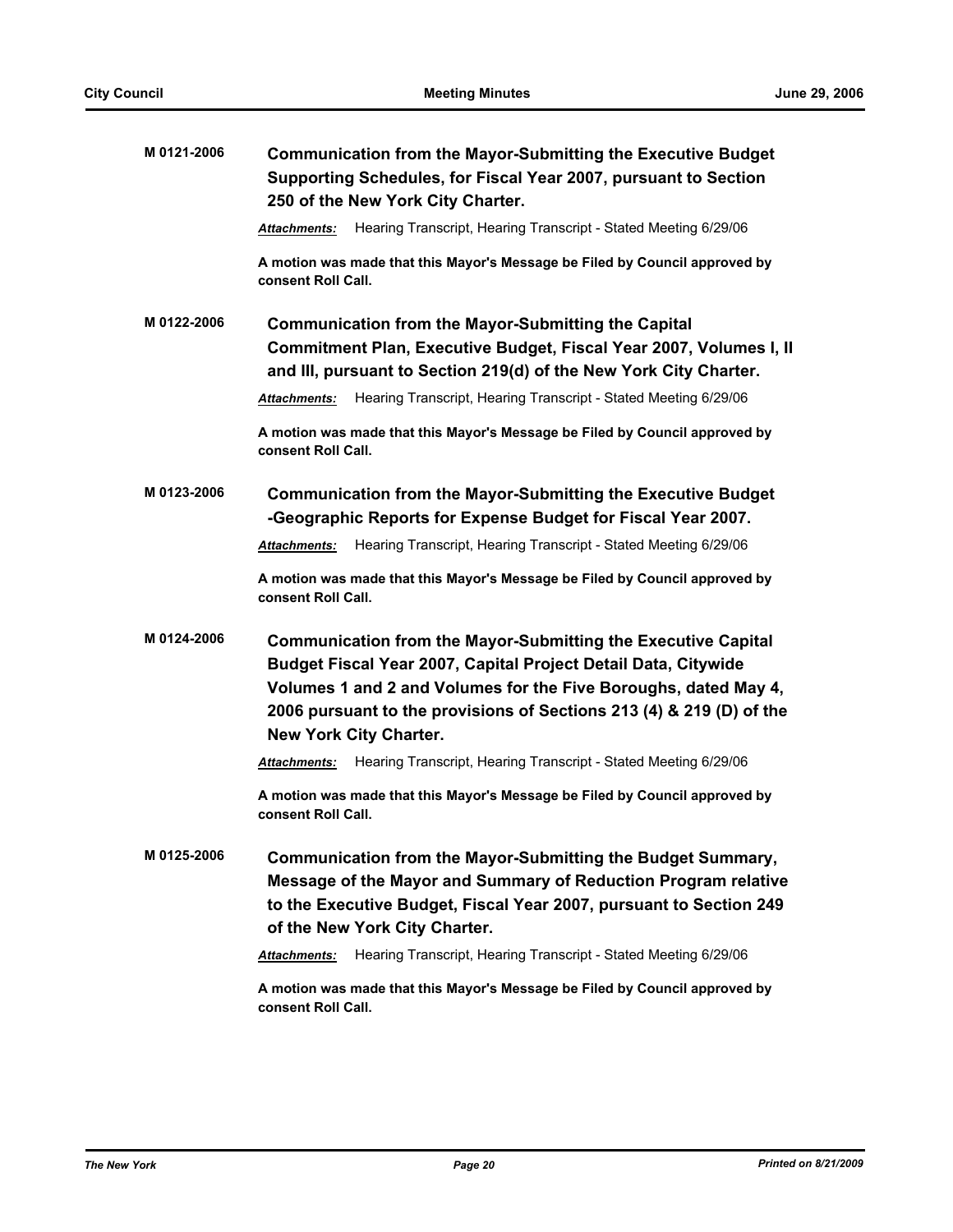**M 0121-2006** **Communication from the Mayor-Submitting the Executive Budget Supporting Schedules, for Fiscal Year 2007, pursuant to Section 250 of the New York City Charter.**

***Attachments:*** Hearing Transcript, Hearing Transcript - Stated Meeting 6/29/06

**A motion was made that this Mayor's Message be Filed by Council approved by consent Roll Call.**

**M 0122-2006** **Communication from the Mayor-Submitting the Capital Commitment Plan, Executive Budget, Fiscal Year 2007, Volumes I, II and III, pursuant to Section 219(d) of the New York City Charter.**

***Attachments:*** Hearing Transcript, Hearing Transcript - Stated Meeting 6/29/06

**A motion was made that this Mayor's Message be Filed by Council approved by consent Roll Call.**

**M 0123-2006** **Communication from the Mayor-Submitting the Executive Budget -Geographic Reports for Expense Budget for Fiscal Year 2007.**

***Attachments:*** Hearing Transcript, Hearing Transcript - Stated Meeting 6/29/06

**A motion was made that this Mayor's Message be Filed by Council approved by consent Roll Call.**

**M 0124-2006** **Communication from the Mayor-Submitting the Executive Capital Budget Fiscal Year 2007, Capital Project Detail Data, Citywide Volumes 1 and 2 and Volumes for the Five Boroughs, dated May 4, 2006 pursuant to the provisions of Sections 213 (4) & 219 (D) of the New York City Charter.**

***Attachments:*** Hearing Transcript, Hearing Transcript - Stated Meeting 6/29/06

**A motion was made that this Mayor's Message be Filed by Council approved by consent Roll Call.**

**M 0125-2006** **Communication from the Mayor-Submitting the Budget Summary, Message of the Mayor and Summary of Reduction Program relative to the Executive Budget, Fiscal Year 2007, pursuant to Section 249 of the New York City Charter.**

***Attachments:*** Hearing Transcript, Hearing Transcript - Stated Meeting 6/29/06

**A motion was made that this Mayor's Message be Filed by Council approved by consent Roll Call.**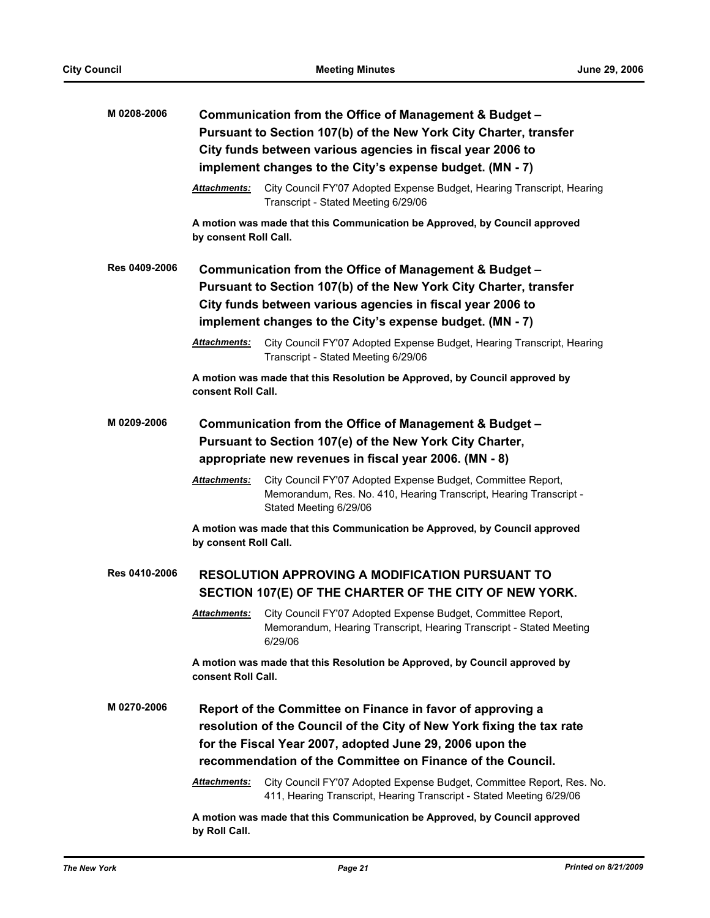**M 0208-2006** **Communication from the Office of Management & Budget – Pursuant to Section 107(b) of the New York City Charter, transfer City funds between various agencies in fiscal year 2006 to implement changes to the City's expense budget. (MN - 7)**

*Attachments:* City Council FY'07 Adopted Expense Budget, Hearing Transcript, Hearing Transcript - Stated Meeting 6/29/06

**A motion was made that this Communication be Approved, by Council approved by consent Roll Call.**

**Res 0409-2006** **Communication from the Office of Management & Budget – Pursuant to Section 107(b) of the New York City Charter, transfer City funds between various agencies in fiscal year 2006 to implement changes to the City's expense budget. (MN - 7)**

*Attachments:* City Council FY'07 Adopted Expense Budget, Hearing Transcript, Hearing Transcript - Stated Meeting 6/29/06

**A motion was made that this Resolution be Approved, by Council approved by consent Roll Call.**

**M 0209-2006** **Communication from the Office of Management & Budget – Pursuant to Section 107(e) of the New York City Charter, appropriate new revenues in fiscal year 2006. (MN - 8)**

*Attachments:* City Council FY'07 Adopted Expense Budget, Committee Report, Memorandum, Res. No. 410, Hearing Transcript, Hearing Transcript - Stated Meeting 6/29/06

**A motion was made that this Communication be Approved, by Council approved by consent Roll Call.**

**Res 0410-2006** **RESOLUTION APPROVING A MODIFICATION PURSUANT TO SECTION 107(E) OF THE CHARTER OF THE CITY OF NEW YORK.**

*Attachments:* City Council FY'07 Adopted Expense Budget, Committee Report, Memorandum, Hearing Transcript, Hearing Transcript - Stated Meeting 6/29/06

**A motion was made that this Resolution be Approved, by Council approved by consent Roll Call.**

**M 0270-2006** **Report of the Committee on Finance in favor of approving a resolution of the Council of the City of New York fixing the tax rate for the Fiscal Year 2007, adopted June 29, 2006 upon the recommendation of the Committee on Finance of the Council.**

*Attachments:* City Council FY'07 Adopted Expense Budget, Committee Report, Res. No. 411, Hearing Transcript, Hearing Transcript - Stated Meeting 6/29/06

**A motion was made that this Communication be Approved, by Council approved by Roll Call.**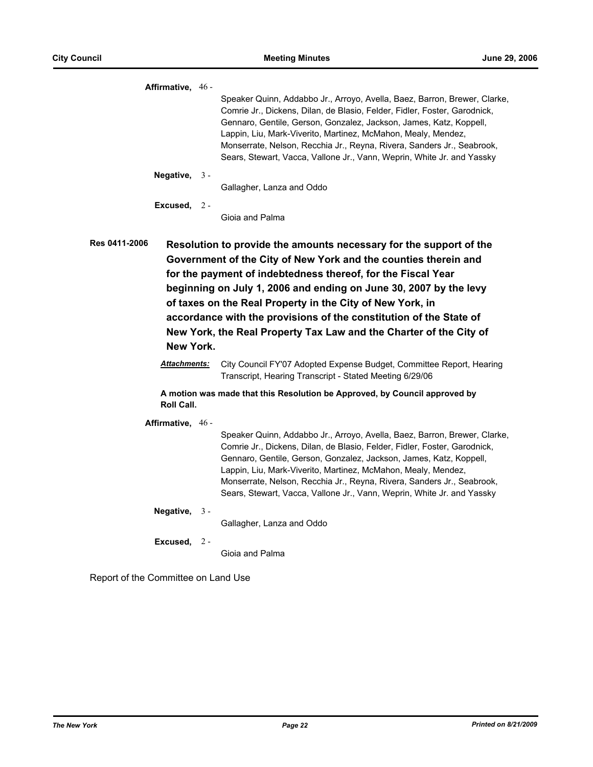**Affirmative,** 46 -

Speaker Quinn, Addabbo Jr., Arroyo, Avella, Baez, Barron, Brewer, Clarke, Comrie Jr., Dickens, Dilan, de Blasio, Felder, Fidler, Foster, Garodnick, Gennaro, Gentile, Gerson, Gonzalez, Jackson, James, Katz, Koppell, Lappin, Liu, Mark-Viverito, Martinez, McMahon, Mealy, Mendez, Monserrate, Nelson, Recchia Jr., Reyna, Rivera, Sanders Jr., Seabrook, Sears, Stewart, Vacca, Vallone Jr., Vann, Weprin, White Jr. and Yassky

**Negative,** 3 -

Gallagher, Lanza and Oddo

**Excused,** 2 -

Gioia and Palma

**Res 0411-2006** **Resolution to provide the amounts necessary for the support of the Government of the City of New York and the counties therein and for the payment of indebtedness thereof, for the Fiscal Year beginning on July 1, 2006 and ending on June 30, 2007 by the levy of taxes on the Real Property in the City of New York, in accordance with the provisions of the constitution of the State of New York, the Real Property Tax Law and the Charter of the City of New York.**

***Attachments:*** City Council FY'07 Adopted Expense Budget, Committee Report, Hearing Transcript, Hearing Transcript - Stated Meeting 6/29/06

**A motion was made that this Resolution be Approved, by Council approved by Roll Call.**

**Affirmative,** 46 -

Speaker Quinn, Addabbo Jr., Arroyo, Avella, Baez, Barron, Brewer, Clarke, Comrie Jr., Dickens, Dilan, de Blasio, Felder, Fidler, Foster, Garodnick, Gennaro, Gentile, Gerson, Gonzalez, Jackson, James, Katz, Koppell, Lappin, Liu, Mark-Viverito, Martinez, McMahon, Mealy, Mendez, Monserrate, Nelson, Recchia Jr., Reyna, Rivera, Sanders Jr., Seabrook, Sears, Stewart, Vacca, Vallone Jr., Vann, Weprin, White Jr. and Yassky

**Negative,** 3 -

Gallagher, Lanza and Oddo

**Excused,** 2 -

Gioia and Palma

Report of the Committee on Land Use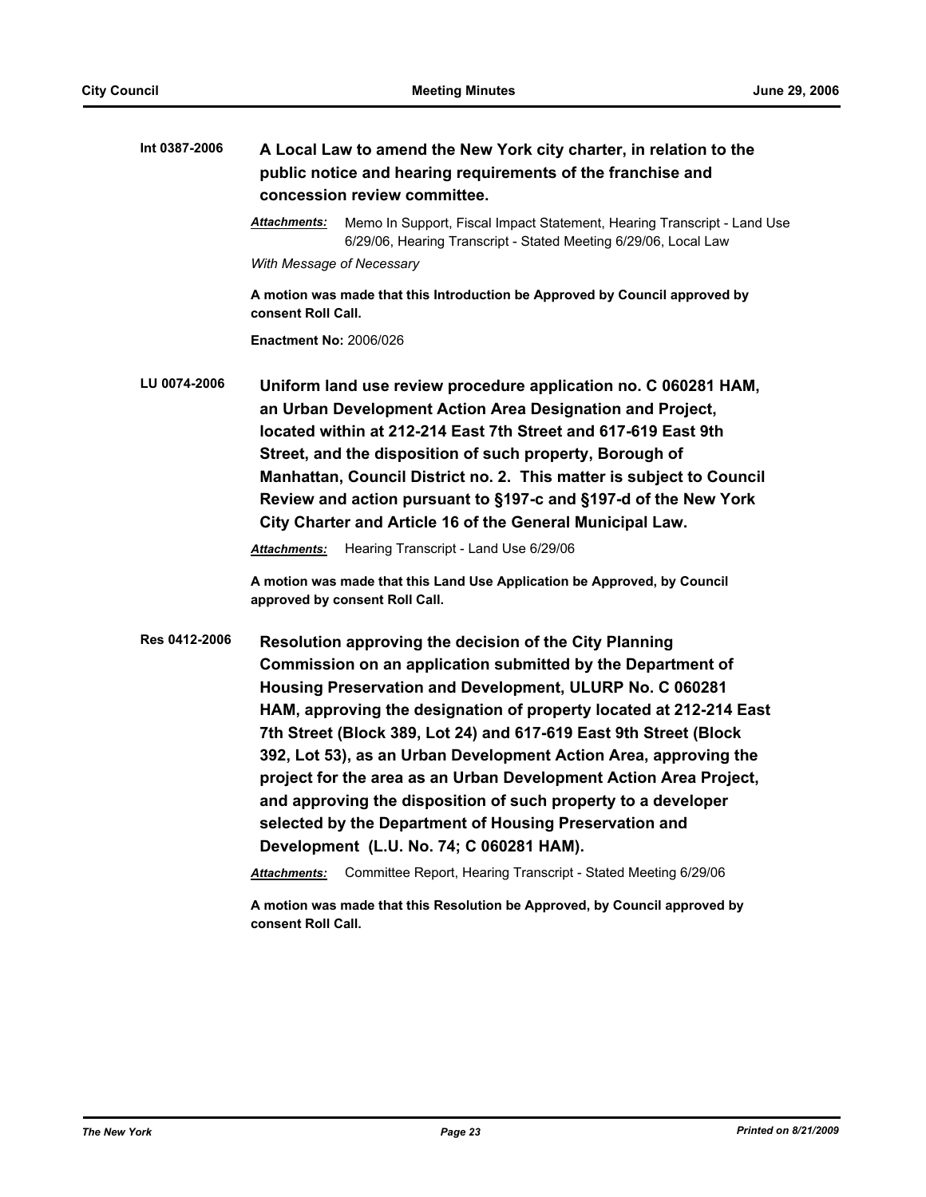**Int 0387-2006** **A Local Law to amend the New York city charter, in relation to the public notice and hearing requirements of the franchise and concession review committee.**

***Attachments:*** Memo In Support, Fiscal Impact Statement, Hearing Transcript - Land Use 6/29/06, Hearing Transcript - Stated Meeting 6/29/06, Local Law

*With Message of Necessary*

**A motion was made that this Introduction be Approved by Council approved by consent Roll Call.**

**Enactment No:** 2006/026

**LU 0074-2006** **Uniform land use review procedure application no. C 060281 HAM, an Urban Development Action Area Designation and Project, located within at 212-214 East 7th Street and 617-619 East 9th Street, and the disposition of such property, Borough of Manhattan, Council District no. 2. This matter is subject to Council Review and action pursuant to §197-c and §197-d of the New York City Charter and Article 16 of the General Municipal Law.**

***Attachments:*** Hearing Transcript - Land Use 6/29/06

**A motion was made that this Land Use Application be Approved, by Council approved by consent Roll Call.**

**Res 0412-2006** **Resolution approving the decision of the City Planning Commission on an application submitted by the Department of Housing Preservation and Development, ULURP No. C 060281 HAM, approving the designation of property located at 212-214 East 7th Street (Block 389, Lot 24) and 617-619 East 9th Street (Block 392, Lot 53), as an Urban Development Action Area, approving the project for the area as an Urban Development Action Area Project, and approving the disposition of such property to a developer selected by the Department of Housing Preservation and Development (L.U. No. 74; C 060281 HAM).**

***Attachments:*** Committee Report, Hearing Transcript - Stated Meeting 6/29/06

**A motion was made that this Resolution be Approved, by Council approved by consent Roll Call.**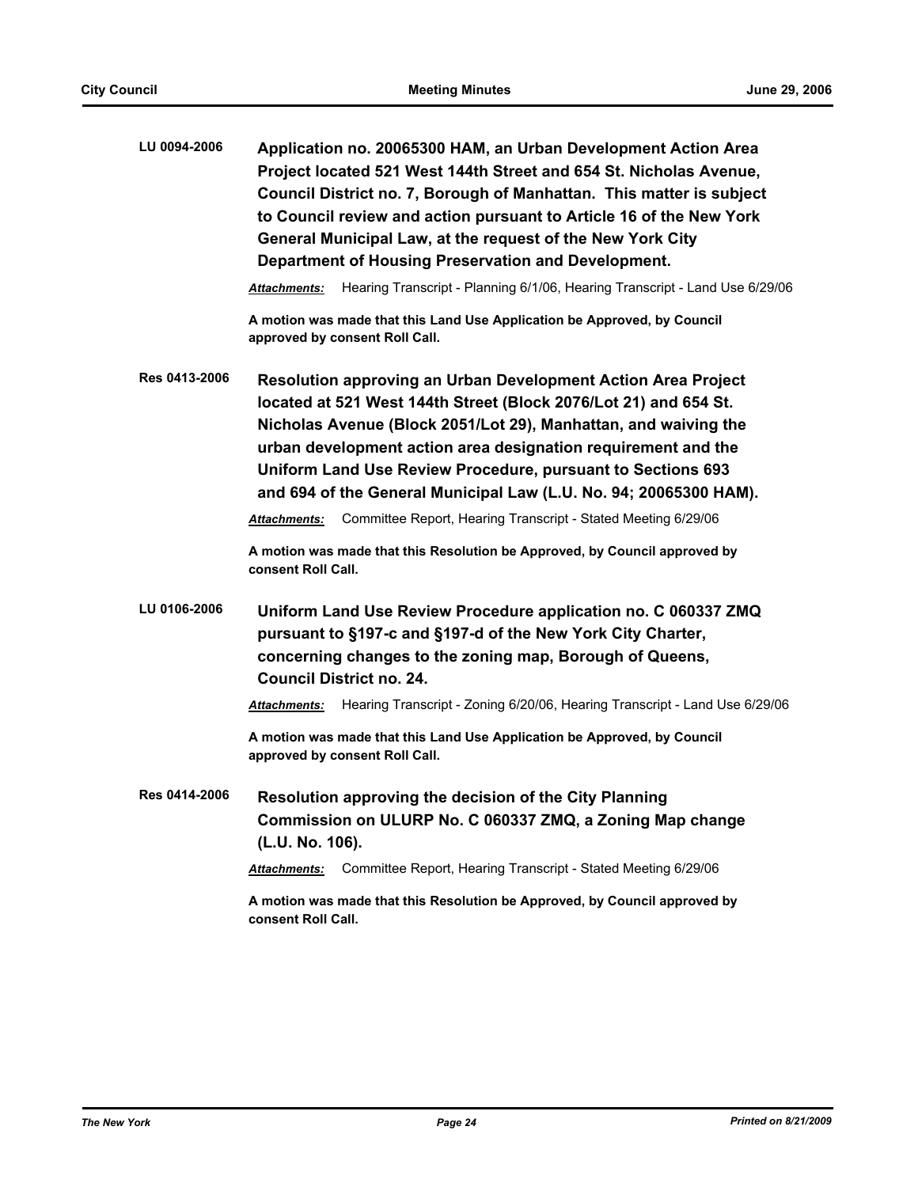**LU 0094-2006** **Application no. 20065300 HAM, an Urban Development Action Area Project located 521 West 144th Street and 654 St. Nicholas Avenue, Council District no. 7, Borough of Manhattan. This matter is subject to Council review and action pursuant to Article 16 of the New York General Municipal Law, at the request of the New York City Department of Housing Preservation and Development.**

***Attachments:*** Hearing Transcript - Planning 6/1/06, Hearing Transcript - Land Use 6/29/06

**A motion was made that this Land Use Application be Approved, by Council approved by consent Roll Call.**

**Res 0413-2006** **Resolution approving an Urban Development Action Area Project located at 521 West 144th Street (Block 2076/Lot 21) and 654 St. Nicholas Avenue (Block 2051/Lot 29), Manhattan, and waiving the urban development action area designation requirement and the Uniform Land Use Review Procedure, pursuant to Sections 693 and 694 of the General Municipal Law (L.U. No. 94; 20065300 HAM).**

***Attachments:*** Committee Report, Hearing Transcript - Stated Meeting 6/29/06

**A motion was made that this Resolution be Approved, by Council approved by consent Roll Call.**

**LU 0106-2006** **Uniform Land Use Review Procedure application no. C 060337 ZMQ pursuant to §197-c and §197-d of the New York City Charter, concerning changes to the zoning map, Borough of Queens, Council District no. 24.**

***Attachments:*** Hearing Transcript - Zoning 6/20/06, Hearing Transcript - Land Use 6/29/06

**A motion was made that this Land Use Application be Approved, by Council approved by consent Roll Call.**

**Res 0414-2006** **Resolution approving the decision of the City Planning Commission on ULURP No. C 060337 ZMQ, a Zoning Map change (L.U. No. 106).**

***Attachments:*** Committee Report, Hearing Transcript - Stated Meeting 6/29/06

**A motion was made that this Resolution be Approved, by Council approved by consent Roll Call.**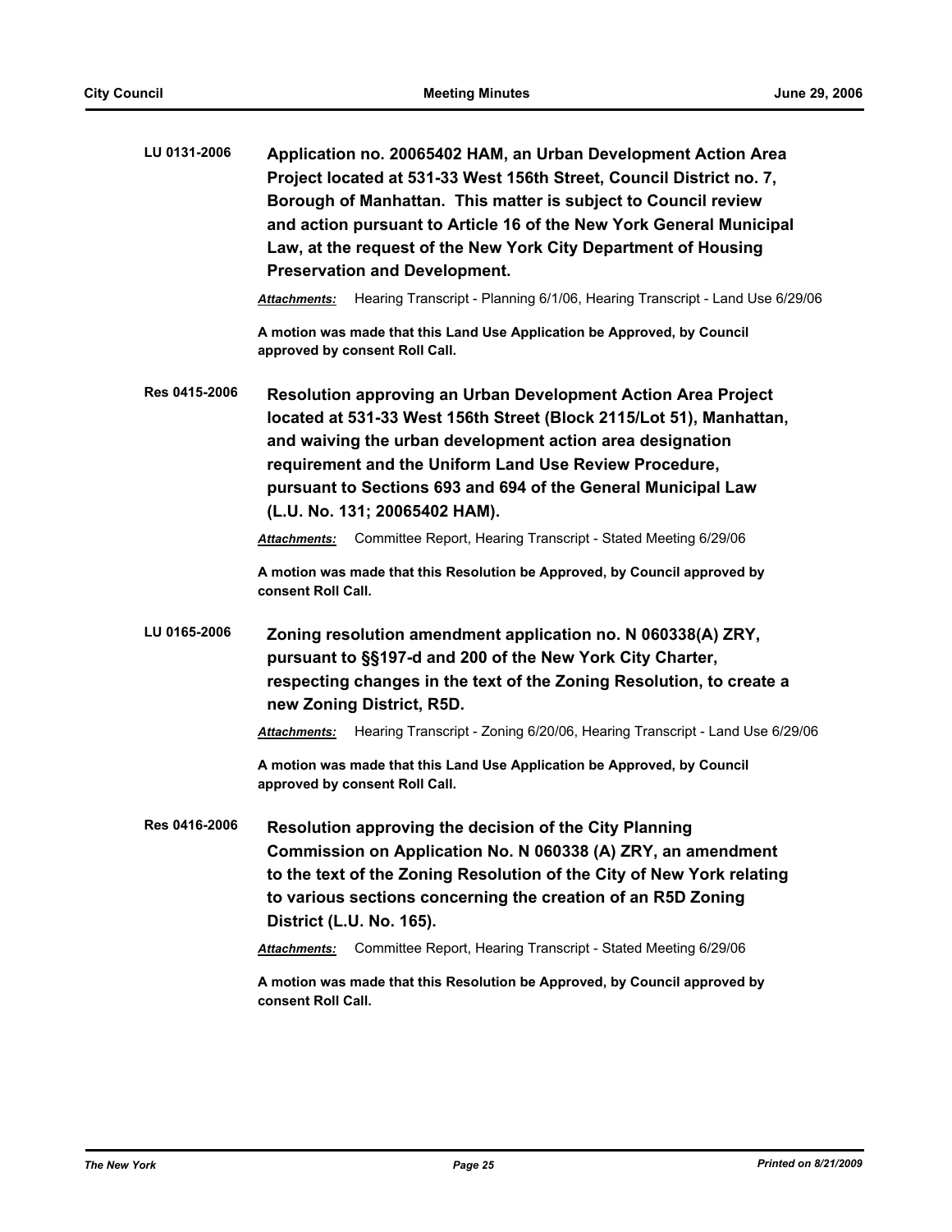**LU 0131-2006** **Application no. 20065402 HAM, an Urban Development Action Area Project located at 531-33 West 156th Street, Council District no. 7, Borough of Manhattan. This matter is subject to Council review and action pursuant to Article 16 of the New York General Municipal Law, at the request of the New York City Department of Housing Preservation and Development.**

***Attachments:*** Hearing Transcript - Planning 6/1/06, Hearing Transcript - Land Use 6/29/06

**A motion was made that this Land Use Application be Approved, by Council approved by consent Roll Call.**

**Res 0415-2006** **Resolution approving an Urban Development Action Area Project located at 531-33 West 156th Street (Block 2115/Lot 51), Manhattan, and waiving the urban development action area designation requirement and the Uniform Land Use Review Procedure, pursuant to Sections 693 and 694 of the General Municipal Law (L.U. No. 131; 20065402 HAM).**

***Attachments:*** Committee Report, Hearing Transcript - Stated Meeting 6/29/06

**A motion was made that this Resolution be Approved, by Council approved by consent Roll Call.**

**LU 0165-2006** **Zoning resolution amendment application no. N 060338(A) ZRY, pursuant to §§197-d and 200 of the New York City Charter, respecting changes in the text of the Zoning Resolution, to create a new Zoning District, R5D.**

***Attachments:*** Hearing Transcript - Zoning 6/20/06, Hearing Transcript - Land Use 6/29/06

**A motion was made that this Land Use Application be Approved, by Council approved by consent Roll Call.**

**Res 0416-2006** **Resolution approving the decision of the City Planning Commission on Application No. N 060338 (A) ZRY, an amendment to the text of the Zoning Resolution of the City of New York relating to various sections concerning the creation of an R5D Zoning District (L.U. No. 165).**

***Attachments:*** Committee Report, Hearing Transcript - Stated Meeting 6/29/06

**A motion was made that this Resolution be Approved, by Council approved by consent Roll Call.**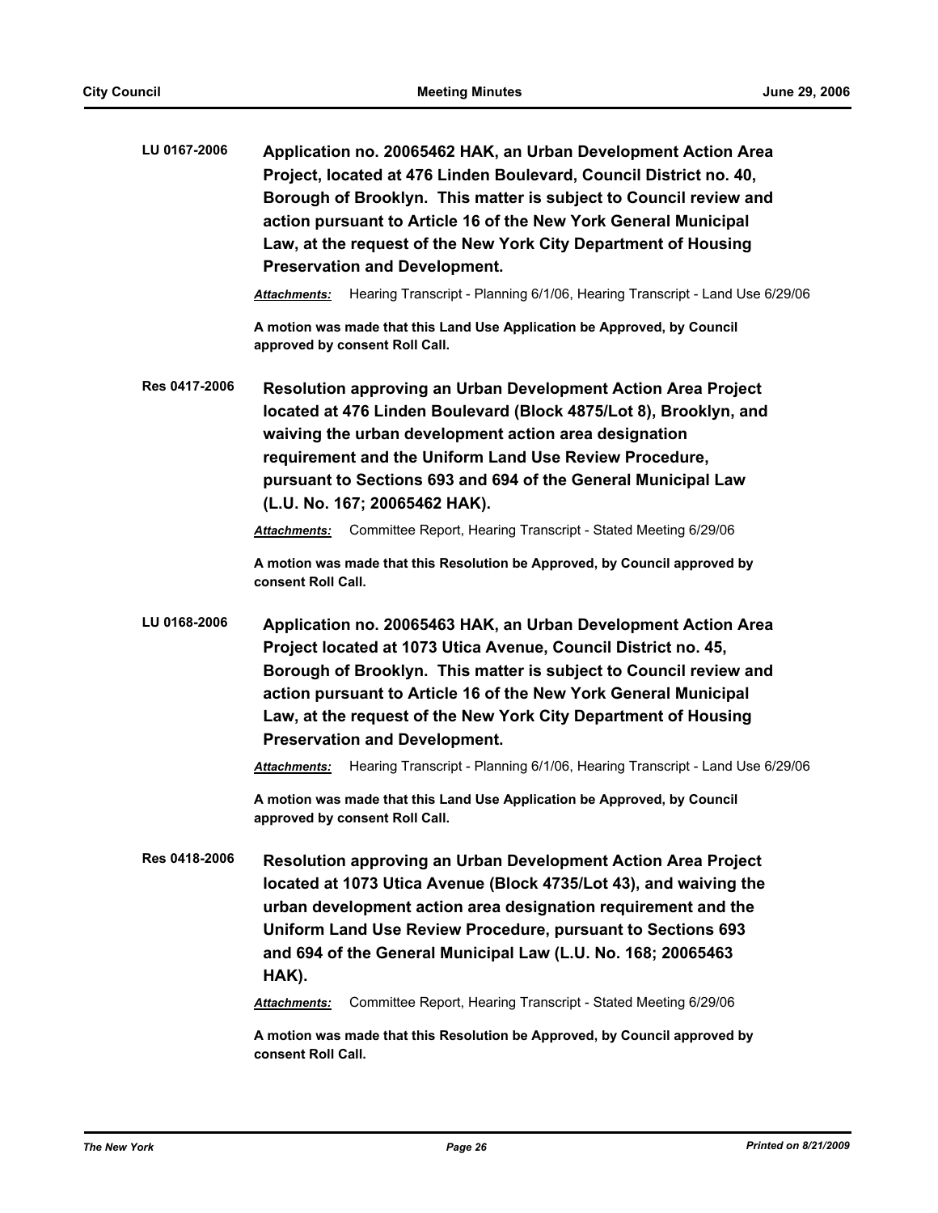**LU 0167-2006** **Application no. 20065462 HAK, an Urban Development Action Area Project, located at 476 Linden Boulevard, Council District no. 40, Borough of Brooklyn. This matter is subject to Council review and action pursuant to Article 16 of the New York General Municipal Law, at the request of the New York City Department of Housing Preservation and Development.**

***Attachments:*** Hearing Transcript - Planning 6/1/06, Hearing Transcript - Land Use 6/29/06

**A motion was made that this Land Use Application be Approved, by Council approved by consent Roll Call.**

**Res 0417-2006** **Resolution approving an Urban Development Action Area Project located at 476 Linden Boulevard (Block 4875/Lot 8), Brooklyn, and waiving the urban development action area designation requirement and the Uniform Land Use Review Procedure, pursuant to Sections 693 and 694 of the General Municipal Law (L.U. No. 167; 20065462 HAK).**

***Attachments:*** Committee Report, Hearing Transcript - Stated Meeting 6/29/06

**A motion was made that this Resolution be Approved, by Council approved by consent Roll Call.**

**LU 0168-2006** **Application no. 20065463 HAK, an Urban Development Action Area Project located at 1073 Utica Avenue, Council District no. 45, Borough of Brooklyn. This matter is subject to Council review and action pursuant to Article 16 of the New York General Municipal Law, at the request of the New York City Department of Housing Preservation and Development.**

***Attachments:*** Hearing Transcript - Planning 6/1/06, Hearing Transcript - Land Use 6/29/06

**A motion was made that this Land Use Application be Approved, by Council approved by consent Roll Call.**

**Res 0418-2006** **Resolution approving an Urban Development Action Area Project located at 1073 Utica Avenue (Block 4735/Lot 43), and waiving the urban development action area designation requirement and the Uniform Land Use Review Procedure, pursuant to Sections 693 and 694 of the General Municipal Law (L.U. No. 168; 20065463 HAK).**

***Attachments:*** Committee Report, Hearing Transcript - Stated Meeting 6/29/06

**A motion was made that this Resolution be Approved, by Council approved by consent Roll Call.**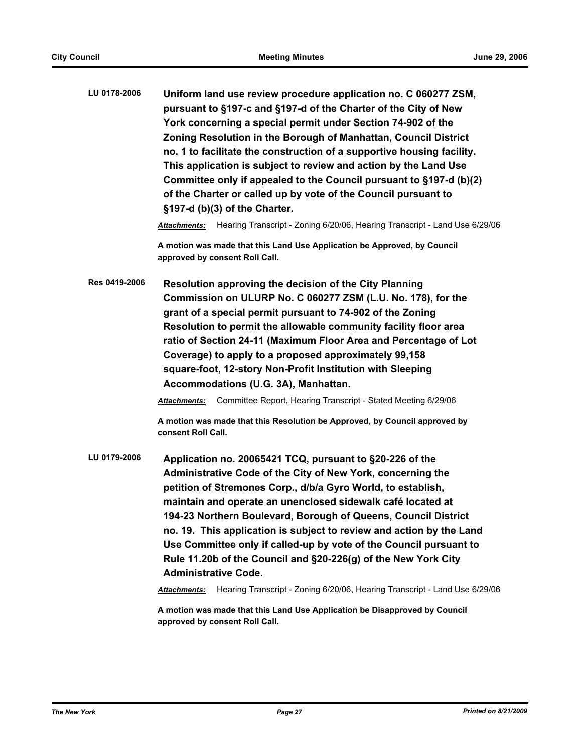**LU 0178-2006** **Uniform land use review procedure application no. C 060277 ZSM, pursuant to §197-c and §197-d of the Charter of the City of New York concerning a special permit under Section 74-902 of the Zoning Resolution in the Borough of Manhattan, Council District no. 1 to facilitate the construction of a supportive housing facility. This application is subject to review and action by the Land Use Committee only if appealed to the Council pursuant to §197-d (b)(2) of the Charter or called up by vote of the Council pursuant to §197-d (b)(3) of the Charter.**

***Attachments:*** Hearing Transcript - Zoning 6/20/06, Hearing Transcript - Land Use 6/29/06

**A motion was made that this Land Use Application be Approved, by Council approved by consent Roll Call.**

**Res 0419-2006** **Resolution approving the decision of the City Planning Commission on ULURP No. C 060277 ZSM (L.U. No. 178), for the grant of a special permit pursuant to 74-902 of the Zoning Resolution to permit the allowable community facility floor area ratio of Section 24-11 (Maximum Floor Area and Percentage of Lot Coverage) to apply to a proposed approximately 99,158 square-foot, 12-story Non-Profit Institution with Sleeping Accommodations (U.G. 3A), Manhattan.**

***Attachments:*** Committee Report, Hearing Transcript - Stated Meeting 6/29/06

**A motion was made that this Resolution be Approved, by Council approved by consent Roll Call.**

**LU 0179-2006** **Application no. 20065421 TCQ, pursuant to §20-226 of the Administrative Code of the City of New York, concerning the petition of Stremones Corp., d/b/a Gyro World, to establish, maintain and operate an unenclosed sidewalk café located at 194-23 Northern Boulevard, Borough of Queens, Council District no. 19. This application is subject to review and action by the Land Use Committee only if called-up by vote of the Council pursuant to Rule 11.20b of the Council and §20-226(g) of the New York City Administrative Code.**

***Attachments:*** Hearing Transcript - Zoning 6/20/06, Hearing Transcript - Land Use 6/29/06

**A motion was made that this Land Use Application be Disapproved by Council approved by consent Roll Call.**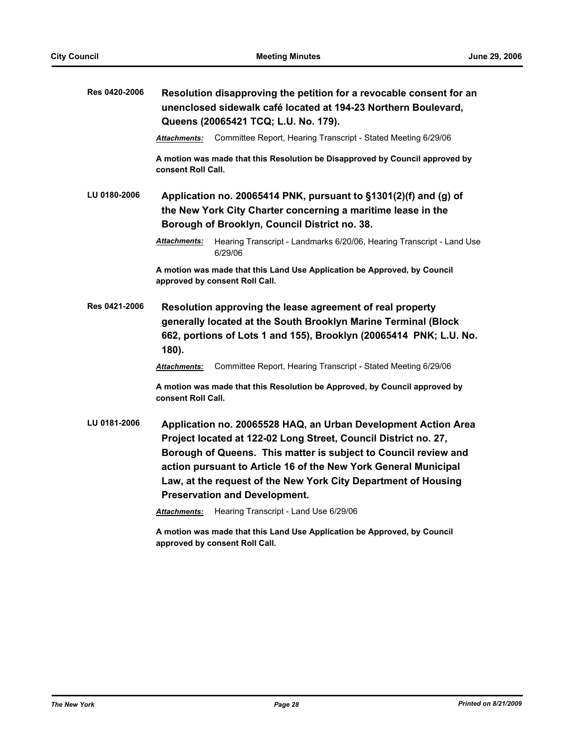**Res 0420-2006** **Resolution disapproving the petition for a revocable consent for an unenclosed sidewalk café located at 194-23 Northern Boulevard, Queens (20065421 TCQ; L.U. No. 179).**

***Attachments:*** Committee Report, Hearing Transcript - Stated Meeting 6/29/06

**A motion was made that this Resolution be Disapproved by Council approved by consent Roll Call.**

**LU 0180-2006** **Application no. 20065414 PNK, pursuant to §1301(2)(f) and (g) of the New York City Charter concerning a maritime lease in the Borough of Brooklyn, Council District no. 38.**

***Attachments:*** Hearing Transcript - Landmarks 6/20/06, Hearing Transcript - Land Use 6/29/06

**A motion was made that this Land Use Application be Approved, by Council approved by consent Roll Call.**

**Res 0421-2006** **Resolution approving the lease agreement of real property generally located at the South Brooklyn Marine Terminal (Block 662, portions of Lots 1 and 155), Brooklyn (20065414 PNK; L.U. No. 180).**

***Attachments:*** Committee Report, Hearing Transcript - Stated Meeting 6/29/06

**A motion was made that this Resolution be Approved, by Council approved by consent Roll Call.**

**LU 0181-2006** **Application no. 20065528 HAQ, an Urban Development Action Area Project located at 122-02 Long Street, Council District no. 27, Borough of Queens. This matter is subject to Council review and action pursuant to Article 16 of the New York General Municipal Law, at the request of the New York City Department of Housing Preservation and Development.**

***Attachments:*** Hearing Transcript - Land Use 6/29/06

**A motion was made that this Land Use Application be Approved, by Council approved by consent Roll Call.**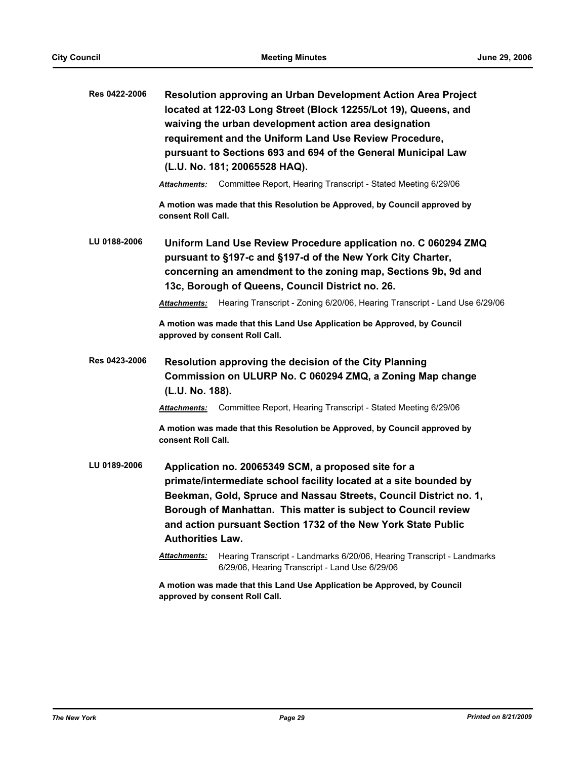**Res 0422-2006** **Resolution approving an Urban Development Action Area Project located at 122-03 Long Street (Block 12255/Lot 19), Queens, and waiving the urban development action area designation requirement and the Uniform Land Use Review Procedure, pursuant to Sections 693 and 694 of the General Municipal Law (L.U. No. 181; 20065528 HAQ).**

***Attachments:*** Committee Report, Hearing Transcript - Stated Meeting 6/29/06

**A motion was made that this Resolution be Approved, by Council approved by consent Roll Call.**

**LU 0188-2006** **Uniform Land Use Review Procedure application no. C 060294 ZMQ pursuant to §197-c and §197-d of the New York City Charter, concerning an amendment to the zoning map, Sections 9b, 9d and 13c, Borough of Queens, Council District no. 26.**

***Attachments:*** Hearing Transcript - Zoning 6/20/06, Hearing Transcript - Land Use 6/29/06

**A motion was made that this Land Use Application be Approved, by Council approved by consent Roll Call.**

**Res 0423-2006** **Resolution approving the decision of the City Planning Commission on ULURP No. C 060294 ZMQ, a Zoning Map change (L.U. No. 188).**

***Attachments:*** Committee Report, Hearing Transcript - Stated Meeting 6/29/06

**A motion was made that this Resolution be Approved, by Council approved by consent Roll Call.**

**LU 0189-2006** **Application no. 20065349 SCM, a proposed site for a primate/intermediate school facility located at a site bounded by Beekman, Gold, Spruce and Nassau Streets, Council District no. 1, Borough of Manhattan. This matter is subject to Council review and action pursuant Section 1732 of the New York State Public Authorities Law.**

***Attachments:*** Hearing Transcript - Landmarks 6/20/06, Hearing Transcript - Landmarks 6/29/06, Hearing Transcript - Land Use 6/29/06

**A motion was made that this Land Use Application be Approved, by Council approved by consent Roll Call.**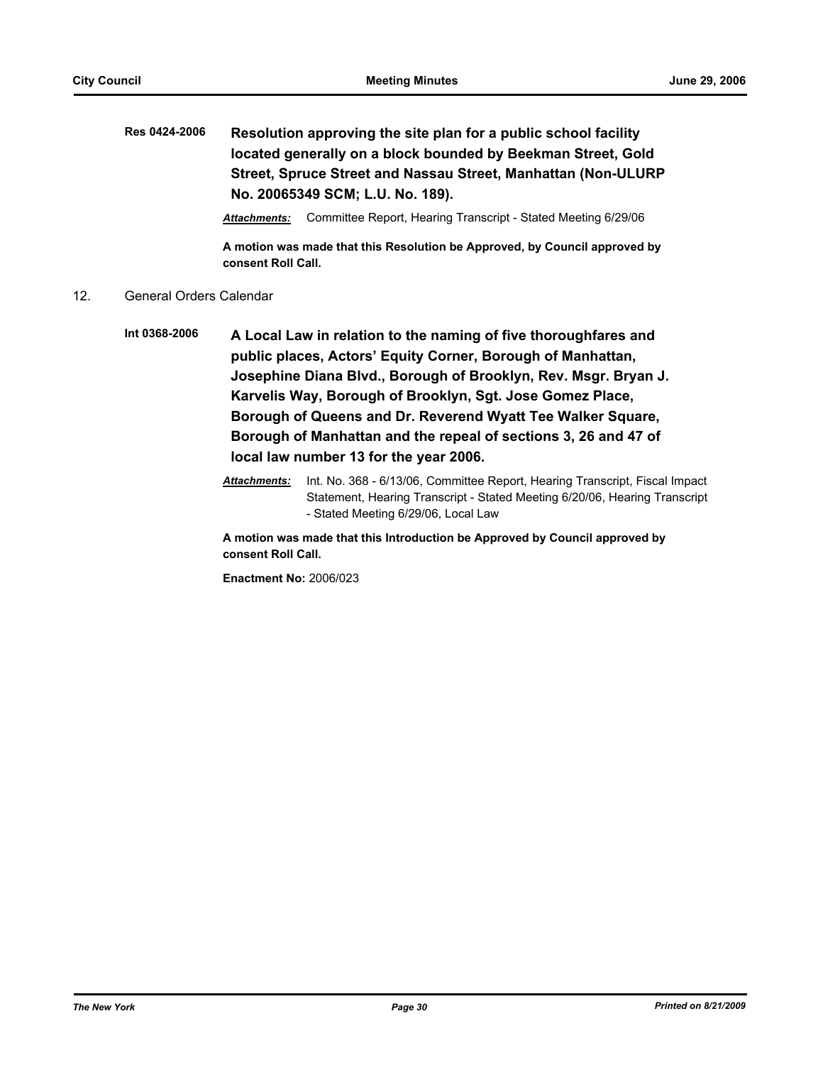**Res 0424-2006** **Resolution approving the site plan for a public school facility located generally on a block bounded by Beekman Street, Gold Street, Spruce Street and Nassau Street, Manhattan (Non-ULURP No. 20065349 SCM; L.U. No. 189).**

***Attachments:*** Committee Report, Hearing Transcript - Stated Meeting 6/29/06

**A motion was made that this Resolution be Approved, by Council approved by consent Roll Call.**

12. General Orders Calendar

**Int 0368-2006** **A Local Law in relation to the naming of five thoroughfares and public places, Actors' Equity Corner, Borough of Manhattan, Josephine Diana Blvd., Borough of Brooklyn, Rev. Msgr. Bryan J. Karvelis Way, Borough of Brooklyn, Sgt. Jose Gomez Place, Borough of Queens and Dr. Reverend Wyatt Tee Walker Square, Borough of Manhattan and the repeal of sections 3, 26 and 47 of local law number 13 for the year 2006.**

***Attachments:*** Int. No. 368 - 6/13/06, Committee Report, Hearing Transcript, Fiscal Impact Statement, Hearing Transcript - Stated Meeting 6/20/06, Hearing Transcript - Stated Meeting 6/29/06, Local Law

**A motion was made that this Introduction be Approved by Council approved by consent Roll Call.**

**Enactment No:** 2006/023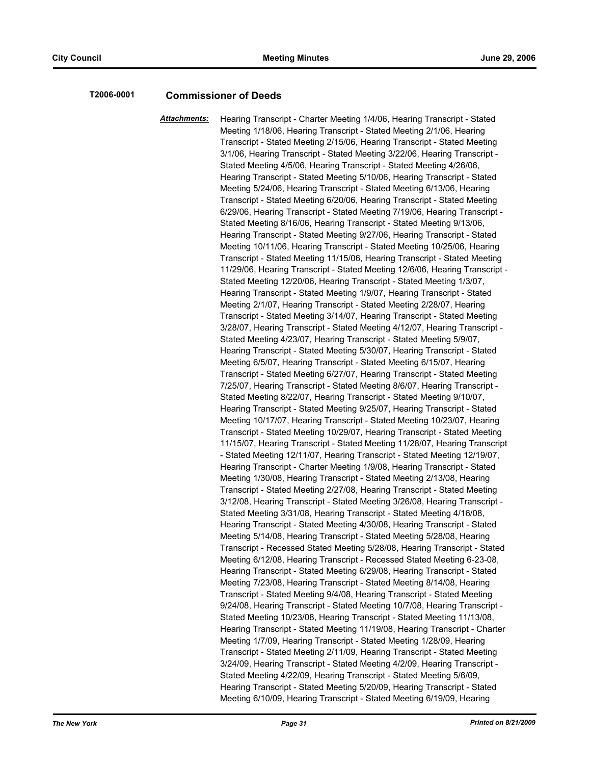**T2006-0001** **Commissioner of Deeds**

***Attachments:*** Hearing Transcript - Charter Meeting 1/4/06, Hearing Transcript - Stated Meeting 1/18/06, Hearing Transcript - Stated Meeting 2/1/06, Hearing Transcript - Stated Meeting 2/15/06, Hearing Transcript - Stated Meeting 3/1/06, Hearing Transcript - Stated Meeting 3/22/06, Hearing Transcript - Stated Meeting 4/5/06, Hearing Transcript - Stated Meeting 4/26/06, Hearing Transcript - Stated Meeting 5/10/06, Hearing Transcript - Stated Meeting 5/24/06, Hearing Transcript - Stated Meeting 6/13/06, Hearing Transcript - Stated Meeting 6/20/06, Hearing Transcript - Stated Meeting 6/29/06, Hearing Transcript - Stated Meeting 7/19/06, Hearing Transcript - Stated Meeting 8/16/06, Hearing Transcript - Stated Meeting 9/13/06, Hearing Transcript - Stated Meeting 9/27/06, Hearing Transcript - Stated Meeting 10/11/06, Hearing Transcript - Stated Meeting 10/25/06, Hearing Transcript - Stated Meeting 11/15/06, Hearing Transcript - Stated Meeting 11/29/06, Hearing Transcript - Stated Meeting 12/6/06, Hearing Transcript - Stated Meeting 12/20/06, Hearing Transcript - Stated Meeting 1/3/07, Hearing Transcript - Stated Meeting 1/9/07, Hearing Transcript - Stated Meeting 2/1/07, Hearing Transcript - Stated Meeting 2/28/07, Hearing Transcript - Stated Meeting 3/14/07, Hearing Transcript - Stated Meeting 3/28/07, Hearing Transcript - Stated Meeting 4/12/07, Hearing Transcript - Stated Meeting 4/23/07, Hearing Transcript - Stated Meeting 5/9/07, Hearing Transcript - Stated Meeting 5/30/07, Hearing Transcript - Stated Meeting 6/5/07, Hearing Transcript - Stated Meeting 6/15/07, Hearing Transcript - Stated Meeting 6/27/07, Hearing Transcript - Stated Meeting 7/25/07, Hearing Transcript - Stated Meeting 8/6/07, Hearing Transcript - Stated Meeting 8/22/07, Hearing Transcript - Stated Meeting 9/10/07, Hearing Transcript - Stated Meeting 9/25/07, Hearing Transcript - Stated Meeting 10/17/07, Hearing Transcript - Stated Meeting 10/23/07, Hearing Transcript - Stated Meeting 10/29/07, Hearing Transcript - Stated Meeting 11/15/07, Hearing Transcript - Stated Meeting 11/28/07, Hearing Transcript - Stated Meeting 12/11/07, Hearing Transcript - Stated Meeting 12/19/07, Hearing Transcript - Charter Meeting 1/9/08, Hearing Transcript - Stated Meeting 1/30/08, Hearing Transcript - Stated Meeting 2/13/08, Hearing Transcript - Stated Meeting 2/27/08, Hearing Transcript - Stated Meeting 3/12/08, Hearing Transcript - Stated Meeting 3/26/08, Hearing Transcript - Stated Meeting 3/31/08, Hearing Transcript - Stated Meeting 4/16/08, Hearing Transcript - Stated Meeting 4/30/08, Hearing Transcript - Stated Meeting 5/14/08, Hearing Transcript - Stated Meeting 5/28/08, Hearing Transcript - Recessed Stated Meeting 5/28/08, Hearing Transcript - Stated Meeting 6/12/08, Hearing Transcript - Recessed Stated Meeting 6-23-08, Hearing Transcript - Stated Meeting 6/29/08, Hearing Transcript - Stated Meeting 7/23/08, Hearing Transcript - Stated Meeting 8/14/08, Hearing Transcript - Stated Meeting 9/4/08, Hearing Transcript - Stated Meeting 9/24/08, Hearing Transcript - Stated Meeting 10/7/08, Hearing Transcript - Stated Meeting 10/23/08, Hearing Transcript - Stated Meeting 11/13/08, Hearing Transcript - Stated Meeting 11/19/08, Hearing Transcript - Charter Meeting 1/7/09, Hearing Transcript - Stated Meeting 1/28/09, Hearing Transcript - Stated Meeting 2/11/09, Hearing Transcript - Stated Meeting 3/24/09, Hearing Transcript - Stated Meeting 4/2/09, Hearing Transcript - Stated Meeting 4/22/09, Hearing Transcript - Stated Meeting 5/6/09, Hearing Transcript - Stated Meeting 5/20/09, Hearing Transcript - Stated Meeting 6/10/09, Hearing Transcript - Stated Meeting 6/19/09, Hearing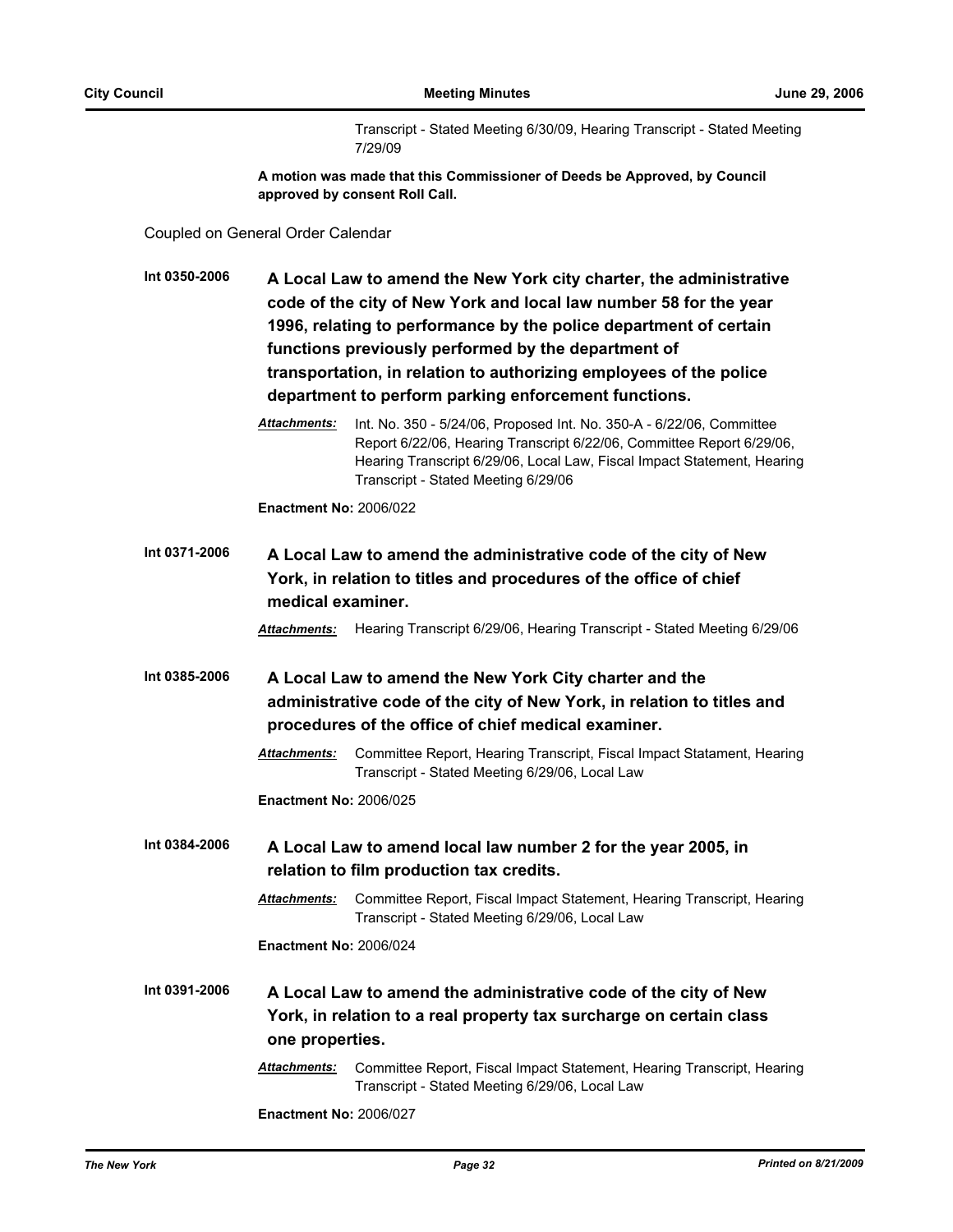Transcript - Stated Meeting 6/30/09, Hearing Transcript - Stated Meeting 7/29/09

**A motion was made that this Commissioner of Deeds be Approved, by Council approved by consent Roll Call.**

Coupled on General Order Calendar

**Int 0350-2006** **A Local Law to amend the New York city charter, the administrative code of the city of New York and local law number 58 for the year 1996, relating to performance by the police department of certain functions previously performed by the department of transportation, in relation to authorizing employees of the police department to perform parking enforcement functions.**

***Attachments:*** Int. No. 350 - 5/24/06, Proposed Int. No. 350-A - 6/22/06, Committee Report 6/22/06, Hearing Transcript 6/22/06, Committee Report 6/29/06, Hearing Transcript 6/29/06, Local Law, Fiscal Impact Statement, Hearing Transcript - Stated Meeting 6/29/06

**Enactment No:** 2006/022

**Int 0371-2006** **A Local Law to amend the administrative code of the city of New York, in relation to titles and procedures of the office of chief medical examiner.**

***Attachments:*** Hearing Transcript 6/29/06, Hearing Transcript - Stated Meeting 6/29/06

**Int 0385-2006** **A Local Law to amend the New York City charter and the administrative code of the city of New York, in relation to titles and procedures of the office of chief medical examiner.**

***Attachments:*** Committee Report, Hearing Transcript, Fiscal Impact Statament, Hearing Transcript - Stated Meeting 6/29/06, Local Law

**Enactment No:** 2006/025

**Int 0384-2006** **A Local Law to amend local law number 2 for the year 2005, in relation to film production tax credits.**

***Attachments:*** Committee Report, Fiscal Impact Statement, Hearing Transcript, Hearing Transcript - Stated Meeting 6/29/06, Local Law

**Enactment No:** 2006/024

**Int 0391-2006** **A Local Law to amend the administrative code of the city of New York, in relation to a real property tax surcharge on certain class one properties.**

***Attachments:*** Committee Report, Fiscal Impact Statement, Hearing Transcript, Hearing Transcript - Stated Meeting 6/29/06, Local Law

**Enactment No:** 2006/027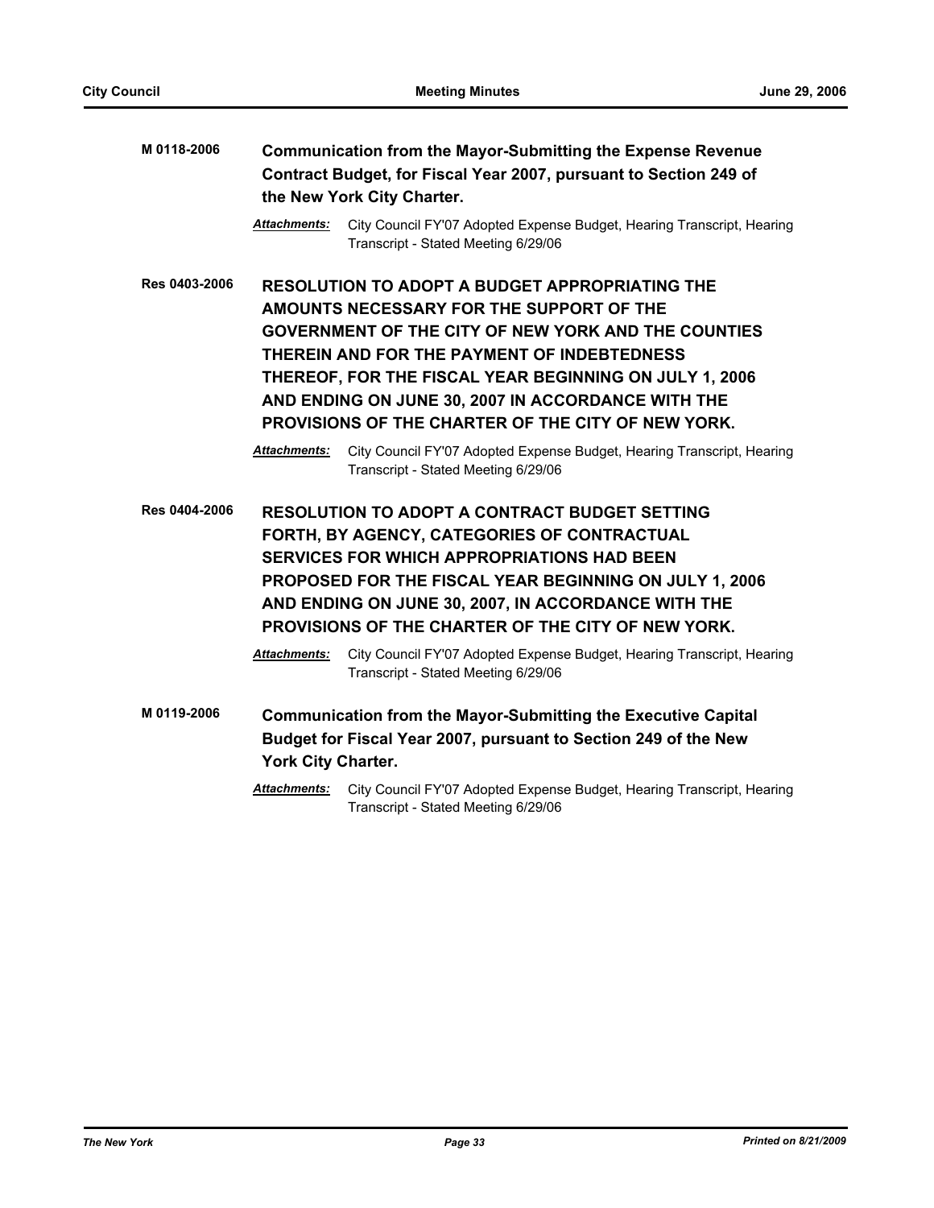**M 0118-2006** **Communication from the Mayor-Submitting the Expense Revenue Contract Budget, for Fiscal Year 2007, pursuant to Section 249 of the New York City Charter.**

*__Attachments:__* City Council FY'07 Adopted Expense Budget, Hearing Transcript, Hearing Transcript - Stated Meeting 6/29/06

**Res 0403-2006** **RESOLUTION TO ADOPT A BUDGET APPROPRIATING THE AMOUNTS NECESSARY FOR THE SUPPORT OF THE GOVERNMENT OF THE CITY OF NEW YORK AND THE COUNTIES THEREIN AND FOR THE PAYMENT OF INDEBTEDNESS THEREOF, FOR THE FISCAL YEAR BEGINNING ON JULY 1, 2006 AND ENDING ON JUNE 30, 2007 IN ACCORDANCE WITH THE PROVISIONS OF THE CHARTER OF THE CITY OF NEW YORK.**

*__Attachments:__* City Council FY'07 Adopted Expense Budget, Hearing Transcript, Hearing Transcript - Stated Meeting 6/29/06

**Res 0404-2006** **RESOLUTION TO ADOPT A CONTRACT BUDGET SETTING FORTH, BY AGENCY, CATEGORIES OF CONTRACTUAL SERVICES FOR WHICH APPROPRIATIONS HAD BEEN PROPOSED FOR THE FISCAL YEAR BEGINNING ON JULY 1, 2006 AND ENDING ON JUNE 30, 2007, IN ACCORDANCE WITH THE PROVISIONS OF THE CHARTER OF THE CITY OF NEW YORK.**

*__Attachments:__* City Council FY'07 Adopted Expense Budget, Hearing Transcript, Hearing Transcript - Stated Meeting 6/29/06

**M 0119-2006** **Communication from the Mayor-Submitting the Executive Capital Budget for Fiscal Year 2007, pursuant to Section 249 of the New York City Charter.**

*__Attachments:__* City Council FY'07 Adopted Expense Budget, Hearing Transcript, Hearing Transcript - Stated Meeting 6/29/06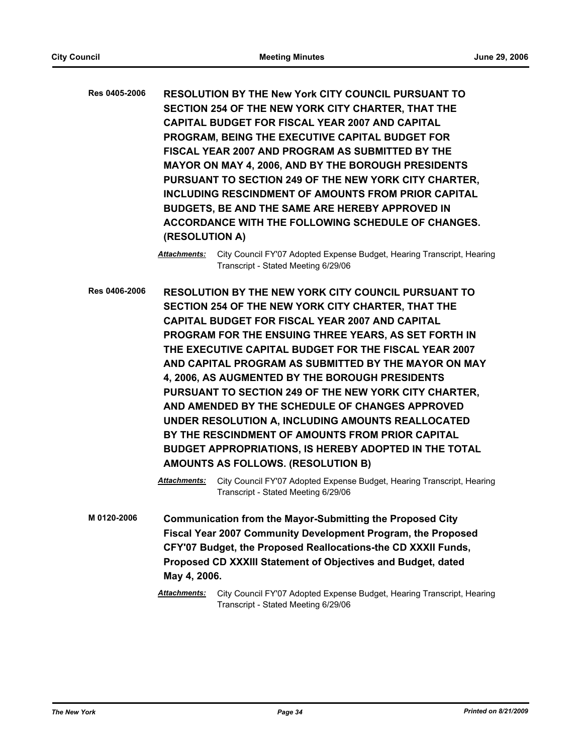**Res 0405-2006** **RESOLUTION BY THE New York CITY COUNCIL PURSUANT TO SECTION 254 OF THE NEW YORK CITY CHARTER, THAT THE CAPITAL BUDGET FOR FISCAL YEAR 2007 AND CAPITAL PROGRAM, BEING THE EXECUTIVE CAPITAL BUDGET FOR FISCAL YEAR 2007 AND PROGRAM AS SUBMITTED BY THE MAYOR ON MAY 4, 2006, AND BY THE BOROUGH PRESIDENTS PURSUANT TO SECTION 249 OF THE NEW YORK CITY CHARTER, INCLUDING RESCINDMENT OF AMOUNTS FROM PRIOR CAPITAL BUDGETS, BE AND THE SAME ARE HEREBY APPROVED IN ACCORDANCE WITH THE FOLLOWING SCHEDULE OF CHANGES. (RESOLUTION A)**

*Attachments:* City Council FY'07 Adopted Expense Budget, Hearing Transcript, Hearing Transcript - Stated Meeting 6/29/06

**Res 0406-2006** **RESOLUTION BY THE NEW YORK CITY COUNCIL PURSUANT TO SECTION 254 OF THE NEW YORK CITY CHARTER, THAT THE CAPITAL BUDGET FOR FISCAL YEAR 2007 AND CAPITAL PROGRAM FOR THE ENSUING THREE YEARS, AS SET FORTH IN THE EXECUTIVE CAPITAL BUDGET FOR THE FISCAL YEAR 2007 AND CAPITAL PROGRAM AS SUBMITTED BY THE MAYOR ON MAY 4, 2006, AS AUGMENTED BY THE BOROUGH PRESIDENTS PURSUANT TO SECTION 249 OF THE NEW YORK CITY CHARTER, AND AMENDED BY THE SCHEDULE OF CHANGES APPROVED UNDER RESOLUTION A, INCLUDING AMOUNTS REALLOCATED BY THE RESCINDMENT OF AMOUNTS FROM PRIOR CAPITAL BUDGET APPROPRIATIONS, IS HEREBY ADOPTED IN THE TOTAL AMOUNTS AS FOLLOWS. (RESOLUTION B)**

*Attachments:* City Council FY'07 Adopted Expense Budget, Hearing Transcript, Hearing Transcript - Stated Meeting 6/29/06

**M 0120-2006** **Communication from the Mayor-Submitting the Proposed City Fiscal Year 2007 Community Development Program, the Proposed CFY'07 Budget, the Proposed Reallocations-the CD XXXII Funds, Proposed CD XXXIII Statement of Objectives and Budget, dated May 4, 2006.**

*Attachments:* City Council FY'07 Adopted Expense Budget, Hearing Transcript, Hearing Transcript - Stated Meeting 6/29/06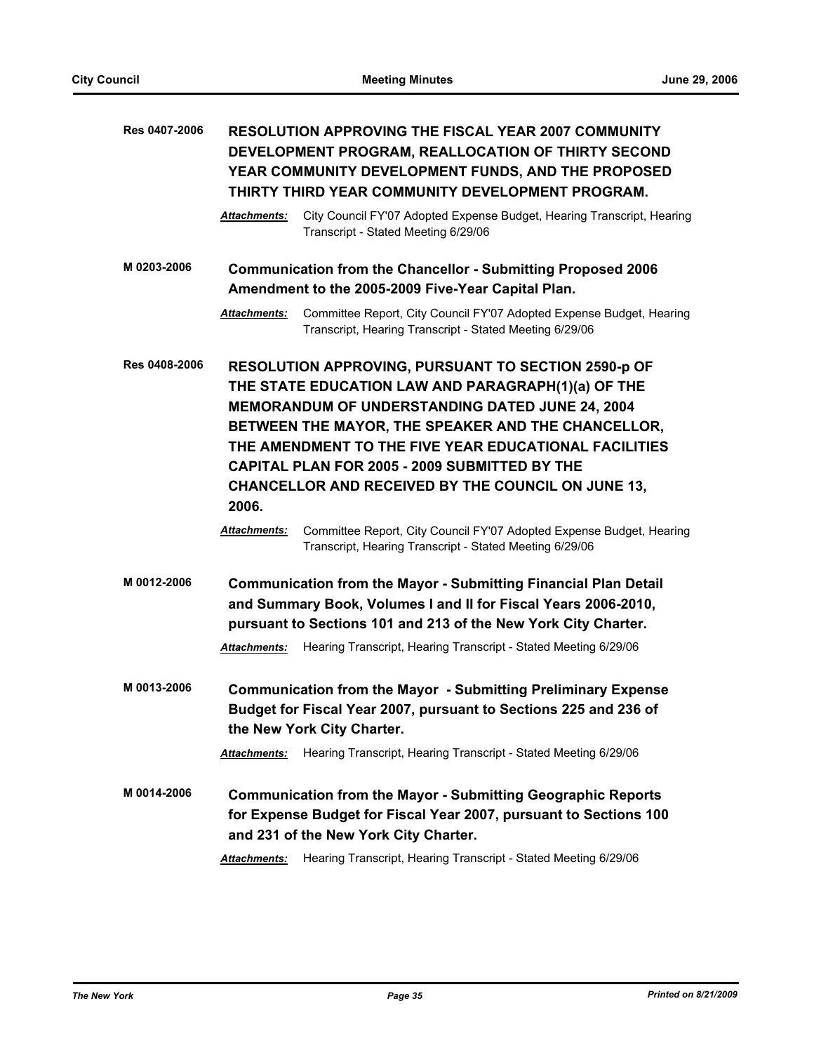**Res 0407-2006** **RESOLUTION APPROVING THE FISCAL YEAR 2007 COMMUNITY DEVELOPMENT PROGRAM, REALLOCATION OF THIRTY SECOND YEAR COMMUNITY DEVELOPMENT FUNDS, AND THE PROPOSED THIRTY THIRD YEAR COMMUNITY DEVELOPMENT PROGRAM.**

***Attachments:*** City Council FY'07 Adopted Expense Budget, Hearing Transcript, Hearing Transcript - Stated Meeting 6/29/06

**M 0203-2006** **Communication from the Chancellor - Submitting Proposed 2006 Amendment to the 2005-2009 Five-Year Capital Plan.**

***Attachments:*** Committee Report, City Council FY'07 Adopted Expense Budget, Hearing Transcript, Hearing Transcript - Stated Meeting 6/29/06

**Res 0408-2006** **RESOLUTION APPROVING, PURSUANT TO SECTION 2590-p OF THE STATE EDUCATION LAW AND PARAGRAPH(1)(a) OF THE MEMORANDUM OF UNDERSTANDING DATED JUNE 24, 2004 BETWEEN THE MAYOR, THE SPEAKER AND THE CHANCELLOR, THE AMENDMENT TO THE FIVE YEAR EDUCATIONAL FACILITIES CAPITAL PLAN FOR 2005 - 2009 SUBMITTED BY THE CHANCELLOR AND RECEIVED BY THE COUNCIL ON JUNE 13, 2006.**

***Attachments:*** Committee Report, City Council FY'07 Adopted Expense Budget, Hearing Transcript, Hearing Transcript - Stated Meeting 6/29/06

**M 0012-2006** **Communication from the Mayor - Submitting Financial Plan Detail and Summary Book, Volumes I and II for Fiscal Years 2006-2010, pursuant to Sections 101 and 213 of the New York City Charter.**

***Attachments:*** Hearing Transcript, Hearing Transcript - Stated Meeting 6/29/06

**M 0013-2006** **Communication from the Mayor - Submitting Preliminary Expense Budget for Fiscal Year 2007, pursuant to Sections 225 and 236 of the New York City Charter.**

***Attachments:*** Hearing Transcript, Hearing Transcript - Stated Meeting 6/29/06

**M 0014-2006** **Communication from the Mayor - Submitting Geographic Reports for Expense Budget for Fiscal Year 2007, pursuant to Sections 100 and 231 of the New York City Charter.**

***Attachments:*** Hearing Transcript, Hearing Transcript - Stated Meeting 6/29/06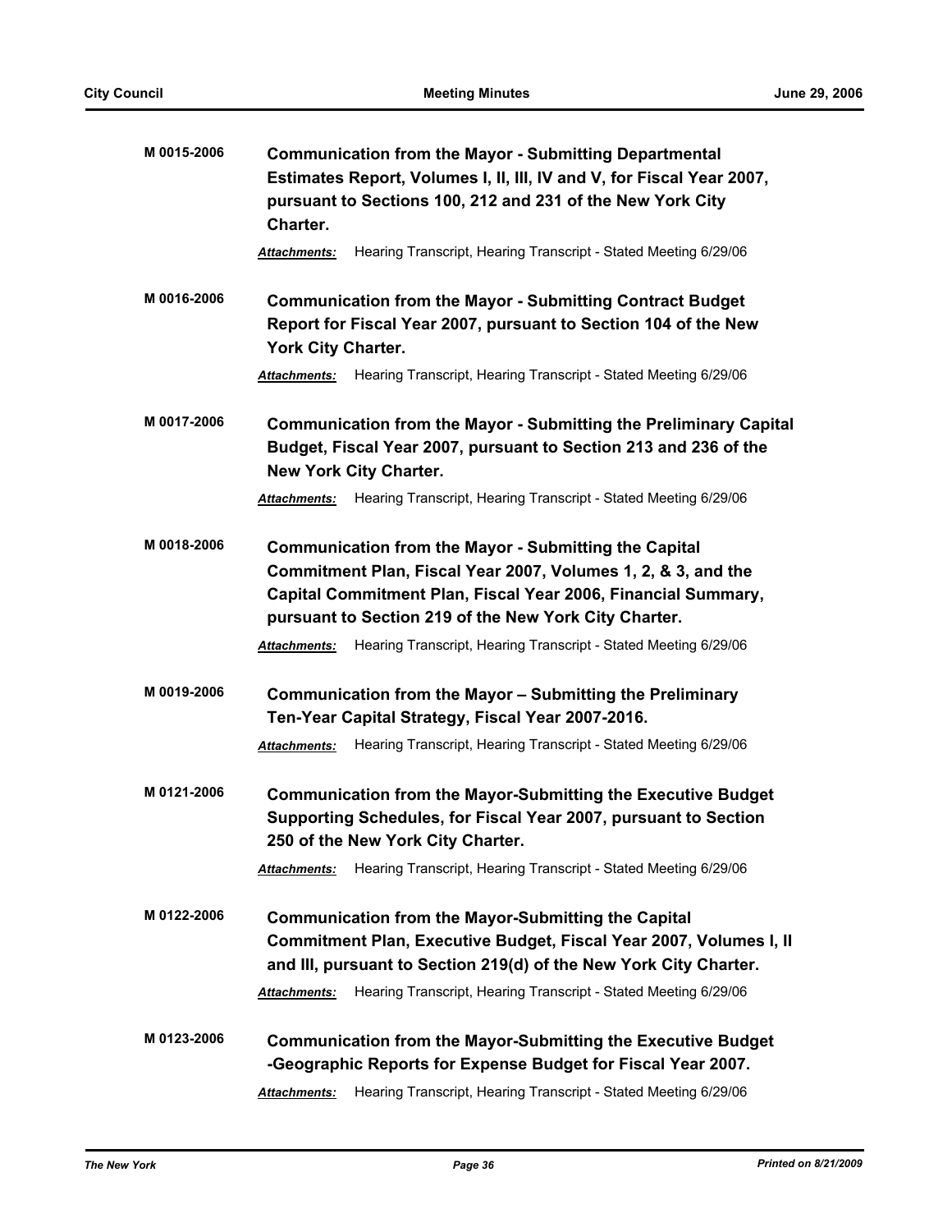**M 0015-2006** **Communication from the Mayor - Submitting Departmental Estimates Report, Volumes I, II, III, IV and V, for Fiscal Year 2007, pursuant to Sections 100, 212 and 231 of the New York City Charter.**

***Attachments:*** Hearing Transcript, Hearing Transcript - Stated Meeting 6/29/06

**M 0016-2006** **Communication from the Mayor - Submitting Contract Budget Report for Fiscal Year 2007, pursuant to Section 104 of the New York City Charter.**

***Attachments:*** Hearing Transcript, Hearing Transcript - Stated Meeting 6/29/06

**M 0017-2006** **Communication from the Mayor - Submitting the Preliminary Capital Budget, Fiscal Year 2007, pursuant to Section 213 and 236 of the New York City Charter.**

***Attachments:*** Hearing Transcript, Hearing Transcript - Stated Meeting 6/29/06

**M 0018-2006** **Communication from the Mayor - Submitting the Capital Commitment Plan, Fiscal Year 2007, Volumes 1, 2, & 3, and the Capital Commitment Plan, Fiscal Year 2006, Financial Summary, pursuant to Section 219 of the New York City Charter.**

***Attachments:*** Hearing Transcript, Hearing Transcript - Stated Meeting 6/29/06

**M 0019-2006** **Communication from the Mayor – Submitting the Preliminary Ten-Year Capital Strategy, Fiscal Year 2007-2016.**

***Attachments:*** Hearing Transcript, Hearing Transcript - Stated Meeting 6/29/06

**M 0121-2006** **Communication from the Mayor-Submitting the Executive Budget Supporting Schedules, for Fiscal Year 2007, pursuant to Section 250 of the New York City Charter.**

***Attachments:*** Hearing Transcript, Hearing Transcript - Stated Meeting 6/29/06

**M 0122-2006** **Communication from the Mayor-Submitting the Capital Commitment Plan, Executive Budget, Fiscal Year 2007, Volumes I, II and III, pursuant to Section 219(d) of the New York City Charter.**

***Attachments:*** Hearing Transcript, Hearing Transcript - Stated Meeting 6/29/06

**M 0123-2006** **Communication from the Mayor-Submitting the Executive Budget -Geographic Reports for Expense Budget for Fiscal Year 2007.**

***Attachments:*** Hearing Transcript, Hearing Transcript - Stated Meeting 6/29/06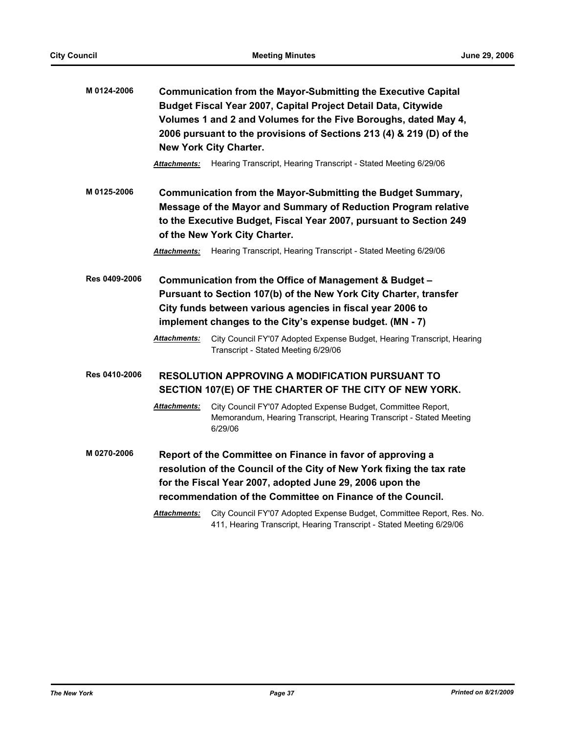**M 0124-2006** **Communication from the Mayor-Submitting the Executive Capital Budget Fiscal Year 2007, Capital Project Detail Data, Citywide Volumes 1 and 2 and Volumes for the Five Boroughs, dated May 4, 2006 pursuant to the provisions of Sections 213 (4) & 219 (D) of the New York City Charter.**

***Attachments:*** Hearing Transcript, Hearing Transcript - Stated Meeting 6/29/06

**M 0125-2006** **Communication from the Mayor-Submitting the Budget Summary, Message of the Mayor and Summary of Reduction Program relative to the Executive Budget, Fiscal Year 2007, pursuant to Section 249 of the New York City Charter.**

***Attachments:*** Hearing Transcript, Hearing Transcript - Stated Meeting 6/29/06

**Res 0409-2006** **Communication from the Office of Management & Budget – Pursuant to Section 107(b) of the New York City Charter, transfer City funds between various agencies in fiscal year 2006 to implement changes to the City's expense budget. (MN - 7)**

***Attachments:*** City Council FY'07 Adopted Expense Budget, Hearing Transcript, Hearing Transcript - Stated Meeting 6/29/06

**Res 0410-2006** **RESOLUTION APPROVING A MODIFICATION PURSUANT TO SECTION 107(E) OF THE CHARTER OF THE CITY OF NEW YORK.**

***Attachments:*** City Council FY'07 Adopted Expense Budget, Committee Report, Memorandum, Hearing Transcript, Hearing Transcript - Stated Meeting 6/29/06

**M 0270-2006** **Report of the Committee on Finance in favor of approving a resolution of the Council of the City of New York fixing the tax rate for the Fiscal Year 2007, adopted June 29, 2006 upon the recommendation of the Committee on Finance of the Council.**

***Attachments:*** City Council FY'07 Adopted Expense Budget, Committee Report, Res. No. 411, Hearing Transcript, Hearing Transcript - Stated Meeting 6/29/06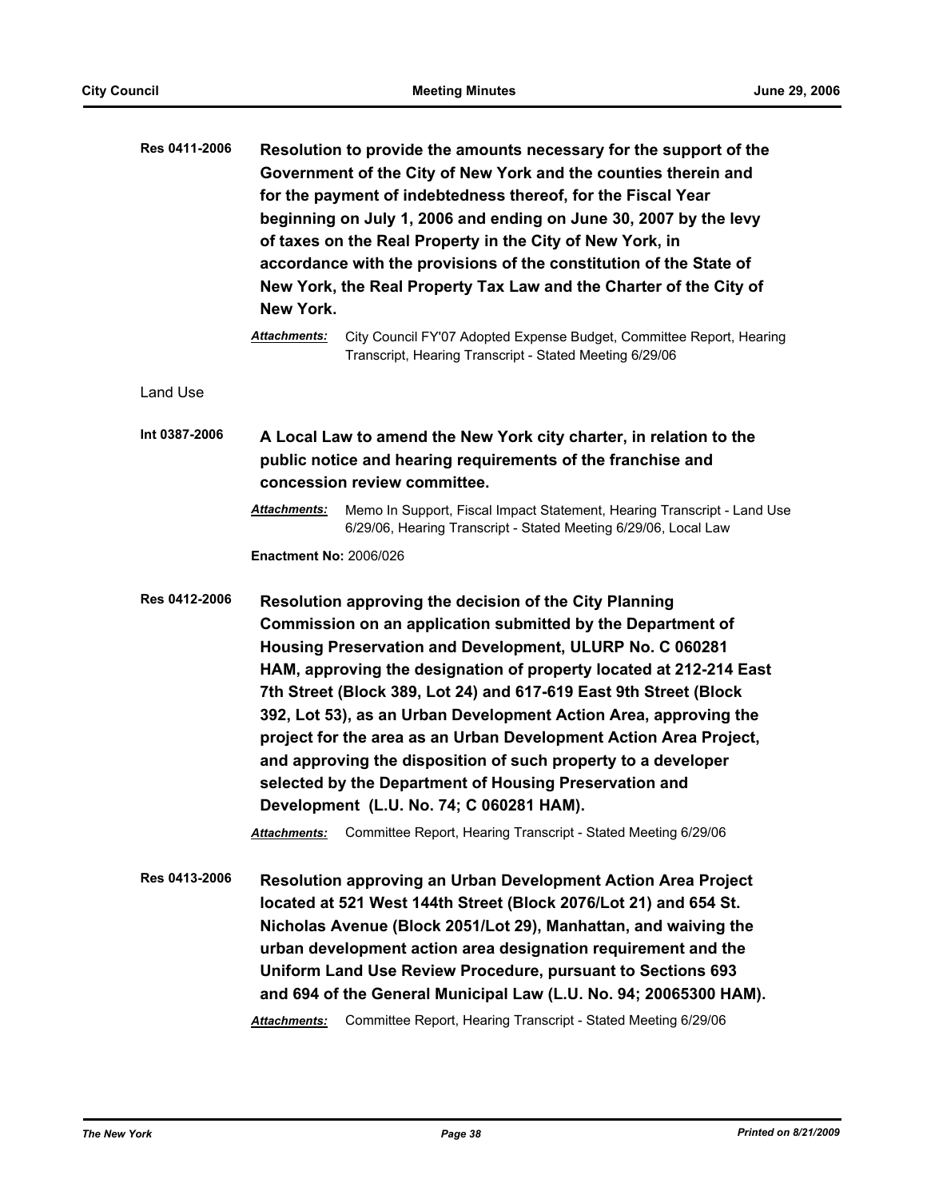**Res 0411-2006** **Resolution to provide the amounts necessary for the support of the Government of the City of New York and the counties therein and for the payment of indebtedness thereof, for the Fiscal Year beginning on July 1, 2006 and ending on June 30, 2007 by the levy of taxes on the Real Property in the City of New York, in accordance with the provisions of the constitution of the State of New York, the Real Property Tax Law and the Charter of the City of New York.**

***Attachments:*** City Council FY'07 Adopted Expense Budget, Committee Report, Hearing Transcript, Hearing Transcript - Stated Meeting 6/29/06

Land Use

**Int 0387-2006** **A Local Law to amend the New York city charter, in relation to the public notice and hearing requirements of the franchise and concession review committee.**

***Attachments:*** Memo In Support, Fiscal Impact Statement, Hearing Transcript - Land Use 6/29/06, Hearing Transcript - Stated Meeting 6/29/06, Local Law

**Enactment No:** 2006/026

**Res 0412-2006** **Resolution approving the decision of the City Planning Commission on an application submitted by the Department of Housing Preservation and Development, ULURP No. C 060281 HAM, approving the designation of property located at 212-214 East 7th Street (Block 389, Lot 24) and 617-619 East 9th Street (Block 392, Lot 53), as an Urban Development Action Area, approving the project for the area as an Urban Development Action Area Project, and approving the disposition of such property to a developer selected by the Department of Housing Preservation and Development (L.U. No. 74; C 060281 HAM).**

***Attachments:*** Committee Report, Hearing Transcript - Stated Meeting 6/29/06

**Res 0413-2006** **Resolution approving an Urban Development Action Area Project located at 521 West 144th Street (Block 2076/Lot 21) and 654 St. Nicholas Avenue (Block 2051/Lot 29), Manhattan, and waiving the urban development action area designation requirement and the Uniform Land Use Review Procedure, pursuant to Sections 693 and 694 of the General Municipal Law (L.U. No. 94; 20065300 HAM).**

***Attachments:*** Committee Report, Hearing Transcript - Stated Meeting 6/29/06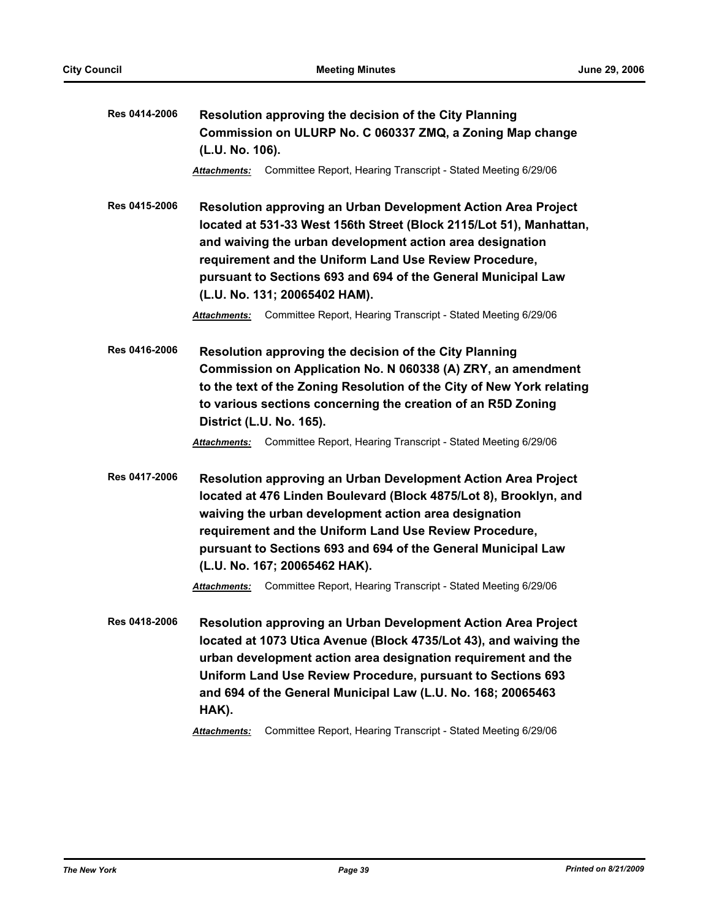**Res 0414-2006** **Resolution approving the decision of the City Planning Commission on ULURP No. C 060337 ZMQ, a Zoning Map change (L.U. No. 106).**

***Attachments:*** Committee Report, Hearing Transcript - Stated Meeting 6/29/06

**Res 0415-2006** **Resolution approving an Urban Development Action Area Project located at 531-33 West 156th Street (Block 2115/Lot 51), Manhattan, and waiving the urban development action area designation requirement and the Uniform Land Use Review Procedure, pursuant to Sections 693 and 694 of the General Municipal Law (L.U. No. 131; 20065402 HAM).**

***Attachments:*** Committee Report, Hearing Transcript - Stated Meeting 6/29/06

**Res 0416-2006** **Resolution approving the decision of the City Planning Commission on Application No. N 060338 (A) ZRY, an amendment to the text of the Zoning Resolution of the City of New York relating to various sections concerning the creation of an R5D Zoning District (L.U. No. 165).**

***Attachments:*** Committee Report, Hearing Transcript - Stated Meeting 6/29/06

**Res 0417-2006** **Resolution approving an Urban Development Action Area Project located at 476 Linden Boulevard (Block 4875/Lot 8), Brooklyn, and waiving the urban development action area designation requirement and the Uniform Land Use Review Procedure, pursuant to Sections 693 and 694 of the General Municipal Law (L.U. No. 167; 20065462 HAK).**

***Attachments:*** Committee Report, Hearing Transcript - Stated Meeting 6/29/06

**Res 0418-2006** **Resolution approving an Urban Development Action Area Project located at 1073 Utica Avenue (Block 4735/Lot 43), and waiving the urban development action area designation requirement and the Uniform Land Use Review Procedure, pursuant to Sections 693 and 694 of the General Municipal Law (L.U. No. 168; 20065463 HAK).**

***Attachments:*** Committee Report, Hearing Transcript - Stated Meeting 6/29/06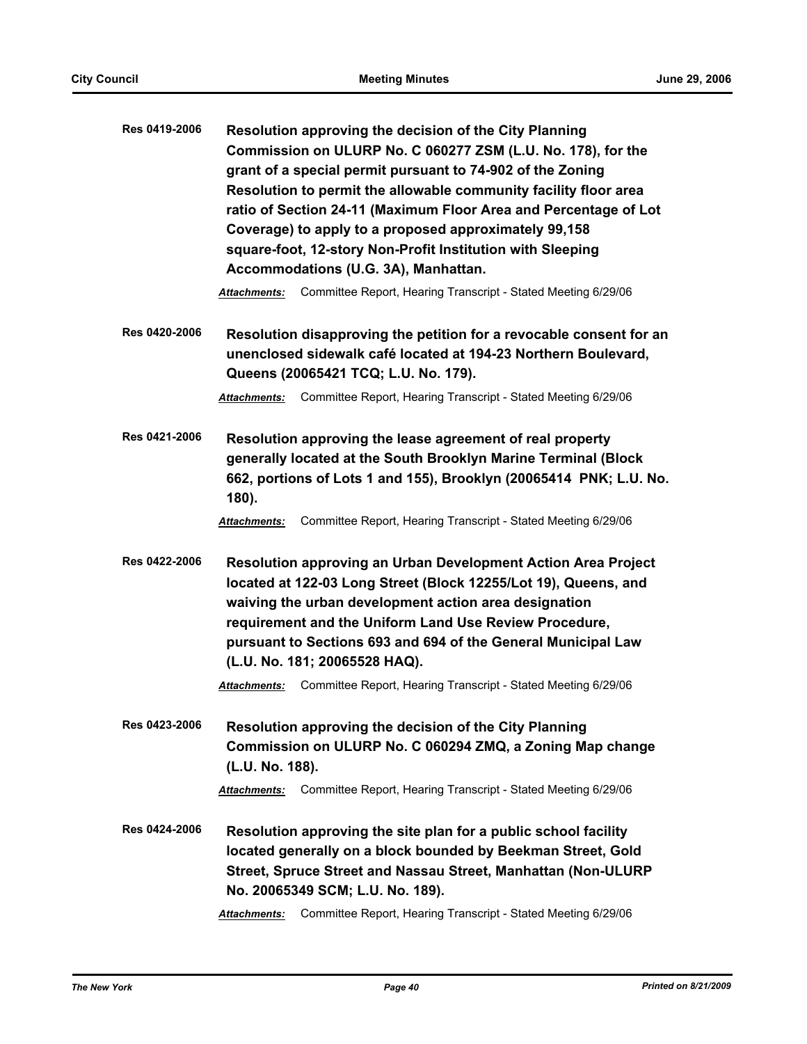**Res 0419-2006** **Resolution approving the decision of the City Planning Commission on ULURP No. C 060277 ZSM (L.U. No. 178), for the grant of a special permit pursuant to 74-902 of the Zoning Resolution to permit the allowable community facility floor area ratio of Section 24-11 (Maximum Floor Area and Percentage of Lot Coverage) to apply to a proposed approximately 99,158 square-foot, 12-story Non-Profit Institution with Sleeping Accommodations (U.G. 3A), Manhattan.**

***Attachments:*** Committee Report, Hearing Transcript - Stated Meeting 6/29/06

**Res 0420-2006** **Resolution disapproving the petition for a revocable consent for an unenclosed sidewalk café located at 194-23 Northern Boulevard, Queens (20065421 TCQ; L.U. No. 179).**

***Attachments:*** Committee Report, Hearing Transcript - Stated Meeting 6/29/06

**Res 0421-2006** **Resolution approving the lease agreement of real property generally located at the South Brooklyn Marine Terminal (Block 662, portions of Lots 1 and 155), Brooklyn (20065414 PNK; L.U. No. 180).**

***Attachments:*** Committee Report, Hearing Transcript - Stated Meeting 6/29/06

**Res 0422-2006** **Resolution approving an Urban Development Action Area Project located at 122-03 Long Street (Block 12255/Lot 19), Queens, and waiving the urban development action area designation requirement and the Uniform Land Use Review Procedure, pursuant to Sections 693 and 694 of the General Municipal Law (L.U. No. 181; 20065528 HAQ).**

***Attachments:*** Committee Report, Hearing Transcript - Stated Meeting 6/29/06

**Res 0423-2006** **Resolution approving the decision of the City Planning Commission on ULURP No. C 060294 ZMQ, a Zoning Map change (L.U. No. 188).**

***Attachments:*** Committee Report, Hearing Transcript - Stated Meeting 6/29/06

**Res 0424-2006** **Resolution approving the site plan for a public school facility located generally on a block bounded by Beekman Street, Gold Street, Spruce Street and Nassau Street, Manhattan (Non-ULURP No. 20065349 SCM; L.U. No. 189).**

***Attachments:*** Committee Report, Hearing Transcript - Stated Meeting 6/29/06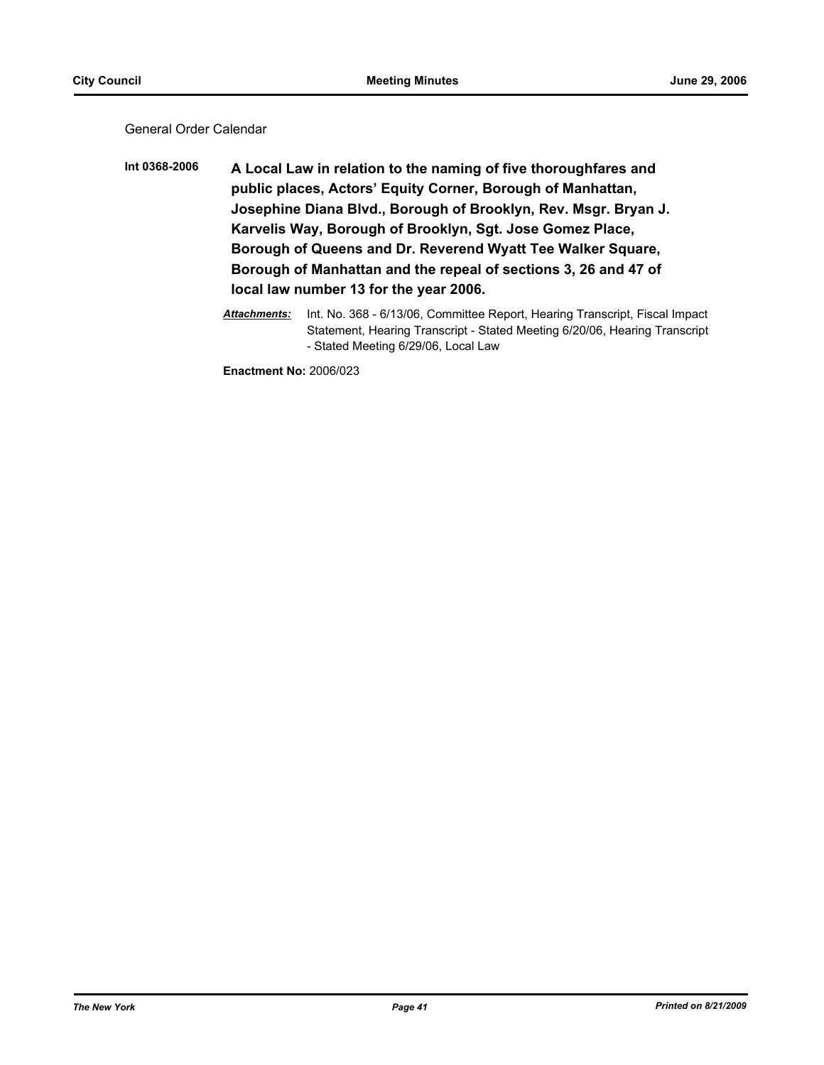General Order Calendar

**Int 0368-2006** **A Local Law in relation to the naming of five thoroughfares and public places, Actors' Equity Corner, Borough of Manhattan, Josephine Diana Blvd., Borough of Brooklyn, Rev. Msgr. Bryan J. Karvelis Way, Borough of Brooklyn, Sgt. Jose Gomez Place, Borough of Queens and Dr. Reverend Wyatt Tee Walker Square, Borough of Manhattan and the repeal of sections 3, 26 and 47 of local law number 13 for the year 2006.**

***Attachments:*** Int. No. 368 - 6/13/06, Committee Report, Hearing Transcript, Fiscal Impact Statement, Hearing Transcript - Stated Meeting 6/20/06, Hearing Transcript - Stated Meeting 6/29/06, Local Law

**Enactment No:** 2006/023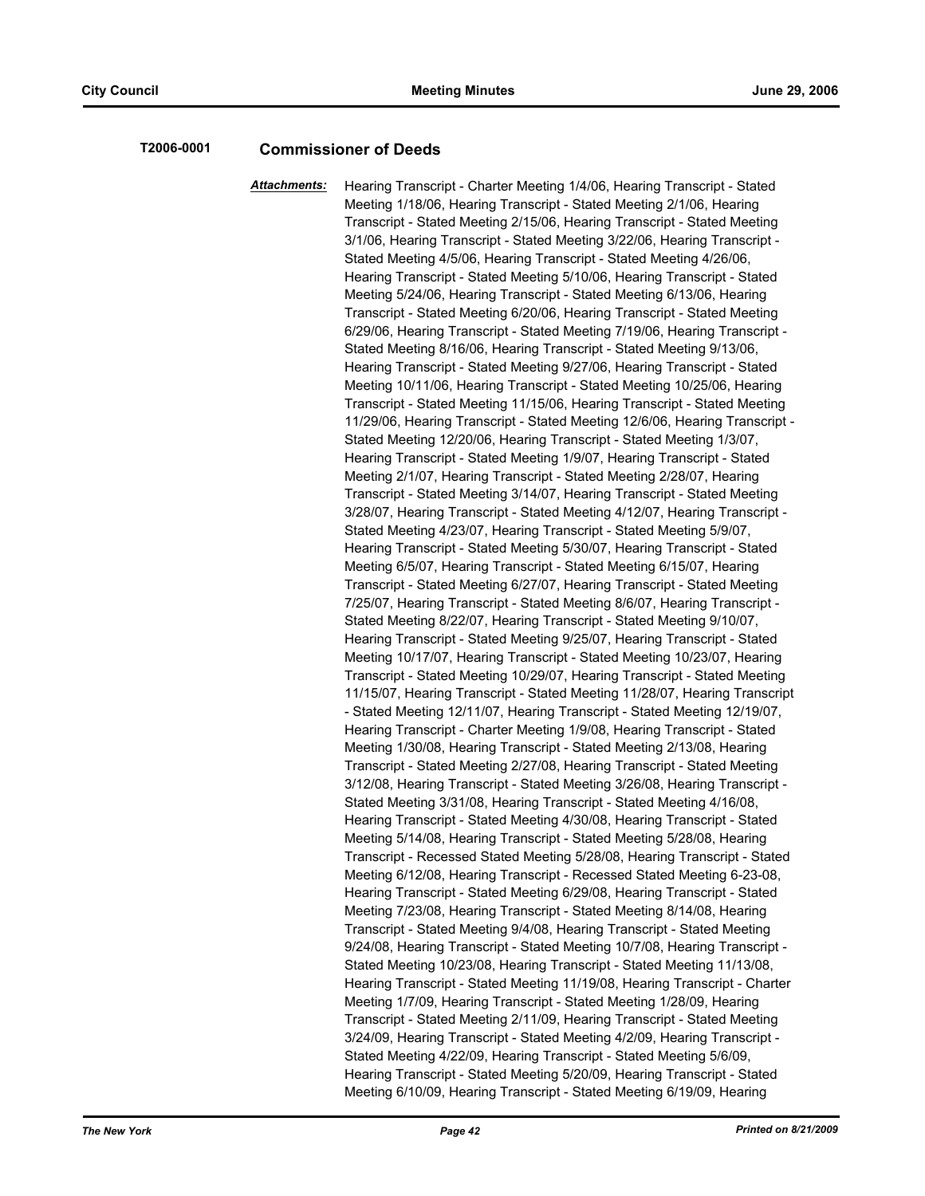**T2006-0001** **Commissioner of Deeds**

***Attachments:*** Hearing Transcript - Charter Meeting 1/4/06, Hearing Transcript - Stated Meeting 1/18/06, Hearing Transcript - Stated Meeting 2/1/06, Hearing Transcript - Stated Meeting 2/15/06, Hearing Transcript - Stated Meeting 3/1/06, Hearing Transcript - Stated Meeting 3/22/06, Hearing Transcript - Stated Meeting 4/5/06, Hearing Transcript - Stated Meeting 4/26/06, Hearing Transcript - Stated Meeting 5/10/06, Hearing Transcript - Stated Meeting 5/24/06, Hearing Transcript - Stated Meeting 6/13/06, Hearing Transcript - Stated Meeting 6/20/06, Hearing Transcript - Stated Meeting 6/29/06, Hearing Transcript - Stated Meeting 7/19/06, Hearing Transcript - Stated Meeting 8/16/06, Hearing Transcript - Stated Meeting 9/13/06, Hearing Transcript - Stated Meeting 9/27/06, Hearing Transcript - Stated Meeting 10/11/06, Hearing Transcript - Stated Meeting 10/25/06, Hearing Transcript - Stated Meeting 11/15/06, Hearing Transcript - Stated Meeting 11/29/06, Hearing Transcript - Stated Meeting 12/6/06, Hearing Transcript - Stated Meeting 12/20/06, Hearing Transcript - Stated Meeting 1/3/07, Hearing Transcript - Stated Meeting 1/9/07, Hearing Transcript - Stated Meeting 2/1/07, Hearing Transcript - Stated Meeting 2/28/07, Hearing Transcript - Stated Meeting 3/14/07, Hearing Transcript - Stated Meeting 3/28/07, Hearing Transcript - Stated Meeting 4/12/07, Hearing Transcript - Stated Meeting 4/23/07, Hearing Transcript - Stated Meeting 5/9/07, Hearing Transcript - Stated Meeting 5/30/07, Hearing Transcript - Stated Meeting 6/5/07, Hearing Transcript - Stated Meeting 6/15/07, Hearing Transcript - Stated Meeting 6/27/07, Hearing Transcript - Stated Meeting 7/25/07, Hearing Transcript - Stated Meeting 8/6/07, Hearing Transcript - Stated Meeting 8/22/07, Hearing Transcript - Stated Meeting 9/10/07, Hearing Transcript - Stated Meeting 9/25/07, Hearing Transcript - Stated Meeting 10/17/07, Hearing Transcript - Stated Meeting 10/23/07, Hearing Transcript - Stated Meeting 10/29/07, Hearing Transcript - Stated Meeting 11/15/07, Hearing Transcript - Stated Meeting 11/28/07, Hearing Transcript - Stated Meeting 12/11/07, Hearing Transcript - Stated Meeting 12/19/07, Hearing Transcript - Charter Meeting 1/9/08, Hearing Transcript - Stated Meeting 1/30/08, Hearing Transcript - Stated Meeting 2/13/08, Hearing Transcript - Stated Meeting 2/27/08, Hearing Transcript - Stated Meeting 3/12/08, Hearing Transcript - Stated Meeting 3/26/08, Hearing Transcript - Stated Meeting 3/31/08, Hearing Transcript - Stated Meeting 4/16/08, Hearing Transcript - Stated Meeting 4/30/08, Hearing Transcript - Stated Meeting 5/14/08, Hearing Transcript - Stated Meeting 5/28/08, Hearing Transcript - Recessed Stated Meeting 5/28/08, Hearing Transcript - Stated Meeting 6/12/08, Hearing Transcript - Recessed Stated Meeting 6-23-08, Hearing Transcript - Stated Meeting 6/29/08, Hearing Transcript - Stated Meeting 7/23/08, Hearing Transcript - Stated Meeting 8/14/08, Hearing Transcript - Stated Meeting 9/4/08, Hearing Transcript - Stated Meeting 9/24/08, Hearing Transcript - Stated Meeting 10/7/08, Hearing Transcript - Stated Meeting 10/23/08, Hearing Transcript - Stated Meeting 11/13/08, Hearing Transcript - Stated Meeting 11/19/08, Hearing Transcript - Charter Meeting 1/7/09, Hearing Transcript - Stated Meeting 1/28/09, Hearing Transcript - Stated Meeting 2/11/09, Hearing Transcript - Stated Meeting 3/24/09, Hearing Transcript - Stated Meeting 4/2/09, Hearing Transcript - Stated Meeting 4/22/09, Hearing Transcript - Stated Meeting 5/6/09, Hearing Transcript - Stated Meeting 5/20/09, Hearing Transcript - Stated Meeting 6/10/09, Hearing Transcript - Stated Meeting 6/19/09, Hearing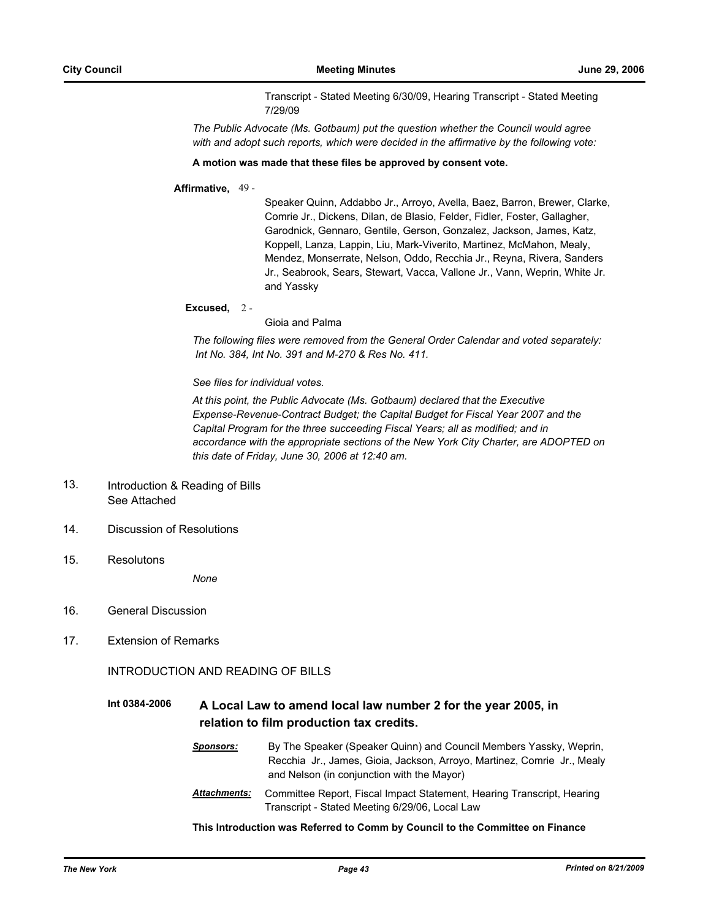Transcript - Stated Meeting 6/30/09, Hearing Transcript - Stated Meeting 7/29/09

*The Public Advocate (Ms. Gotbaum) put the question whether the Council would agree with and adopt such reports, which were decided in the affirmative by the following vote:*

**A motion was made that these files be approved by consent vote.**

**Affirmative,** 49 - Speaker Quinn, Addabbo Jr., Arroyo, Avella, Baez, Barron, Brewer, Clarke, Comrie Jr., Dickens, Dilan, de Blasio, Felder, Fidler, Foster, Gallagher, Garodnick, Gennaro, Gentile, Gerson, Gonzalez, Jackson, James, Katz, Koppell, Lanza, Lappin, Liu, Mark-Viverito, Martinez, McMahon, Mealy, Mendez, Monserrate, Nelson, Oddo, Recchia Jr., Reyna, Rivera, Sanders Jr., Seabrook, Sears, Stewart, Vacca, Vallone Jr., Vann, Weprin, White Jr. and Yassky

**Excused,** 2 - Gioia and Palma

*The following files were removed from the General Order Calendar and voted separately: Int No. 384, Int No. 391 and M-270 & Res No. 411.*

*See files for individual votes.*

*At this point, the Public Advocate (Ms. Gotbaum) declared that the Executive Expense-Revenue-Contract Budget; the Capital Budget for Fiscal Year 2007 and the Capital Program for the three succeeding Fiscal Years; all as modified; and in accordance with the appropriate sections of the New York City Charter, are ADOPTED on this date of Friday, June 30, 2006 at 12:40 am.*

13. Introduction & Reading of Bills
    See Attached

14. Discussion of Resolutions

15. Resolutons

    *None*

16. General Discussion

17. Extension of Remarks

INTRODUCTION AND READING OF BILLS

**Int 0384-2006** **A Local Law to amend local law number 2 for the year 2005, in relation to film production tax credits.**

***Sponsors:*** By The Speaker (Speaker Quinn) and Council Members Yassky, Weprin, Recchia Jr., James, Gioia, Jackson, Arroyo, Martinez, Comrie Jr., Mealy and Nelson (in conjunction with the Mayor)

***Attachments:*** Committee Report, Fiscal Impact Statement, Hearing Transcript, Hearing Transcript - Stated Meeting 6/29/06, Local Law

**This Introduction was Referred to Comm by Council to the Committee on Finance**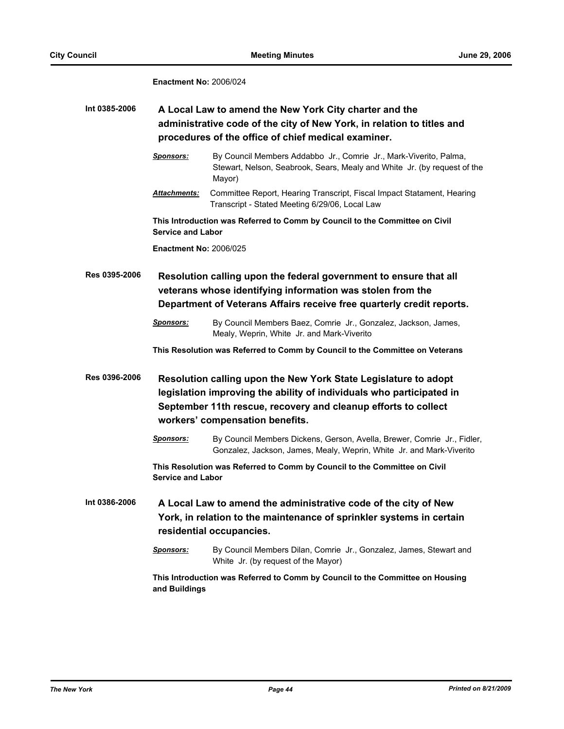**Enactment No:** 2006/024

**Int 0385-2006** **A Local Law to amend the New York City charter and the administrative code of the city of New York, in relation to titles and procedures of the office of chief medical examiner.**

***Sponsors:*** By Council Members Addabbo Jr., Comrie Jr., Mark-Viverito, Palma, Stewart, Nelson, Seabrook, Sears, Mealy and White Jr. (by request of the Mayor)

***Attachments:*** Committee Report, Hearing Transcript, Fiscal Impact Statament, Hearing Transcript - Stated Meeting 6/29/06, Local Law

**This Introduction was Referred to Comm by Council to the Committee on Civil Service and Labor**

**Enactment No:** 2006/025

**Res 0395-2006** **Resolution calling upon the federal government to ensure that all veterans whose identifying information was stolen from the Department of Veterans Affairs receive free quarterly credit reports.**

***Sponsors:*** By Council Members Baez, Comrie Jr., Gonzalez, Jackson, James, Mealy, Weprin, White Jr. and Mark-Viverito

**This Resolution was Referred to Comm by Council to the Committee on Veterans**

**Res 0396-2006** **Resolution calling upon the New York State Legislature to adopt legislation improving the ability of individuals who participated in September 11th rescue, recovery and cleanup efforts to collect workers' compensation benefits.**

***Sponsors:*** By Council Members Dickens, Gerson, Avella, Brewer, Comrie Jr., Fidler, Gonzalez, Jackson, James, Mealy, Weprin, White Jr. and Mark-Viverito

**This Resolution was Referred to Comm by Council to the Committee on Civil Service and Labor**

**Int 0386-2006** **A Local Law to amend the administrative code of the city of New York, in relation to the maintenance of sprinkler systems in certain residential occupancies.**

***Sponsors:*** By Council Members Dilan, Comrie Jr., Gonzalez, James, Stewart and White Jr. (by request of the Mayor)

**This Introduction was Referred to Comm by Council to the Committee on Housing and Buildings**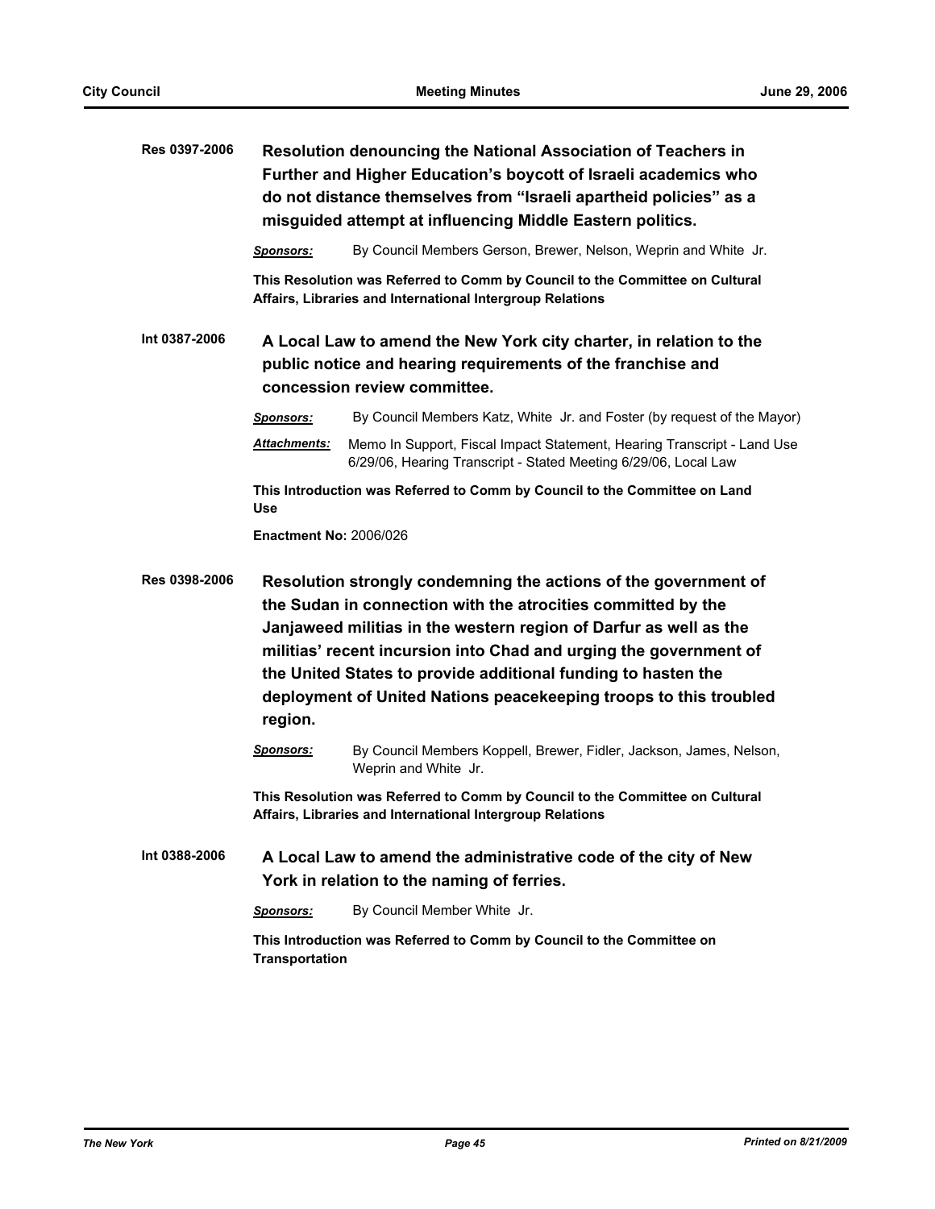**Res 0397-2006** **Resolution denouncing the National Association of Teachers in Further and Higher Education's boycott of Israeli academics who do not distance themselves from "Israeli apartheid policies" as a misguided attempt at influencing Middle Eastern politics.**

***Sponsors:*** By Council Members Gerson, Brewer, Nelson, Weprin and White Jr.

**This Resolution was Referred to Comm by Council to the Committee on Cultural Affairs, Libraries and International Intergroup Relations**

**Int 0387-2006** **A Local Law to amend the New York city charter, in relation to the public notice and hearing requirements of the franchise and concession review committee.**

***Sponsors:*** By Council Members Katz, White Jr. and Foster (by request of the Mayor)

***Attachments:*** Memo In Support, Fiscal Impact Statement, Hearing Transcript - Land Use 6/29/06, Hearing Transcript - Stated Meeting 6/29/06, Local Law

**This Introduction was Referred to Comm by Council to the Committee on Land Use**

**Enactment No:** 2006/026

**Res 0398-2006** **Resolution strongly condemning the actions of the government of the Sudan in connection with the atrocities committed by the Janjaweed militias in the western region of Darfur as well as the militias' recent incursion into Chad and urging the government of the United States to provide additional funding to hasten the deployment of United Nations peacekeeping troops to this troubled region.**

***Sponsors:*** By Council Members Koppell, Brewer, Fidler, Jackson, James, Nelson, Weprin and White Jr.

**This Resolution was Referred to Comm by Council to the Committee on Cultural Affairs, Libraries and International Intergroup Relations**

**Int 0388-2006** **A Local Law to amend the administrative code of the city of New York in relation to the naming of ferries.**

***Sponsors:*** By Council Member White Jr.

**This Introduction was Referred to Comm by Council to the Committee on Transportation**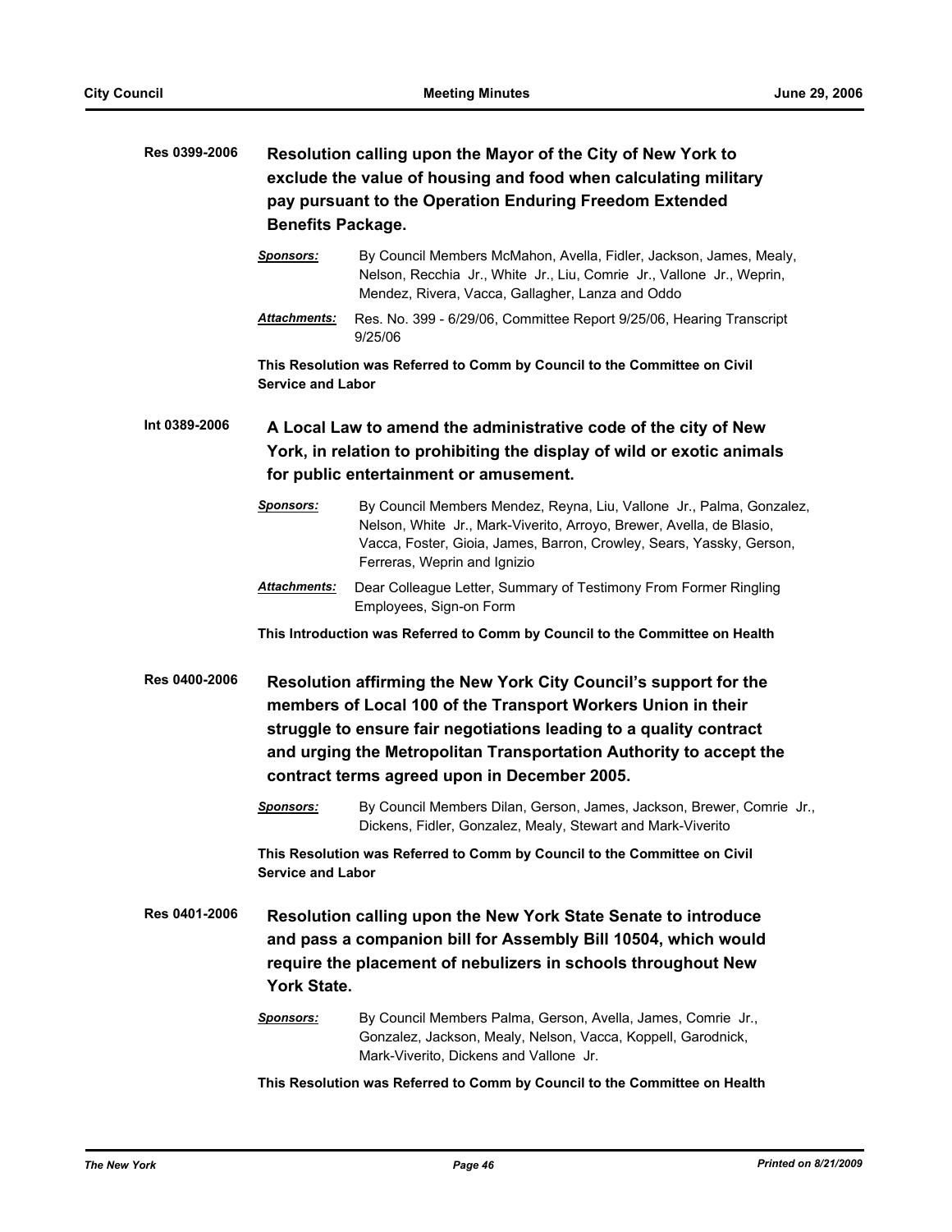**Res 0399-2006** **Resolution calling upon the Mayor of the City of New York to exclude the value of housing and food when calculating military pay pursuant to the Operation Enduring Freedom Extended Benefits Package.**

***Sponsors:*** By Council Members McMahon, Avella, Fidler, Jackson, James, Mealy, Nelson, Recchia Jr., White Jr., Liu, Comrie Jr., Vallone Jr., Weprin, Mendez, Rivera, Vacca, Gallagher, Lanza and Oddo

***Attachments:*** Res. No. 399 - 6/29/06, Committee Report 9/25/06, Hearing Transcript 9/25/06

**This Resolution was Referred to Comm by Council to the Committee on Civil Service and Labor**

**Int 0389-2006** **A Local Law to amend the administrative code of the city of New York, in relation to prohibiting the display of wild or exotic animals for public entertainment or amusement.**

***Sponsors:*** By Council Members Mendez, Reyna, Liu, Vallone Jr., Palma, Gonzalez, Nelson, White Jr., Mark-Viverito, Arroyo, Brewer, Avella, de Blasio, Vacca, Foster, Gioia, James, Barron, Crowley, Sears, Yassky, Gerson, Ferreras, Weprin and Ignizio

***Attachments:*** Dear Colleague Letter, Summary of Testimony From Former Ringling Employees, Sign-on Form

**This Introduction was Referred to Comm by Council to the Committee on Health**

**Res 0400-2006** **Resolution affirming the New York City Council's support for the members of Local 100 of the Transport Workers Union in their struggle to ensure fair negotiations leading to a quality contract and urging the Metropolitan Transportation Authority to accept the contract terms agreed upon in December 2005.**

***Sponsors:*** By Council Members Dilan, Gerson, James, Jackson, Brewer, Comrie Jr., Dickens, Fidler, Gonzalez, Mealy, Stewart and Mark-Viverito

**This Resolution was Referred to Comm by Council to the Committee on Civil Service and Labor**

**Res 0401-2006** **Resolution calling upon the New York State Senate to introduce and pass a companion bill for Assembly Bill 10504, which would require the placement of nebulizers in schools throughout New York State.**

***Sponsors:*** By Council Members Palma, Gerson, Avella, James, Comrie Jr., Gonzalez, Jackson, Mealy, Nelson, Vacca, Koppell, Garodnick, Mark-Viverito, Dickens and Vallone Jr.

**This Resolution was Referred to Comm by Council to the Committee on Health**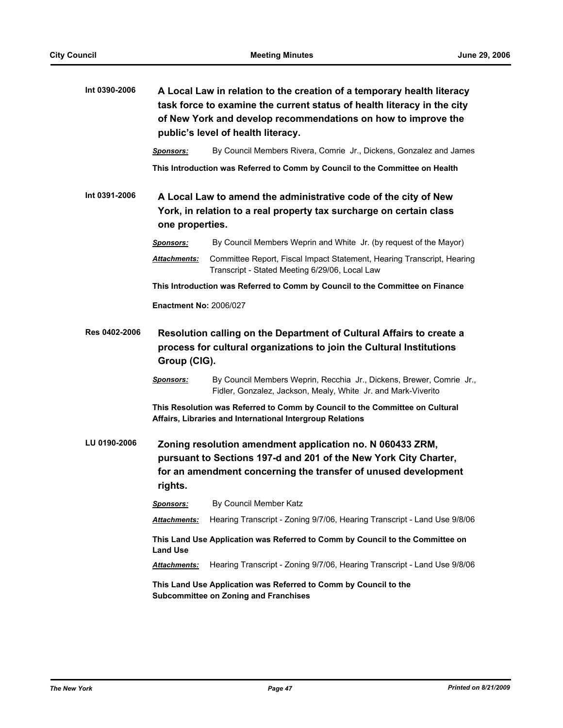**Int 0390-2006** **A Local Law in relation to the creation of a temporary health literacy task force to examine the current status of health literacy in the city of New York and develop recommendations on how to improve the public's level of health literacy.**

***Sponsors:*** By Council Members Rivera, Comrie Jr., Dickens, Gonzalez and James

**This Introduction was Referred to Comm by Council to the Committee on Health**

**Int 0391-2006** **A Local Law to amend the administrative code of the city of New York, in relation to a real property tax surcharge on certain class one properties.**

***Sponsors:*** By Council Members Weprin and White Jr. (by request of the Mayor)

***Attachments:*** Committee Report, Fiscal Impact Statement, Hearing Transcript, Hearing Transcript - Stated Meeting 6/29/06, Local Law

**This Introduction was Referred to Comm by Council to the Committee on Finance**

**Enactment No:** 2006/027

**Res 0402-2006** **Resolution calling on the Department of Cultural Affairs to create a process for cultural organizations to join the Cultural Institutions Group (CIG).**

***Sponsors:*** By Council Members Weprin, Recchia Jr., Dickens, Brewer, Comrie Jr., Fidler, Gonzalez, Jackson, Mealy, White Jr. and Mark-Viverito

**This Resolution was Referred to Comm by Council to the Committee on Cultural Affairs, Libraries and International Intergroup Relations**

**LU 0190-2006** **Zoning resolution amendment application no. N 060433 ZRM, pursuant to Sections 197-d and 201 of the New York City Charter, for an amendment concerning the transfer of unused development rights.**

***Sponsors:*** By Council Member Katz

***Attachments:*** Hearing Transcript - Zoning 9/7/06, Hearing Transcript - Land Use 9/8/06

**This Land Use Application was Referred to Comm by Council to the Committee on Land Use**

***Attachments:*** Hearing Transcript - Zoning 9/7/06, Hearing Transcript - Land Use 9/8/06

**This Land Use Application was Referred to Comm by Council to the Subcommittee on Zoning and Franchises**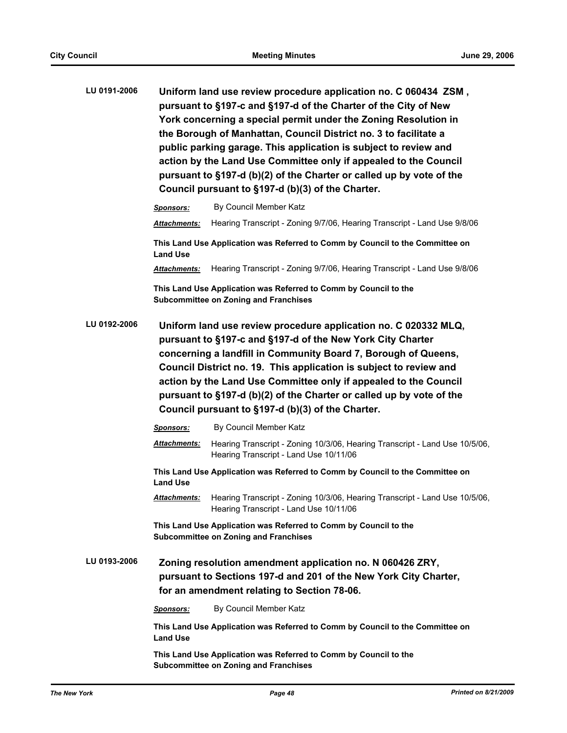**LU 0191-2006** **Uniform land use review procedure application no. C 060434 ZSM , pursuant to §197-c and §197-d of the Charter of the City of New York concerning a special permit under the Zoning Resolution in the Borough of Manhattan, Council District no. 3 to facilitate a public parking garage. This application is subject to review and action by the Land Use Committee only if appealed to the Council pursuant to §197-d (b)(2) of the Charter or called up by vote of the Council pursuant to §197-d (b)(3) of the Charter.**

***Sponsors:*** By Council Member Katz

***Attachments:*** Hearing Transcript - Zoning 9/7/06, Hearing Transcript - Land Use 9/8/06

**This Land Use Application was Referred to Comm by Council to the Committee on Land Use**

***Attachments:*** Hearing Transcript - Zoning 9/7/06, Hearing Transcript - Land Use 9/8/06

**This Land Use Application was Referred to Comm by Council to the Subcommittee on Zoning and Franchises**

**LU 0192-2006** **Uniform land use review procedure application no. C 020332 MLQ, pursuant to §197-c and §197-d of the New York City Charter concerning a landfill in Community Board 7, Borough of Queens, Council District no. 19. This application is subject to review and action by the Land Use Committee only if appealed to the Council pursuant to §197-d (b)(2) of the Charter or called up by vote of the Council pursuant to §197-d (b)(3) of the Charter.**

***Sponsors:*** By Council Member Katz

***Attachments:*** Hearing Transcript - Zoning 10/3/06, Hearing Transcript - Land Use 10/5/06, Hearing Transcript - Land Use 10/11/06

**This Land Use Application was Referred to Comm by Council to the Committee on Land Use**

***Attachments:*** Hearing Transcript - Zoning 10/3/06, Hearing Transcript - Land Use 10/5/06, Hearing Transcript - Land Use 10/11/06

**This Land Use Application was Referred to Comm by Council to the Subcommittee on Zoning and Franchises**

**LU 0193-2006** **Zoning resolution amendment application no. N 060426 ZRY, pursuant to Sections 197-d and 201 of the New York City Charter, for an amendment relating to Section 78-06.**

***Sponsors:*** By Council Member Katz

**This Land Use Application was Referred to Comm by Council to the Committee on Land Use**

**This Land Use Application was Referred to Comm by Council to the Subcommittee on Zoning and Franchises**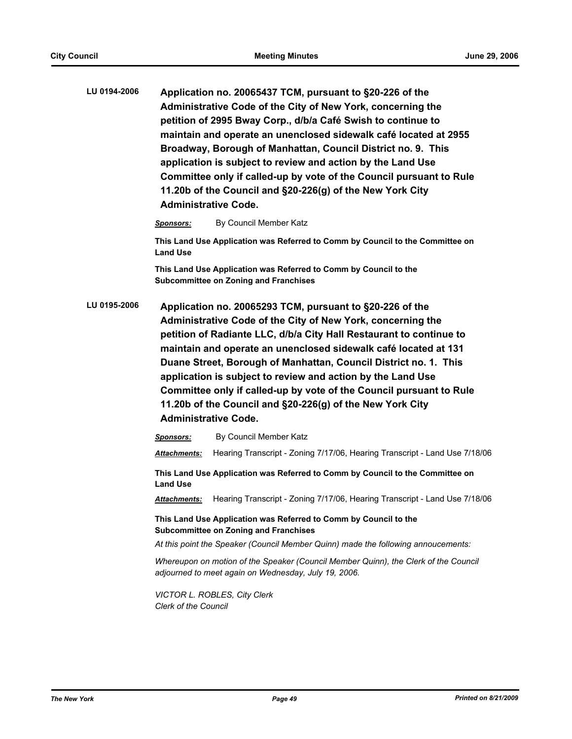**LU 0194-2006** **Application no. 20065437 TCM, pursuant to §20-226 of the Administrative Code of the City of New York, concerning the petition of 2995 Bway Corp., d/b/a Café Swish to continue to maintain and operate an unenclosed sidewalk café located at 2955 Broadway, Borough of Manhattan, Council District no. 9. This application is subject to review and action by the Land Use Committee only if called-up by vote of the Council pursuant to Rule 11.20b of the Council and §20-226(g) of the New York City Administrative Code.**

***Sponsors:*** By Council Member Katz

**This Land Use Application was Referred to Comm by Council to the Committee on Land Use**

**This Land Use Application was Referred to Comm by Council to the Subcommittee on Zoning and Franchises**

**LU 0195-2006** **Application no. 20065293 TCM, pursuant to §20-226 of the Administrative Code of the City of New York, concerning the petition of Radiante LLC, d/b/a City Hall Restaurant to continue to maintain and operate an unenclosed sidewalk café located at 131 Duane Street, Borough of Manhattan, Council District no. 1. This application is subject to review and action by the Land Use Committee only if called-up by vote of the Council pursuant to Rule 11.20b of the Council and §20-226(g) of the New York City Administrative Code.**

***Sponsors:*** By Council Member Katz

***Attachments:*** Hearing Transcript - Zoning 7/17/06, Hearing Transcript - Land Use 7/18/06

**This Land Use Application was Referred to Comm by Council to the Committee on Land Use**

***Attachments:*** Hearing Transcript - Zoning 7/17/06, Hearing Transcript - Land Use 7/18/06

**This Land Use Application was Referred to Comm by Council to the Subcommittee on Zoning and Franchises**

*At this point the Speaker (Council Member Quinn) made the following annoucements:*

*Whereupon on motion of the Speaker (Council Member Quinn), the Clerk of the Council adjourned to meet again on Wednesday, July 19, 2006.*

*VICTOR L. ROBLES, City Clerk*
*Clerk of the Council*